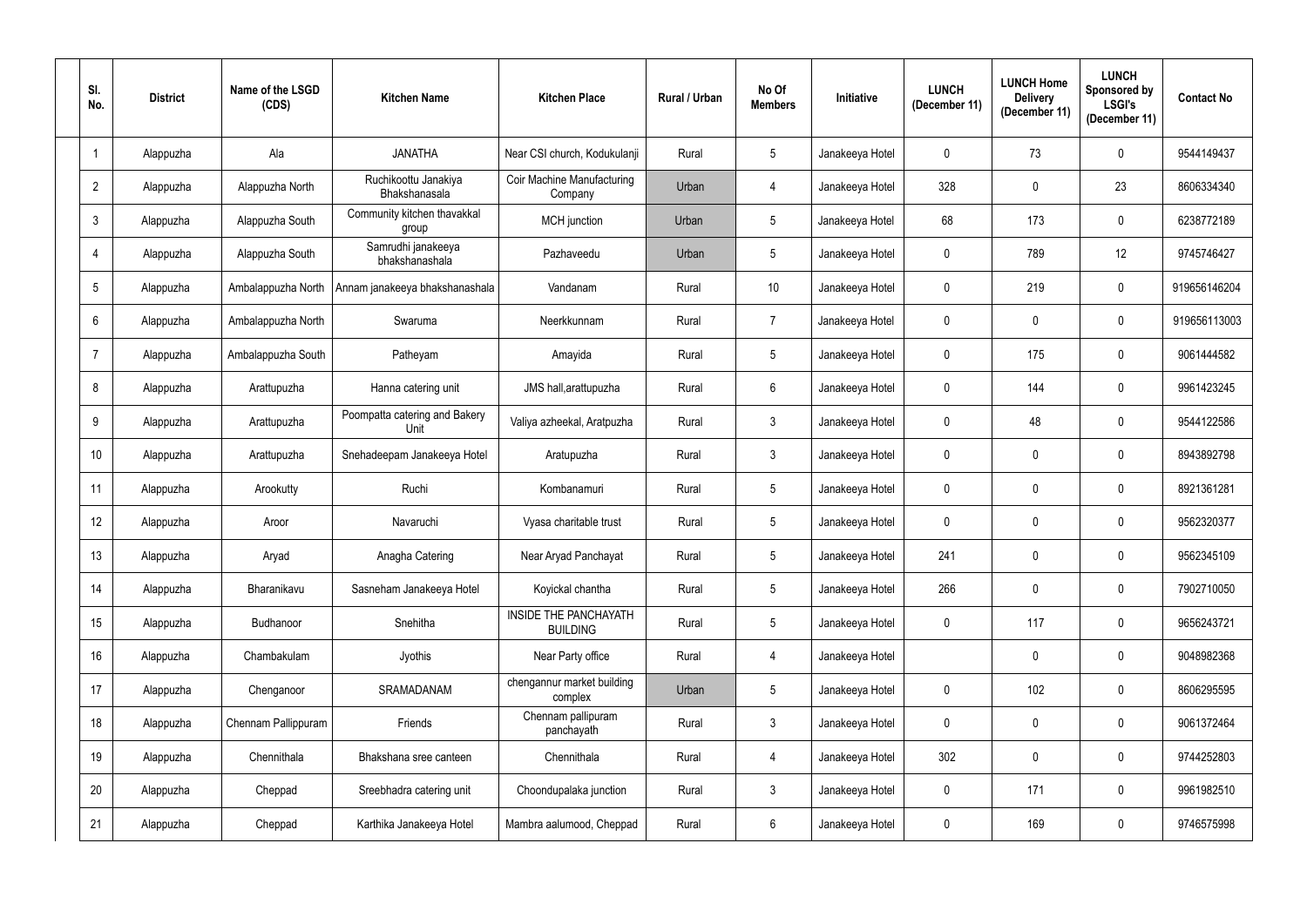| Sl. No. | District | Name of the LSGD (CDS) | Kitchen Name | Kitchen Place | Rural / Urban | No Of Members | Initiative | LUNCH (December 11) | LUNCH Home Delivery (December 11) | LUNCH Sponsored by LSGI's (December 11) | Contact No |
|---|---|---|---|---|---|---|---|---|---|---|---|
| 1 | Alappuzha | Ala | JANATHA | Near CSI church, Kodukulanji | Rural | 5 | Janakeeya Hotel | 0 | 73 | 0 | 9544149437 |
| 2 | Alappuzha | Alappuzha North | Ruchikoottu Janakiya Bhakshanasala | Coir Machine Manufacturing Company | Urban | 4 | Janakeeya Hotel | 328 | 0 | 23 | 8606334340 |
| 3 | Alappuzha | Alappuzha South | Community kitchen thavakkal group | MCH junction | Urban | 5 | Janakeeya Hotel | 68 | 173 | 0 | 6238772189 |
| 4 | Alappuzha | Alappuzha South | Samrudhi janakeeya bhakshanashala | Pazhaveedu | Urban | 5 | Janakeeya Hotel | 0 | 789 | 12 | 9745746427 |
| 5 | Alappuzha | Ambalappuzha North | Annam janakeeya bhakshanashala | Vandanam | Rural | 10 | Janakeeya Hotel | 0 | 219 | 0 | 919656146204 |
| 6 | Alappuzha | Ambalappuzha North | Swaruma | Neerkkunnam | Rural | 7 | Janakeeya Hotel | 0 | 0 | 0 | 919656113003 |
| 7 | Alappuzha | Ambalappuzha South | Patheyam | Amayida | Rural | 5 | Janakeeya Hotel | 0 | 175 | 0 | 9061444582 |
| 8 | Alappuzha | Arattupuzha | Hanna catering unit | JMS hall,arattupuzha | Rural | 6 | Janakeeya Hotel | 0 | 144 | 0 | 9961423245 |
| 9 | Alappuzha | Arattupuzha | Poompatta catering and Bakery Unit | Valiya azheekal, Aratpuzha | Rural | 3 | Janakeeya Hotel | 0 | 48 | 0 | 9544122586 |
| 10 | Alappuzha | Arattupuzha | Snehadeepam Janakeeya Hotel | Aratupuzha | Rural | 3 | Janakeeya Hotel | 0 | 0 | 0 | 8943892798 |
| 11 | Alappuzha | Arookutty | Ruchi | Kombanamuri | Rural | 5 | Janakeeya Hotel | 0 | 0 | 0 | 8921361281 |
| 12 | Alappuzha | Aroor | Navaruchi | Vyasa charitable trust | Rural | 5 | Janakeeya Hotel | 0 | 0 | 0 | 9562320377 |
| 13 | Alappuzha | Aryad | Anagha Catering | Near Aryad Panchayat | Rural | 5 | Janakeeya Hotel | 241 | 0 | 0 | 9562345109 |
| 14 | Alappuzha | Bharanikavu | Sasneham Janakeeya Hotel | Koyickal chantha | Rural | 5 | Janakeeya Hotel | 266 | 0 | 0 | 7902710050 |
| 15 | Alappuzha | Budhanoor | Snehitha | INSIDE THE PANCHAYATH BUILDING | Rural | 5 | Janakeeya Hotel | 0 | 117 | 0 | 9656243721 |
| 16 | Alappuzha | Chambakulam | Jyothis | Near Party office | Rural | 4 | Janakeeya Hotel | | 0 | 0 | 9048982368 |
| 17 | Alappuzha | Chenganoor | SRAMADANAM | chengannur market building complex | Urban | 5 | Janakeeya Hotel | 0 | 102 | 0 | 8606295595 |
| 18 | Alappuzha | Chennam Pallippuram | Friends | Chennam pallipuram panchayath | Rural | 3 | Janakeeya Hotel | 0 | 0 | 0 | 9061372464 |
| 19 | Alappuzha | Chennithala | Bhakshana sree canteen | Chennithala | Rural | 4 | Janakeeya Hotel | 302 | 0 | 0 | 9744252803 |
| 20 | Alappuzha | Cheppad | Sreebhadra catering unit | Choondupalaka junction | Rural | 3 | Janakeeya Hotel | 0 | 171 | 0 | 9961982510 |
| 21 | Alappuzha | Cheppad | Karthika Janakeeya Hotel | Mambra aalumood, Cheppad | Rural | 6 | Janakeeya Hotel | 0 | 169 | 0 | 9746575998 |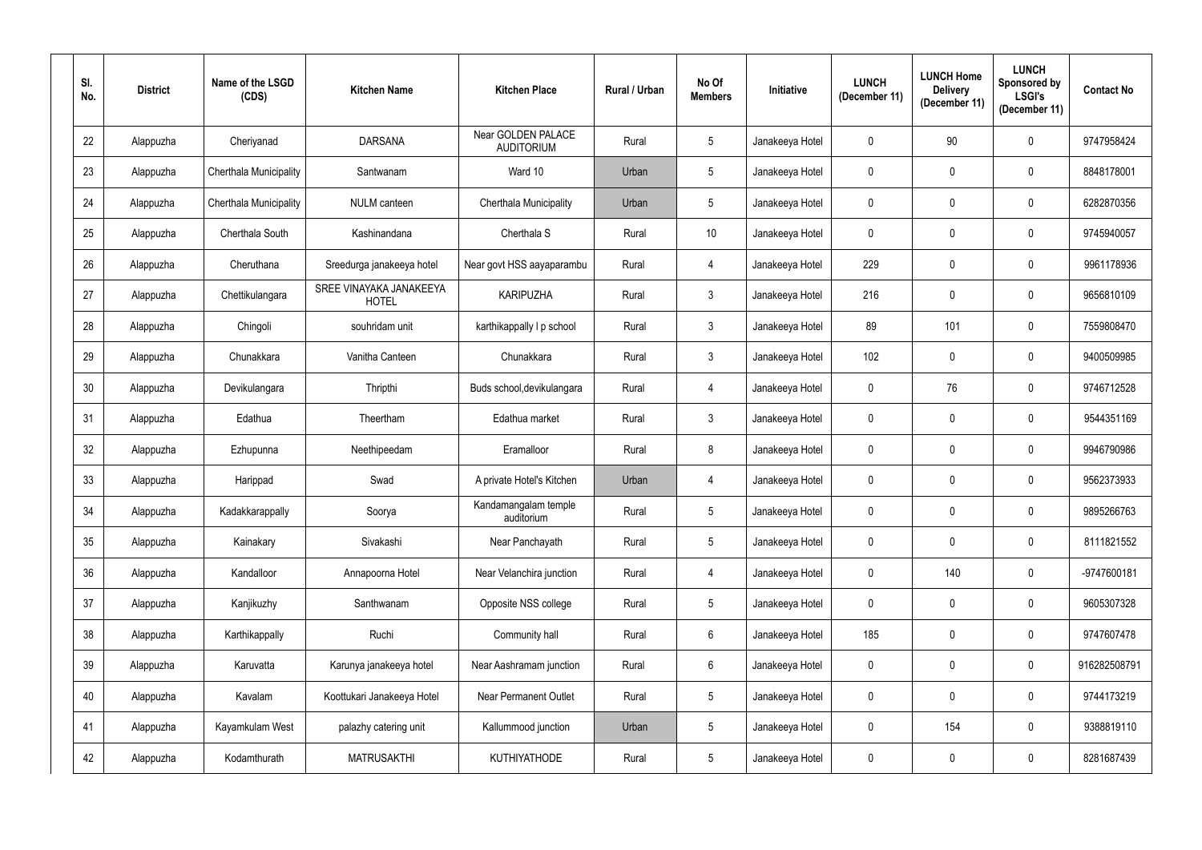| Sl. No. | District | Name of the LSGD (CDS) | Kitchen Name | Kitchen Place | Rural / Urban | No Of Members | Initiative | LUNCH (December 11) | LUNCH Home Delivery (December 11) | LUNCH Sponsored by LSGI's (December 11) | Contact No |
|---|---|---|---|---|---|---|---|---|---|---|---|
| 22 | Alappuzha | Cheriyanad | DARSANA | Near GOLDEN PALACE AUDITORIUM | Rural | 5 | Janakeeya Hotel | 0 | 90 | 0 | 9747958424 |
| 23 | Alappuzha | Cherthala Municipality | Santwanam | Ward 10 | Urban | 5 | Janakeeya Hotel | 0 | 0 | 0 | 8848178001 |
| 24 | Alappuzha | Cherthala Municipality | NULM canteen | Cherthala Municipality | Urban | 5 | Janakeeya Hotel | 0 | 0 | 0 | 6282870356 |
| 25 | Alappuzha | Cherthala South | Kashinandana | Cherthala S | Rural | 10 | Janakeeya Hotel | 0 | 0 | 0 | 9745940057 |
| 26 | Alappuzha | Cheruthana | Sreedurga janakeeya hotel | Near govt HSS aayaparambu | Rural | 4 | Janakeeya Hotel | 229 | 0 | 0 | 9961178936 |
| 27 | Alappuzha | Chettikulangara | SREE VINAYAKA JANAKEEYA HOTEL | KARIPUZHA | Rural | 3 | Janakeeya Hotel | 216 | 0 | 0 | 9656810109 |
| 28 | Alappuzha | Chingoli | souhridam unit | karthikappally l p school | Rural | 3 | Janakeeya Hotel | 89 | 101 | 0 | 7559808470 |
| 29 | Alappuzha | Chunakkara | Vanitha Canteen | Chunakkara | Rural | 3 | Janakeeya Hotel | 102 | 0 | 0 | 9400509985 |
| 30 | Alappuzha | Devikulangara | Thripthi | Buds school,devikulangara | Rural | 4 | Janakeeya Hotel | 0 | 76 | 0 | 9746712528 |
| 31 | Alappuzha | Edathua | Theertham | Edathua market | Rural | 3 | Janakeeya Hotel | 0 | 0 | 0 | 9544351169 |
| 32 | Alappuzha | Ezhupunna | Neethipeedam | Eramalloor | Rural | 8 | Janakeeya Hotel | 0 | 0 | 0 | 9946790986 |
| 33 | Alappuzha | Harippad | Swad | A private Hotel's Kitchen | Urban | 4 | Janakeeya Hotel | 0 | 0 | 0 | 9562373933 |
| 34 | Alappuzha | Kadakkarappally | Soorya | Kandamangalam temple auditorium | Rural | 5 | Janakeeya Hotel | 0 | 0 | 0 | 9895266763 |
| 35 | Alappuzha | Kainakary | Sivakashi | Near Panchayath | Rural | 5 | Janakeeya Hotel | 0 | 0 | 0 | 8111821552 |
| 36 | Alappuzha | Kandalloor | Annapoorna Hotel | Near Velanchira junction | Rural | 4 | Janakeeya Hotel | 0 | 140 | 0 | -9747600181 |
| 37 | Alappuzha | Kanjikuzhy | Santhwanam | Opposite NSS college | Rural | 5 | Janakeeya Hotel | 0 | 0 | 0 | 9605307328 |
| 38 | Alappuzha | Karthikappally | Ruchi | Community hall | Rural | 6 | Janakeeya Hotel | 185 | 0 | 0 | 9747607478 |
| 39 | Alappuzha | Karuvatta | Karunya janakeeya hotel | Near Aashramam junction | Rural | 6 | Janakeeya Hotel | 0 | 0 | 0 | 916282508791 |
| 40 | Alappuzha | Kavalam | Koottukari Janakeeya Hotel | Near Permanent Outlet | Rural | 5 | Janakeeya Hotel | 0 | 0 | 0 | 9744173219 |
| 41 | Alappuzha | Kayamkulam West | palazhy catering unit | Kallummood junction | Urban | 5 | Janakeeya Hotel | 0 | 154 | 0 | 9388819110 |
| 42 | Alappuzha | Kodamthurath | MATRUSAKTHI | KUTHIYATHODE | Rural | 5 | Janakeeya Hotel | 0 | 0 | 0 | 8281687439 |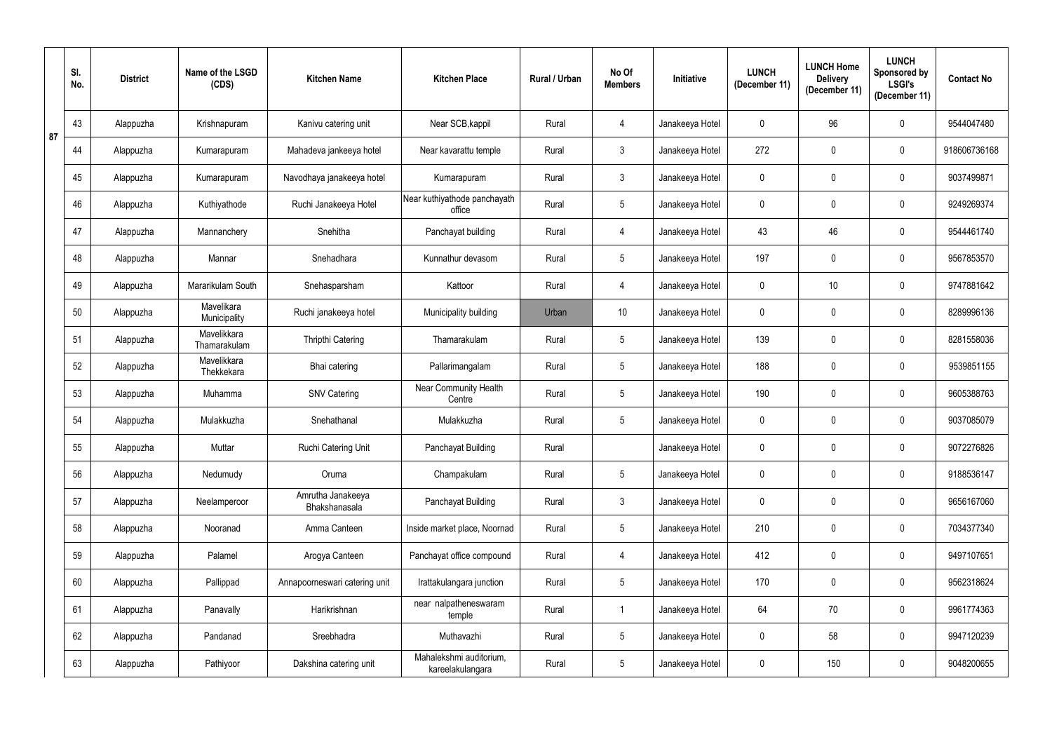| Sl. No. | District | Name of the LSGD (CDS) | Kitchen Name | Kitchen Place | Rural / Urban | No Of Members | Initiative | LUNCH (December 11) | LUNCH Home Delivery (December 11) | LUNCH Sponsored by LSGI's (December 11) | Contact No |
|---|---|---|---|---|---|---|---|---|---|---|---|
| 43 | Alappuzha | Krishnapuram | Kanivu catering unit | Near SCB,kappil | Rural | 4 | Janakeeya Hotel | 0 | 96 | 0 | 9544047480 |
| 44 | Alappuzha | Kumarapuram | Mahadeva jankeeya hotel | Near kavarattu temple | Rural | 3 | Janakeeya Hotel | 272 | 0 | 0 | 918606736168 |
| 45 | Alappuzha | Kumarapuram | Navodhaya janakeeya hotel | Kumarapuram | Rural | 3 | Janakeeya Hotel | 0 | 0 | 0 | 9037499871 |
| 46 | Alappuzha | Kuthiyathode | Ruchi Janakeeya Hotel | Near kuthiyathode panchayath office | Rural | 5 | Janakeeya Hotel | 0 | 0 | 0 | 9249269374 |
| 47 | Alappuzha | Mannanchery | Snehitha | Panchayat building | Rural | 4 | Janakeeya Hotel | 43 | 46 | 0 | 9544461740 |
| 48 | Alappuzha | Mannar | Snehadhara | Kunnathur devasom | Rural | 5 | Janakeeya Hotel | 197 | 0 | 0 | 9567853570 |
| 49 | Alappuzha | Mararikulam South | Snehasparsham | Kattoor | Rural | 4 | Janakeeya Hotel | 0 | 10 | 0 | 9747881642 |
| 50 | Alappuzha | Mavelikara Municipality | Ruchi janakeeya hotel | Municipality building | Urban | 10 | Janakeeya Hotel | 0 | 0 | 0 | 8289996136 |
| 51 | Alappuzha | Mavelikkara Thamarakulam | Thripthi Catering | Thamarakulam | Rural | 5 | Janakeeya Hotel | 139 | 0 | 0 | 8281558036 |
| 52 | Alappuzha | Mavelikkara Thekkekara | Bhai catering | Pallarimangalam | Rural | 5 | Janakeeya Hotel | 188 | 0 | 0 | 9539851155 |
| 53 | Alappuzha | Muhamma | SNV Catering | Near Community Health Centre | Rural | 5 | Janakeeya Hotel | 190 | 0 | 0 | 9605388763 |
| 54 | Alappuzha | Mulakkuzha | Snehathanal | Mulakkuzha | Rural | 5 | Janakeeya Hotel | 0 | 0 | 0 | 9037085079 |
| 55 | Alappuzha | Muttar | Ruchi Catering Unit | Panchayat Building | Rural | | Janakeeya Hotel | 0 | 0 | 0 | 9072276826 |
| 56 | Alappuzha | Nedumudy | Oruma | Champakulam | Rural | 5 | Janakeeya Hotel | 0 | 0 | 0 | 9188536147 |
| 57 | Alappuzha | Neelamperoor | Amrutha Janakeeya Bhakshanasala | Panchayat Building | Rural | 3 | Janakeeya Hotel | 0 | 0 | 0 | 9656167060 |
| 58 | Alappuzha | Nooranad | Amma Canteen | Inside market place, Noornad | Rural | 5 | Janakeeya Hotel | 210 | 0 | 0 | 7034377340 |
| 59 | Alappuzha | Palamel | Arogya Canteen | Panchayat office compound | Rural | 4 | Janakeeya Hotel | 412 | 0 | 0 | 9497107651 |
| 60 | Alappuzha | Pallippad | Annapoorneswari catering unit | Irattakulangara junction | Rural | 5 | Janakeeya Hotel | 170 | 0 | 0 | 9562318624 |
| 61 | Alappuzha | Panavally | Harikrishnan | near nalpatheneswaram temple | Rural | 1 | Janakeeya Hotel | 64 | 70 | 0 | 9961774363 |
| 62 | Alappuzha | Pandanad | Sreebhadra | Muthavazhi | Rural | 5 | Janakeeya Hotel | 0 | 58 | 0 | 9947120239 |
| 63 | Alappuzha | Pathiyoor | Dakshina catering unit | Mahalekshmi auditorium, kareelakulangara | Rural | 5 | Janakeeya Hotel | 0 | 150 | 0 | 9048200655 |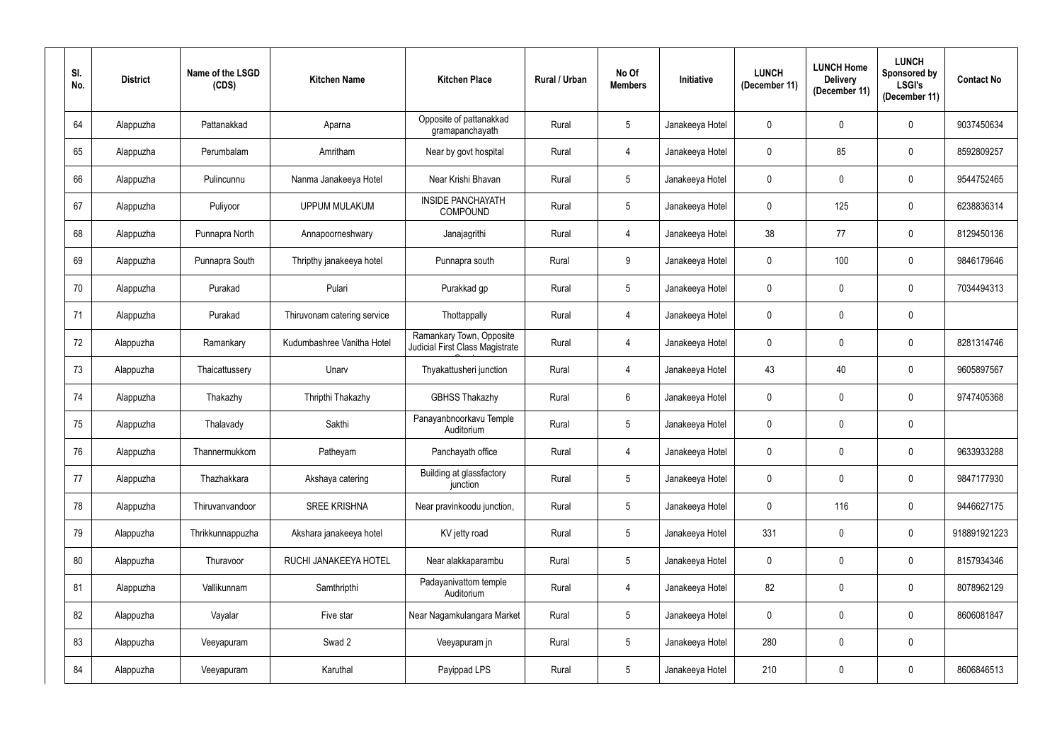| Sl. No. | District | Name of the LSGD (CDS) | Kitchen Name | Kitchen Place | Rural / Urban | No Of Members | Initiative | LUNCH (December 11) | LUNCH Home Delivery (December 11) | LUNCH Sponsored by LSGI's (December 11) | Contact No |
|---|---|---|---|---|---|---|---|---|---|---|---|
| 64 | Alappuzha | Pattanakkad | Aparna | Opposite of pattanakkad gramapanchayath | Rural | 5 | Janakeeya Hotel | 0 | 0 | 0 | 9037450634 |
| 65 | Alappuzha | Perumbalam | Amritham | Near by govt hospital | Rural | 4 | Janakeeya Hotel | 0 | 85 | 0 | 8592809257 |
| 66 | Alappuzha | Pulincunnu | Nanma Janakeeya Hotel | Near Krishi Bhavan | Rural | 5 | Janakeeya Hotel | 0 | 0 | 0 | 9544752465 |
| 67 | Alappuzha | Puliyoor | UPPUM MULAKUM | INSIDE PANCHAYATH COMPOUND | Rural | 5 | Janakeeya Hotel | 0 | 125 | 0 | 6238836314 |
| 68 | Alappuzha | Punnapra North | Annapoorneshwary | Janajagrithi | Rural | 4 | Janakeeya Hotel | 38 | 77 | 0 | 8129450136 |
| 69 | Alappuzha | Punnapra South | Thripthy janakeeya hotel | Punnapra south | Rural | 9 | Janakeeya Hotel | 0 | 100 | 0 | 9846179646 |
| 70 | Alappuzha | Purakad | Pulari | Purakkad gp | Rural | 5 | Janakeeya Hotel | 0 | 0 | 0 | 7034494313 |
| 71 | Alappuzha | Purakad | Thiruvonam catering service | Thottappally | Rural | 4 | Janakeeya Hotel | 0 | 0 | 0 | |
| 72 | Alappuzha | Ramankary | Kudumbashree Vanitha Hotel | Ramankary Town, Opposite Judicial First Class Magistrate | Rural | 4 | Janakeeya Hotel | 0 | 0 | 0 | 8281314746 |
| 73 | Alappuzha | Thaicattussery | Unarv | Thyakattusheri junction | Rural | 4 | Janakeeya Hotel | 43 | 40 | 0 | 9605897567 |
| 74 | Alappuzha | Thakazhy | Thripthi Thakazhy | GBHSS Thakazhy | Rural | 6 | Janakeeya Hotel | 0 | 0 | 0 | 9747405368 |
| 75 | Alappuzha | Thalavady | Sakthi | Panayanbnoorkavu Temple Auditorium | Rural | 5 | Janakeeya Hotel | 0 | 0 | 0 | |
| 76 | Alappuzha | Thannermukkom | Patheyam | Panchayath office | Rural | 4 | Janakeeya Hotel | 0 | 0 | 0 | 9633933288 |
| 77 | Alappuzha | Thazhakkara | Akshaya catering | Building at glassfactory junction | Rural | 5 | Janakeeya Hotel | 0 | 0 | 0 | 9847177930 |
| 78 | Alappuzha | Thiruvanvandoor | SREE KRISHNA | Near pravinkoodu junction, | Rural | 5 | Janakeeya Hotel | 0 | 116 | 0 | 9446627175 |
| 79 | Alappuzha | Thrikkunnappuzha | Akshara janakeeya hotel | KV jetty road | Rural | 5 | Janakeeya Hotel | 331 | 0 | 0 | 918891921223 |
| 80 | Alappuzha | Thuravoor | RUCHI JANAKEEYA HOTEL | Near alakkaparambu | Rural | 5 | Janakeeya Hotel | 0 | 0 | 0 | 8157934346 |
| 81 | Alappuzha | Vallikunnam | Samthripthi | Padayanivattom temple Auditorium | Rural | 4 | Janakeeya Hotel | 82 | 0 | 0 | 8078962129 |
| 82 | Alappuzha | Vayalar | Five star | Near Nagamkulangara Market | Rural | 5 | Janakeeya Hotel | 0 | 0 | 0 | 8606081847 |
| 83 | Alappuzha | Veeyapuram | Swad 2 | Veeyapuram jn | Rural | 5 | Janakeeya Hotel | 280 | 0 | 0 | |
| 84 | Alappuzha | Veeyapuram | Karuthal | Payippad LPS | Rural | 5 | Janakeeya Hotel | 210 | 0 | 0 | 8606846513 |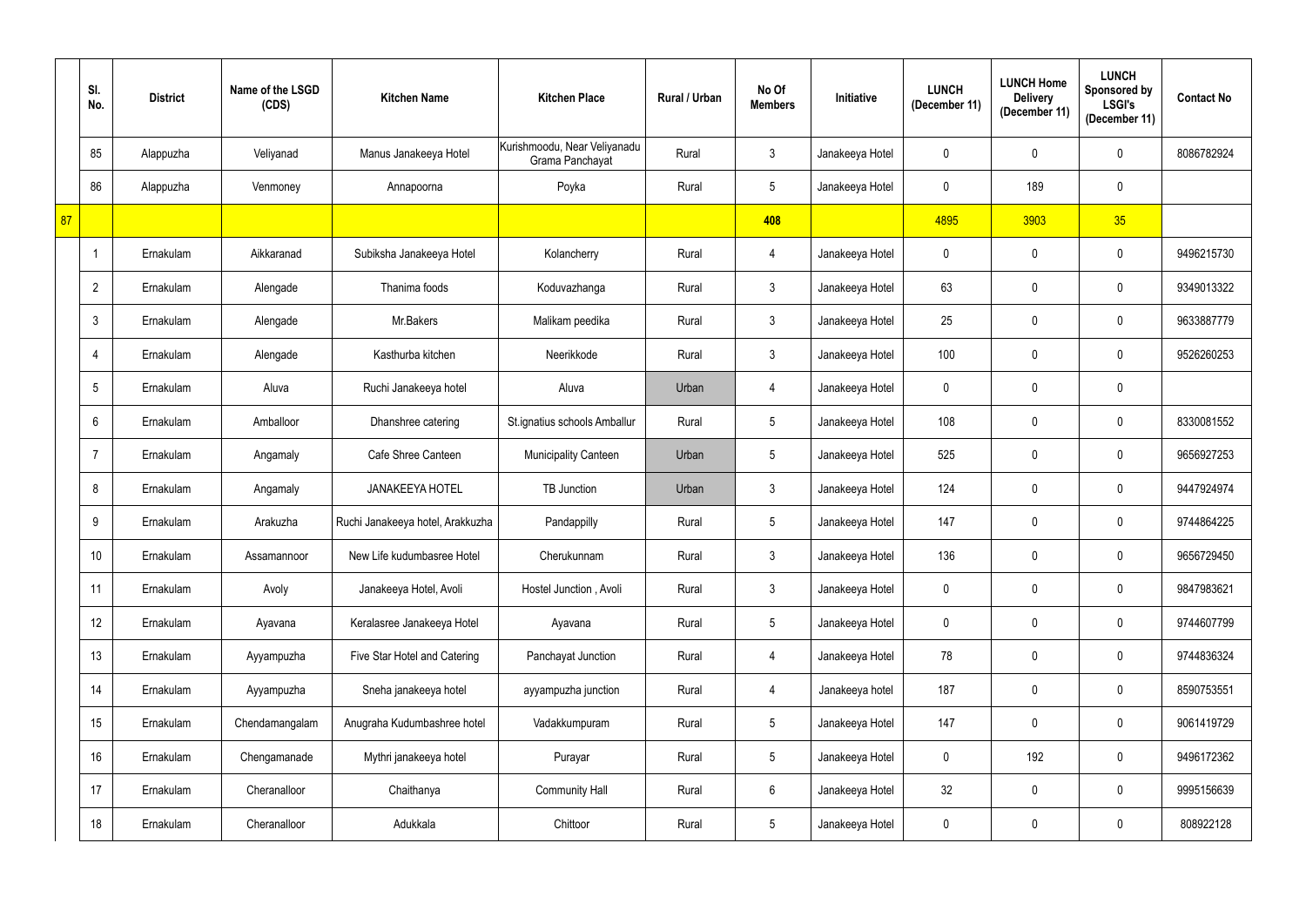|  | Sl. No. | District | Name of the LSGD (CDS) | Kitchen Name | Kitchen Place | Rural / Urban | No Of Members | Initiative | LUNCH (December 11) | LUNCH Home Delivery (December 11) | LUNCH Sponsored by LSGI's (December 11) | Contact No |
|---|---|---|---|---|---|---|---|---|---|---|---|---|
|  | 85 | Alappuzha | Veliyanad | Manus Janakeeya Hotel | Kurishmoodu, Near Veliyanadu Grama Panchayat | Rural | 3 | Janakeeya Hotel | 0 | 0 | 0 | 8086782924 |
|  | 86 | Alappuzha | Venmoney | Annapoorna | Poyka | Rural | 5 | Janakeeya Hotel | 0 | 189 | 0 |  |
| 87 |  |  |  |  |  |  | 408 |  | 4895 | 3903 | 35 |  |
|  | 1 | Ernakulam | Aikkaranad | Subiksha Janakeeya Hotel | Kolancherry | Rural | 4 | Janakeeya Hotel | 0 | 0 | 0 | 9496215730 |
|  | 2 | Ernakulam | Alengade | Thanima foods | Koduvazhanga | Rural | 3 | Janakeeya Hotel | 63 | 0 | 0 | 9349013322 |
|  | 3 | Ernakulam | Alengade | Mr.Bakers | Malikam peedika | Rural | 3 | Janakeeya Hotel | 25 | 0 | 0 | 9633887779 |
|  | 4 | Ernakulam | Alengade | Kasthurba kitchen | Neerikkode | Rural | 3 | Janakeeya Hotel | 100 | 0 | 0 | 9526260253 |
|  | 5 | Ernakulam | Aluva | Ruchi Janakeeya hotel | Aluva | Urban | 4 | Janakeeya Hotel | 0 | 0 | 0 |  |
|  | 6 | Ernakulam | Amballoor | Dhanshree catering | St.ignatius schools Amballur | Rural | 5 | Janakeeya Hotel | 108 | 0 | 0 | 8330081552 |
|  | 7 | Ernakulam | Angamaly | Cafe Shree Canteen | Municipality Canteen | Urban | 5 | Janakeeya Hotel | 525 | 0 | 0 | 9656927253 |
|  | 8 | Ernakulam | Angamaly | JANAKEEYA HOTEL | TB Junction | Urban | 3 | Janakeeya Hotel | 124 | 0 | 0 | 9447924974 |
|  | 9 | Ernakulam | Arakuzha | Ruchi Janakeeya hotel, Arakkuzha | Pandappilly | Rural | 5 | Janakeeya Hotel | 147 | 0 | 0 | 9744864225 |
|  | 10 | Ernakulam | Assamannoor | New Life kudumbasree Hotel | Cherukunnam | Rural | 3 | Janakeeya Hotel | 136 | 0 | 0 | 9656729450 |
|  | 11 | Ernakulam | Avoly | Janakeeya Hotel, Avoli | Hostel Junction , Avoli | Rural | 3 | Janakeeya Hotel | 0 | 0 | 0 | 9847983621 |
|  | 12 | Ernakulam | Ayavana | Keralasree Janakeeya Hotel | Ayavana | Rural | 5 | Janakeeya Hotel | 0 | 0 | 0 | 9744607799 |
|  | 13 | Ernakulam | Ayyampuzha | Five Star Hotel and Catering | Panchayat Junction | Rural | 4 | Janakeeya Hotel | 78 | 0 | 0 | 9744836324 |
|  | 14 | Ernakulam | Ayyampuzha | Sneha janakeeya hotel | ayyampuzha junction | Rural | 4 | Janakeeya hotel | 187 | 0 | 0 | 8590753551 |
|  | 15 | Ernakulam | Chendamangalam | Anugraha Kudumbashree hotel | Vadakkumpuram | Rural | 5 | Janakeeya Hotel | 147 | 0 | 0 | 9061419729 |
|  | 16 | Ernakulam | Chengamanade | Mythri janakeeya hotel | Purayar | Rural | 5 | Janakeeya Hotel | 0 | 192 | 0 | 9496172362 |
|  | 17 | Ernakulam | Cheranalloor | Chaithanya | Community Hall | Rural | 6 | Janakeeya Hotel | 32 | 0 | 0 | 9995156639 |
|  | 18 | Ernakulam | Cheranalloor | Adukkala | Chittoor | Rural | 5 | Janakeeya Hotel | 0 | 0 | 0 | 808922128 |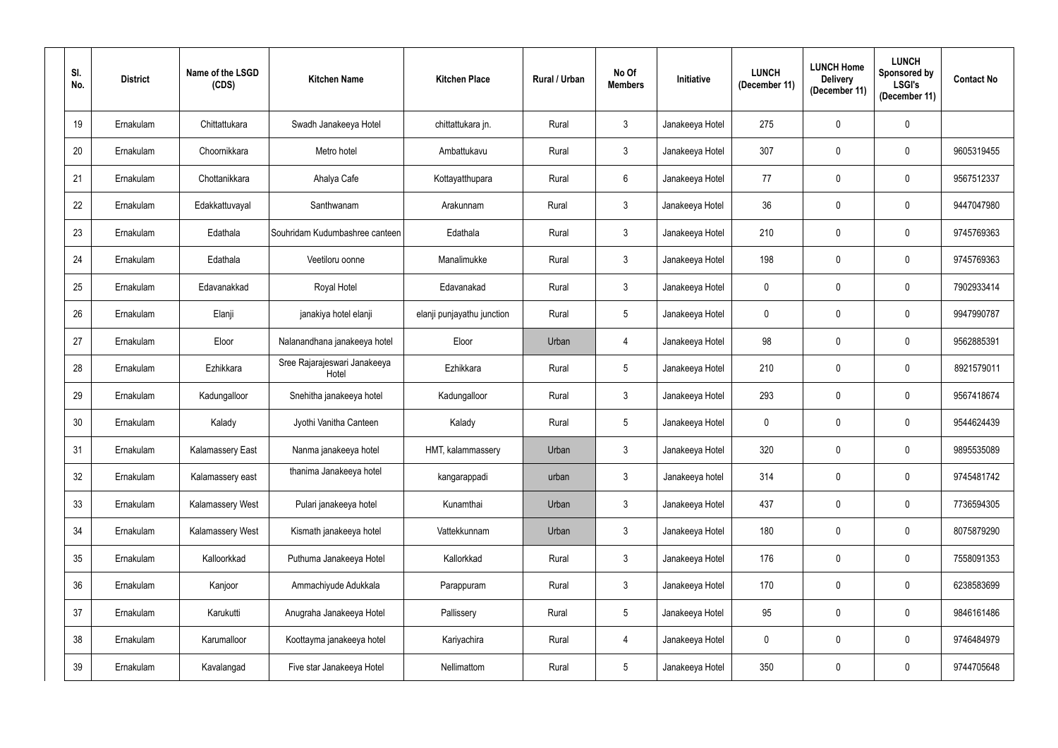| Sl. No. | District | Name of the LSGD (CDS) | Kitchen Name | Kitchen Place | Rural / Urban | No Of Members | Initiative | LUNCH (December 11) | LUNCH Home Delivery (December 11) | LUNCH Sponsored by LSGI's (December 11) | Contact No |
|---|---|---|---|---|---|---|---|---|---|---|---|
| 19 | Ernakulam | Chittattukara | Swadh Janakeeya Hotel | chittattukara jn. | Rural | 3 | Janakeeya Hotel | 275 | 0 | 0 | |
| 20 | Ernakulam | Choornikkara | Metro hotel | Ambattukavu | Rural | 3 | Janakeeya Hotel | 307 | 0 | 0 | 9605319455 |
| 21 | Ernakulam | Chottanikkara | Ahalya Cafe | Kottayatthupara | Rural | 6 | Janakeeya Hotel | 77 | 0 | 0 | 9567512337 |
| 22 | Ernakulam | Edakkattuvayal | Santhwanam | Arakunnam | Rural | 3 | Janakeeya Hotel | 36 | 0 | 0 | 9447047980 |
| 23 | Ernakulam | Edathala | Souhridam Kudumbashree canteen | Edathala | Rural | 3 | Janakeeya Hotel | 210 | 0 | 0 | 9745769363 |
| 24 | Ernakulam | Edathala | Veetiloru oonne | Manalimukke | Rural | 3 | Janakeeya Hotel | 198 | 0 | 0 | 9745769363 |
| 25 | Ernakulam | Edavanakkad | Royal Hotel | Edavanakad | Rural | 3 | Janakeeya Hotel | 0 | 0 | 0 | 7902933414 |
| 26 | Ernakulam | Elanji | janakiya hotel elanji | elanji punjayathu junction | Rural | 5 | Janakeeya Hotel | 0 | 0 | 0 | 9947990787 |
| 27 | Ernakulam | Eloor | Nalanandhana janakeeya hotel | Eloor | Urban | 4 | Janakeeya Hotel | 98 | 0 | 0 | 9562885391 |
| 28 | Ernakulam | Ezhikkara | Sree Rajarajeswari Janakeeya Hotel | Ezhikkara | Rural | 5 | Janakeeya Hotel | 210 | 0 | 0 | 8921579011 |
| 29 | Ernakulam | Kadungalloor | Snehitha janakeeya hotel | Kadungalloor | Rural | 3 | Janakeeya Hotel | 293 | 0 | 0 | 9567418674 |
| 30 | Ernakulam | Kalady | Jyothi Vanitha Canteen | Kalady | Rural | 5 | Janakeeya Hotel | 0 | 0 | 0 | 9544624439 |
| 31 | Ernakulam | Kalamassery East | Nanma janakeeya hotel | HMT, kalammassery | Urban | 3 | Janakeeya Hotel | 320 | 0 | 0 | 9895535089 |
| 32 | Ernakulam | Kalamassery east | thanima Janakeeya hotel | kangarappadi | urban | 3 | Janakeeya hotel | 314 | 0 | 0 | 9745481742 |
| 33 | Ernakulam | Kalamassery West | Pulari janakeeya hotel | Kunamthai | Urban | 3 | Janakeeya Hotel | 437 | 0 | 0 | 7736594305 |
| 34 | Ernakulam | Kalamassery West | Kismath janakeeya hotel | Vattekkunnam | Urban | 3 | Janakeeya Hotel | 180 | 0 | 0 | 8075879290 |
| 35 | Ernakulam | Kalloorkkad | Puthuma Janakeeya Hotel | Kallorkkad | Rural | 3 | Janakeeya Hotel | 176 | 0 | 0 | 7558091353 |
| 36 | Ernakulam | Kanjoor | Ammachiyude Adukkala | Parappuram | Rural | 3 | Janakeeya Hotel | 170 | 0 | 0 | 6238583699 |
| 37 | Ernakulam | Karukutti | Anugraha Janakeeya Hotel | Pallissery | Rural | 5 | Janakeeya Hotel | 95 | 0 | 0 | 9846161486 |
| 38 | Ernakulam | Karumalloor | Koottayma janakeeya hotel | Kariyachira | Rural | 4 | Janakeeya Hotel | 0 | 0 | 0 | 9746484979 |
| 39 | Ernakulam | Kavalangad | Five star Janakeeya Hotel | Nellimattom | Rural | 5 | Janakeeya Hotel | 350 | 0 | 0 | 9744705648 |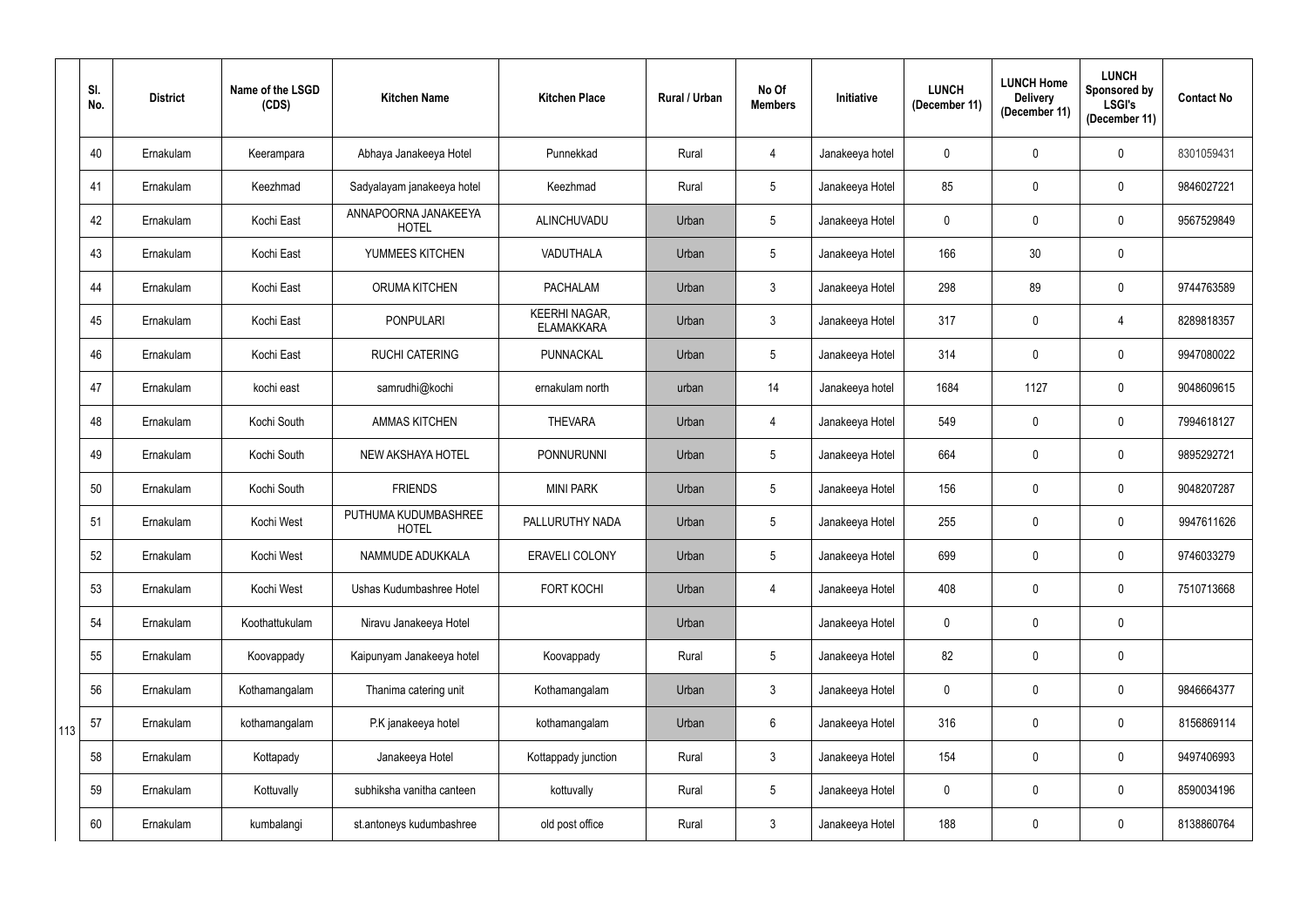| Sl. No. | District | Name of the LSGD (CDS) | Kitchen Name | Kitchen Place | Rural / Urban | No Of Members | Initiative | LUNCH (December 11) | LUNCH Home Delivery (December 11) | LUNCH Sponsored by LSGI's (December 11) | Contact No |
|---|---|---|---|---|---|---|---|---|---|---|---|
| 40 | Ernakulam | Keerampara | Abhaya Janakeeya Hotel | Punnekkad | Rural | 4 | Janakeeya hotel | 0 | 0 | 0 | 8301059431 |
| 41 | Ernakulam | Keezhmad | Sadyalayam janakeeya hotel | Keezhmad | Rural | 5 | Janakeeya Hotel | 85 | 0 | 0 | 9846027221 |
| 42 | Ernakulam | Kochi East | ANNAPOORNA JANAKEEYA HOTEL | ALINCHUVADU | Urban | 5 | Janakeeya Hotel | 0 | 0 | 0 | 9567529849 |
| 43 | Ernakulam | Kochi East | YUMMEES KITCHEN | VADUTHALA | Urban | 5 | Janakeeya Hotel | 166 | 30 | 0 | |
| 44 | Ernakulam | Kochi East | ORUMA KITCHEN | PACHALAM | Urban | 3 | Janakeeya Hotel | 298 | 89 | 0 | 9744763589 |
| 45 | Ernakulam | Kochi East | PONPULARI | KEERHI NAGAR, ELAMAKKARA | Urban | 3 | Janakeeya Hotel | 317 | 0 | 4 | 8289818357 |
| 46 | Ernakulam | Kochi East | RUCHI CATERING | PUNNACKAL | Urban | 5 | Janakeeya Hotel | 314 | 0 | 0 | 9947080022 |
| 47 | Ernakulam | kochi east | samrudhi@kochi | ernakulam north | urban | 14 | Janakeeya hotel | 1684 | 1127 | 0 | 9048609615 |
| 48 | Ernakulam | Kochi South | AMMAS KITCHEN | THEVARA | Urban | 4 | Janakeeya Hotel | 549 | 0 | 0 | 7994618127 |
| 49 | Ernakulam | Kochi South | NEW AKSHAYA HOTEL | PONNURUNNI | Urban | 5 | Janakeeya Hotel | 664 | 0 | 0 | 9895292721 |
| 50 | Ernakulam | Kochi South | FRIENDS | MINI PARK | Urban | 5 | Janakeeya Hotel | 156 | 0 | 0 | 9048207287 |
| 51 | Ernakulam | Kochi West | PUTHUMA KUDUMBASHREE HOTEL | PALLURUTHY NADA | Urban | 5 | Janakeeya Hotel | 255 | 0 | 0 | 9947611626 |
| 52 | Ernakulam | Kochi West | NAMMUDE ADUKKALA | ERAVELI COLONY | Urban | 5 | Janakeeya Hotel | 699 | 0 | 0 | 9746033279 |
| 53 | Ernakulam | Kochi West | Ushas Kudumbashree Hotel | FORT KOCHI | Urban | 4 | Janakeeya Hotel | 408 | 0 | 0 | 7510713668 |
| 54 | Ernakulam | Koothattukulam | Niravu Janakeeya Hotel | | Urban | | Janakeeya Hotel | 0 | 0 | 0 | |
| 55 | Ernakulam | Koovappady | Kaipunyam Janakeeya hotel | Koovappady | Rural | 5 | Janakeeya Hotel | 82 | 0 | 0 | |
| 56 | Ernakulam | Kothamangalam | Thanima catering unit | Kothamangalam | Urban | 3 | Janakeeya Hotel | 0 | 0 | 0 | 9846664377 |
| 57 | Ernakulam | kothamangalam | P.K janakeeya hotel | kothamangalam | Urban | 6 | Janakeeya Hotel | 316 | 0 | 0 | 8156869114 |
| 58 | Ernakulam | Kottapady | Janakeeya Hotel | Kottappady junction | Rural | 3 | Janakeeya Hotel | 154 | 0 | 0 | 9497406993 |
| 59 | Ernakulam | Kottuvally | subhiksha vanitha canteen | kottuvally | Rural | 5 | Janakeeya Hotel | 0 | 0 | 0 | 8590034196 |
| 60 | Ernakulam | kumbalangi | st.antoneys kudumbashree | old post office | Rural | 3 | Janakeeya Hotel | 188 | 0 | 0 | 8138860764 |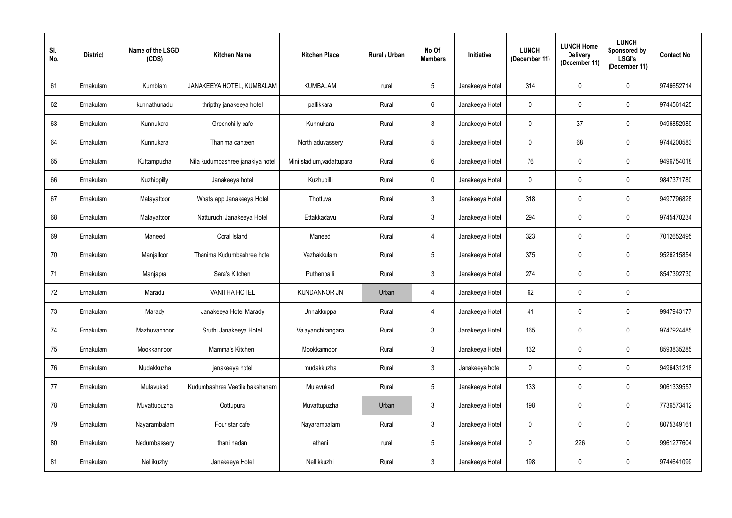| Sl. No. | District | Name of the LSGD (CDS) | Kitchen Name | Kitchen Place | Rural / Urban | No Of Members | Initiative | LUNCH (December 11) | LUNCH Home Delivery (December 11) | LUNCH Sponsored by LSGI's (December 11) | Contact No |
|---|---|---|---|---|---|---|---|---|---|---|---|
| 61 | Ernakulam | Kumblam | JANAKEEYA HOTEL, KUMBALAM | KUMBALAM | rural | 5 | Janakeeya Hotel | 314 | 0 | 0 | 9746652714 |
| 62 | Ernakulam | kunnathunadu | thripthy janakeeya hotel | pallikkara | Rural | 6 | Janakeeya Hotel | 0 | 0 | 0 | 9744561425 |
| 63 | Ernakulam | Kunnukara | Greenchilly cafe | Kunnukara | Rural | 3 | Janakeeya Hotel | 0 | 37 | 0 | 9496852989 |
| 64 | Ernakulam | Kunnukara | Thanima canteen | North aduvassery | Rural | 5 | Janakeeya Hotel | 0 | 68 | 0 | 9744200583 |
| 65 | Ernakulam | Kuttampuzha | Nila kudumbashree janakiya hotel | Mini stadium,vadattupara | Rural | 6 | Janakeeya Hotel | 76 | 0 | 0 | 9496754018 |
| 66 | Ernakulam | Kuzhippilly | Janakeeya hotel | Kuzhupilli | Rural | 0 | Janakeeya Hotel | 0 | 0 | 0 | 9847371780 |
| 67 | Ernakulam | Malayattoor | Whats app Janakeeya Hotel | Thottuva | Rural | 3 | Janakeeya Hotel | 318 | 0 | 0 | 9497796828 |
| 68 | Ernakulam | Malayattoor | Natturuchi Janakeeya Hotel | Ettakkadavu | Rural | 3 | Janakeeya Hotel | 294 | 0 | 0 | 9745470234 |
| 69 | Ernakulam | Maneed | Coral Island | Maneed | Rural | 4 | Janakeeya Hotel | 323 | 0 | 0 | 7012652495 |
| 70 | Ernakulam | Manjalloor | Thanima Kudumbashree hotel | Vazhakkulam | Rural | 5 | Janakeeya Hotel | 375 | 0 | 0 | 9526215854 |
| 71 | Ernakulam | Manjapra | Sara's Kitchen | Puthenpalli | Rural | 3 | Janakeeya Hotel | 274 | 0 | 0 | 8547392730 |
| 72 | Ernakulam | Maradu | VANITHA HOTEL | KUNDANNOR JN | Urban | 4 | Janakeeya Hotel | 62 | 0 | 0 | |
| 73 | Ernakulam | Marady | Janakeeya Hotel Marady | Unnakkuppa | Rural | 4 | Janakeeya Hotel | 41 | 0 | 0 | 9947943177 |
| 74 | Ernakulam | Mazhuvannoor | Sruthi Janakeeya Hotel | Valayanchirangara | Rural | 3 | Janakeeya Hotel | 165 | 0 | 0 | 9747924485 |
| 75 | Ernakulam | Mookkannoor | Mamma's Kitchen | Mookkannoor | Rural | 3 | Janakeeya Hotel | 132 | 0 | 0 | 8593835285 |
| 76 | Ernakulam | Mudakkuzha | janakeeya hotel | mudakkuzha | Rural | 3 | Janakeeya hotel | 0 | 0 | 0 | 9496431218 |
| 77 | Ernakulam | Mulavukad | Kudumbashree Veetile bakshanam | Mulavukad | Rural | 5 | Janakeeya Hotel | 133 | 0 | 0 | 9061339557 |
| 78 | Ernakulam | Muvattupuzha | Oottupura | Muvattupuzha | Urban | 3 | Janakeeya Hotel | 198 | 0 | 0 | 7736573412 |
| 79 | Ernakulam | Nayarambalam | Four star cafe | Nayarambalam | Rural | 3 | Janakeeya Hotel | 0 | 0 | 0 | 8075349161 |
| 80 | Ernakulam | Nedumbassery | thani nadan | athani | rural | 5 | Janakeeya Hotel | 0 | 226 | 0 | 9961277604 |
| 81 | Ernakulam | Nellikuzhy | Janakeeya Hotel | Nellikkuzhi | Rural | 3 | Janakeeya Hotel | 198 | 0 | 0 | 9744641099 |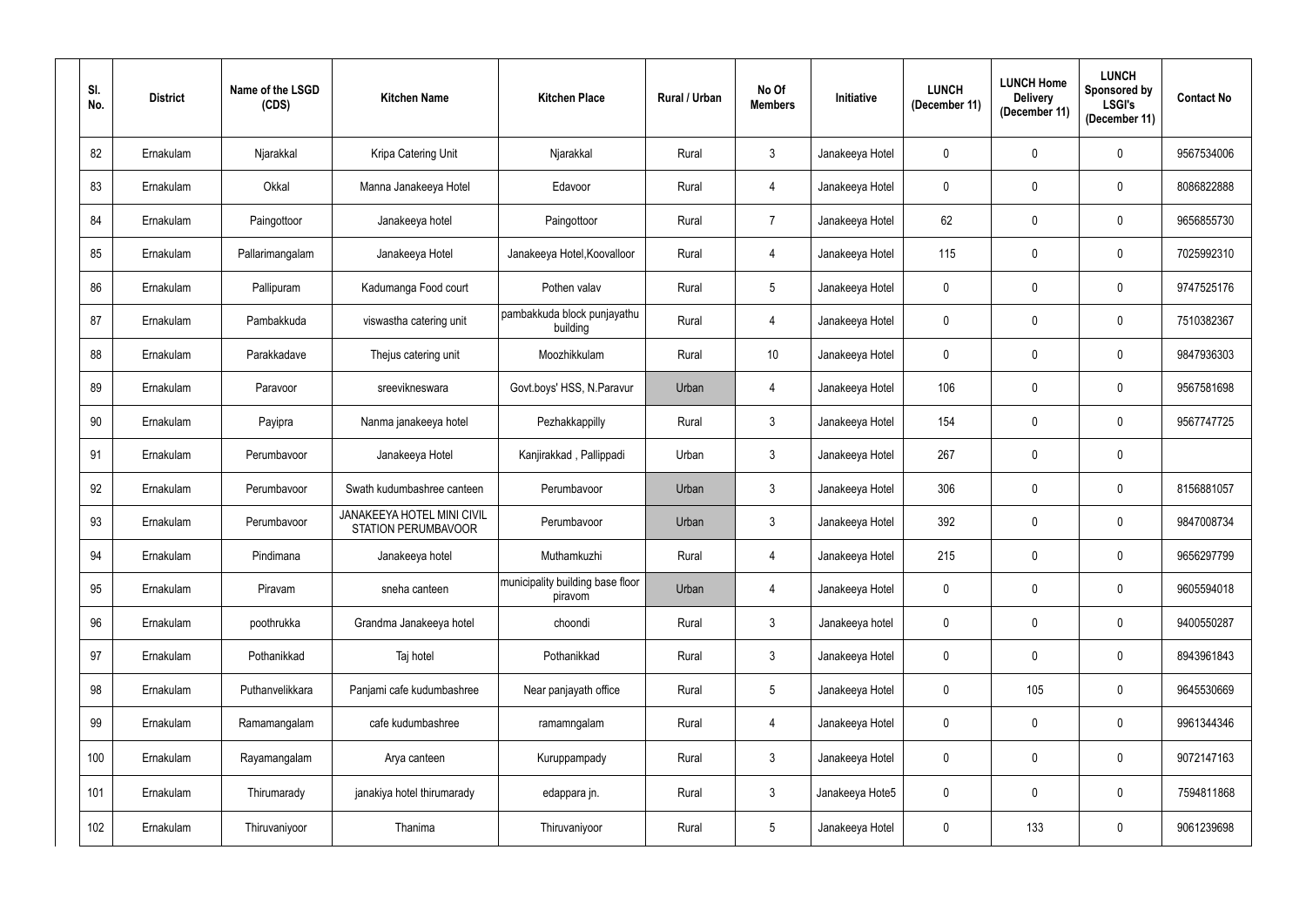| Sl. No. | District | Name of the LSGD (CDS) | Kitchen Name | Kitchen Place | Rural / Urban | No Of Members | Initiative | LUNCH (December 11) | LUNCH Home Delivery (December 11) | LUNCH Sponsored by LSGI's (December 11) | Contact No |
|---|---|---|---|---|---|---|---|---|---|---|---|
| 82 | Ernakulam | Njarakkal | Kripa Catering Unit | Njarakkal | Rural | 3 | Janakeeya Hotel | 0 | 0 | 0 | 9567534006 |
| 83 | Ernakulam | Okkal | Manna Janakeeya Hotel | Edavoor | Rural | 4 | Janakeeya Hotel | 0 | 0 | 0 | 8086822888 |
| 84 | Ernakulam | Paingottoor | Janakeeya hotel | Paingottoor | Rural | 7 | Janakeeya Hotel | 62 | 0 | 0 | 9656855730 |
| 85 | Ernakulam | Pallarimangalam | Janakeeya Hotel | Janakeeya Hotel,Koovalloor | Rural | 4 | Janakeeya Hotel | 115 | 0 | 0 | 7025992310 |
| 86 | Ernakulam | Pallipuram | Kadumanga Food court | Pothen valav | Rural | 5 | Janakeeya Hotel | 0 | 0 | 0 | 9747525176 |
| 87 | Ernakulam | Pambakkuda | viswastha catering unit | pambakkuda block punjayathu building | Rural | 4 | Janakeeya Hotel | 0 | 0 | 0 | 7510382367 |
| 88 | Ernakulam | Parakkadave | Thejus catering unit | Moozhikkulam | Rural | 10 | Janakeeya Hotel | 0 | 0 | 0 | 9847936303 |
| 89 | Ernakulam | Paravoor | sreevikneswara | Govt.boys' HSS, N.Paravur | Urban | 4 | Janakeeya Hotel | 106 | 0 | 0 | 9567581698 |
| 90 | Ernakulam | Payipra | Nanma janakeeya hotel | Pezhakkappilly | Rural | 3 | Janakeeya Hotel | 154 | 0 | 0 | 9567747725 |
| 91 | Ernakulam | Perumbavoor | Janakeeya Hotel | Kanjirakkad , Pallippadi | Urban | 3 | Janakeeya Hotel | 267 | 0 | 0 | |
| 92 | Ernakulam | Perumbavoor | Swath kudumbashree canteen | Perumbavoor | Urban | 3 | Janakeeya Hotel | 306 | 0 | 0 | 8156881057 |
| 93 | Ernakulam | Perumbavoor | JANAKEEYA HOTEL MINI CIVIL STATION PERUMBAVOOR | Perumbavoor | Urban | 3 | Janakeeya Hotel | 392 | 0 | 0 | 9847008734 |
| 94 | Ernakulam | Pindimana | Janakeeya hotel | Muthamkuzhi | Rural | 4 | Janakeeya Hotel | 215 | 0 | 0 | 9656297799 |
| 95 | Ernakulam | Piravam | sneha canteen | municipality building base floor piravom | Urban | 4 | Janakeeya Hotel | 0 | 0 | 0 | 9605594018 |
| 96 | Ernakulam | poothrukka | Grandma Janakeeya hotel | choondi | Rural | 3 | Janakeeya hotel | 0 | 0 | 0 | 9400550287 |
| 97 | Ernakulam | Pothanikkad | Taj hotel | Pothanikkad | Rural | 3 | Janakeeya Hotel | 0 | 0 | 0 | 8943961843 |
| 98 | Ernakulam | Puthanvelikkara | Panjami cafe kudumbashree | Near panjayath office | Rural | 5 | Janakeeya Hotel | 0 | 105 | 0 | 9645530669 |
| 99 | Ernakulam | Ramamangalam | cafe kudumbashree | ramamngalam | Rural | 4 | Janakeeya Hotel | 0 | 0 | 0 | 9961344346 |
| 100 | Ernakulam | Rayamangalam | Arya canteen | Kuruppampady | Rural | 3 | Janakeeya Hotel | 0 | 0 | 0 | 9072147163 |
| 101 | Ernakulam | Thirumarady | janakiya hotel thirumarady | edappara jn. | Rural | 3 | Janakeeya Hote5 | 0 | 0 | 0 | 7594811868 |
| 102 | Ernakulam | Thiruvaniyoor | Thanima | Thiruvaniyoor | Rural | 5 | Janakeeya Hotel | 0 | 133 | 0 | 9061239698 |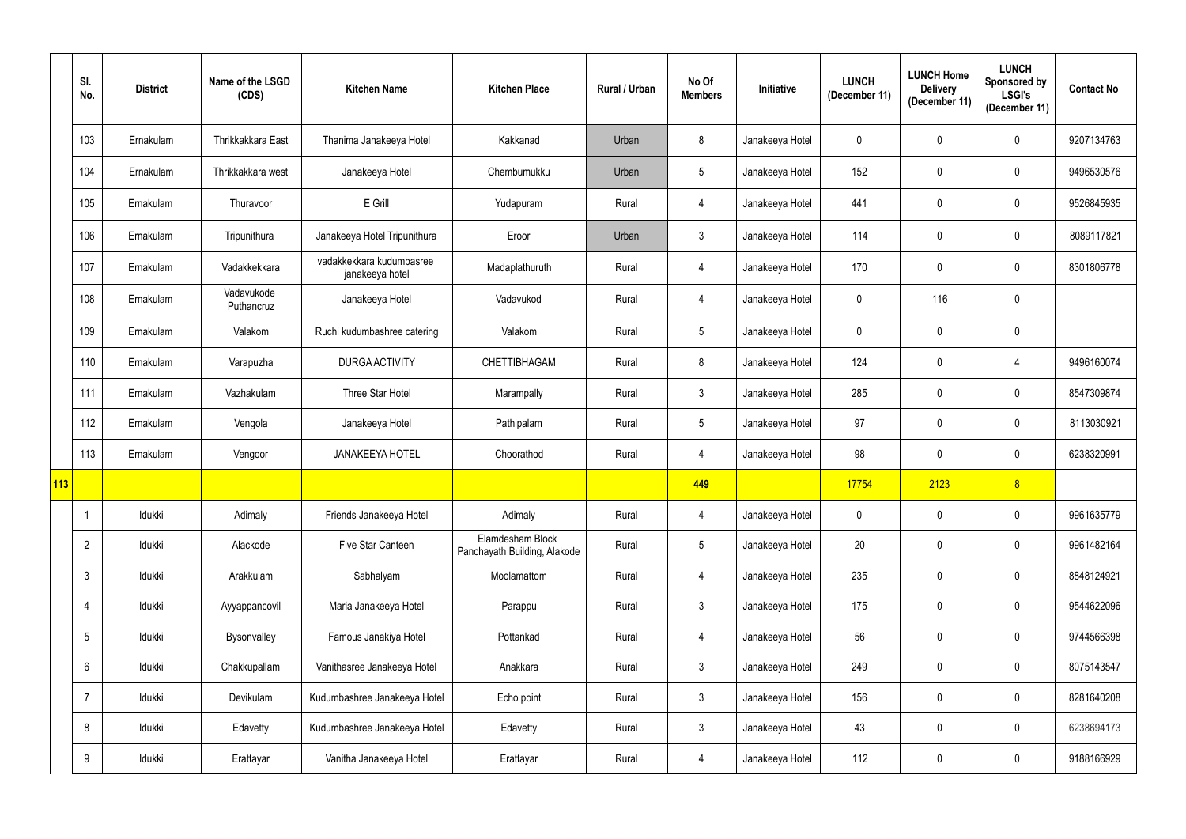|  | Sl. No. | District | Name of the LSGD (CDS) | Kitchen Name | Kitchen Place | Rural / Urban | No Of Members | Initiative | LUNCH (December 11) | LUNCH Home Delivery (December 11) | LUNCH Sponsored by LSGI's (December 11) | Contact No |
|---|---|---|---|---|---|---|---|---|---|---|---|---|
|  | 103 | Ernakulam | Thrikkakkara East | Thanima Janakeeya Hotel | Kakkanad | Urban | 8 | Janakeeya Hotel | 0 | 0 | 0 | 9207134763 |
|  | 104 | Ernakulam | Thrikkakkara west | Janakeeya Hotel | Chembumukku | Urban | 5 | Janakeeya Hotel | 152 | 0 | 0 | 9496530576 |
|  | 105 | Ernakulam | Thuravoor | E Grill | Yudapuram | Rural | 4 | Janakeeya Hotel | 441 | 0 | 0 | 9526845935 |
|  | 106 | Ernakulam | Tripunithura | Janakeeya Hotel Tripunithura | Eroor | Urban | 3 | Janakeeya Hotel | 114 | 0 | 0 | 8089117821 |
|  | 107 | Ernakulam | Vadakkekkara | vadakkekkara kudumbasree janakeeya hotel | Madaplathuruth | Rural | 4 | Janakeeya Hotel | 170 | 0 | 0 | 8301806778 |
|  | 108 | Ernakulam | Vadavukode Puthancruz | Janakeeya Hotel | Vadavukod | Rural | 4 | Janakeeya Hotel | 0 | 116 | 0 |  |
|  | 109 | Ernakulam | Valakom | Ruchi kudumbashree catering | Valakom | Rural | 5 | Janakeeya Hotel | 0 | 0 | 0 |  |
|  | 110 | Ernakulam | Varapuzha | DURGA ACTIVITY | CHETTIBHAGAM | Rural | 8 | Janakeeya Hotel | 124 | 0 | 4 | 9496160074 |
|  | 111 | Ernakulam | Vazhakulam | Three Star Hotel | Marampally | Rural | 3 | Janakeeya Hotel | 285 | 0 | 0 | 8547309874 |
|  | 112 | Ernakulam | Vengola | Janakeeya Hotel | Pathipalam | Rural | 5 | Janakeeya Hotel | 97 | 0 | 0 | 8113030921 |
|  | 113 | Ernakulam | Vengoor | JANAKEEYA HOTEL | Choorathod | Rural | 4 | Janakeeya Hotel | 98 | 0 | 0 | 6238320991 |
| 113 |  |  |  |  |  |  | 449 |  | 17754 | 2123 | 8 |  |
|  | 1 | Idukki | Adimaly | Friends Janakeeya Hotel | Adimaly | Rural | 4 | Janakeeya Hotel | 0 | 0 | 0 | 9961635779 |
|  | 2 | Idukki | Alackode | Five Star Canteen | Elamdesham Block Panchayath Building, Alakode | Rural | 5 | Janakeeya Hotel | 20 | 0 | 0 | 9961482164 |
|  | 3 | Idukki | Arakkulam | Sabhalyam | Moolamattom | Rural | 4 | Janakeeya Hotel | 235 | 0 | 0 | 8848124921 |
|  | 4 | Idukki | Ayyappancovil | Maria Janakeeya Hotel | Parappu | Rural | 3 | Janakeeya Hotel | 175 | 0 | 0 | 9544622096 |
|  | 5 | Idukki | Bysonvalley | Famous Janakiya Hotel | Pottankad | Rural | 4 | Janakeeya Hotel | 56 | 0 | 0 | 9744566398 |
|  | 6 | Idukki | Chakkupallam | Vanithasree Janakeeya Hotel | Anakkara | Rural | 3 | Janakeeya Hotel | 249 | 0 | 0 | 8075143547 |
|  | 7 | Idukki | Devikulam | Kudumbashree Janakeeya Hotel | Echo point | Rural | 3 | Janakeeya Hotel | 156 | 0 | 0 | 8281640208 |
|  | 8 | Idukki | Edavetty | Kudumbashree Janakeeya Hotel | Edavetty | Rural | 3 | Janakeeya Hotel | 43 | 0 | 0 | 6238694173 |
|  | 9 | Idukki | Erattayar | Vanitha Janakeeya Hotel | Erattayar | Rural | 4 | Janakeeya Hotel | 112 | 0 | 0 | 9188166929 |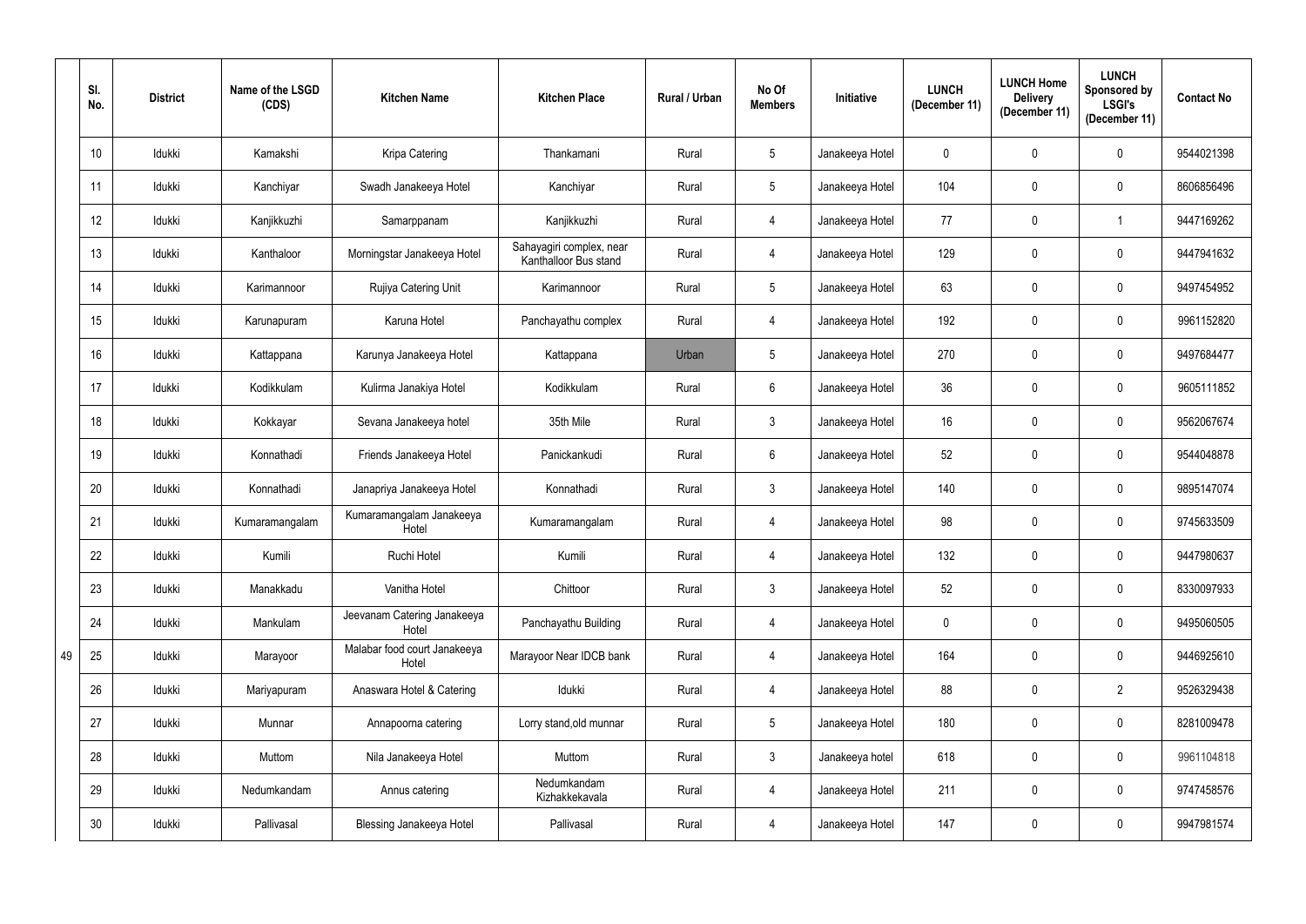| Sl. No. | District | Name of the LSGD (CDS) | Kitchen Name | Kitchen Place | Rural / Urban | No Of Members | Initiative | LUNCH (December 11) | LUNCH Home Delivery (December 11) | LUNCH Sponsored by LSGI's (December 11) | Contact No |
|---|---|---|---|---|---|---|---|---|---|---|---|
| 10 | Idukki | Kamakshi | Kripa Catering | Thankamani | Rural | 5 | Janakeeya Hotel | 0 | 0 | 0 | 9544021398 |
| 11 | Idukki | Kanchiyar | Swadh Janakeeya Hotel | Kanchiyar | Rural | 5 | Janakeeya Hotel | 104 | 0 | 0 | 8606856496 |
| 12 | Idukki | Kanjikkuzhi | Samarppanam | Kanjikkuzhi | Rural | 4 | Janakeeya Hotel | 77 | 0 | 1 | 9447169262 |
| 13 | Idukki | Kanthaloor | Morningstar Janakeeya Hotel | Sahayagiri complex, near Kanthalloor Bus stand | Rural | 4 | Janakeeya Hotel | 129 | 0 | 0 | 9447941632 |
| 14 | Idukki | Karimannoor | Rujiya Catering Unit | Karimannoor | Rural | 5 | Janakeeya Hotel | 63 | 0 | 0 | 9497454952 |
| 15 | Idukki | Karunapuram | Karuna Hotel | Panchayathu complex | Rural | 4 | Janakeeya Hotel | 192 | 0 | 0 | 9961152820 |
| 16 | Idukki | Kattappana | Karunya Janakeeya Hotel | Kattappana | Urban | 5 | Janakeeya Hotel | 270 | 0 | 0 | 9497684477 |
| 17 | Idukki | Kodikkulam | Kulirma Janakiya Hotel | Kodikkulam | Rural | 6 | Janakeeya Hotel | 36 | 0 | 0 | 9605111852 |
| 18 | Idukki | Kokkayar | Sevana Janakeeya hotel | 35th Mile | Rural | 3 | Janakeeya Hotel | 16 | 0 | 0 | 9562067674 |
| 19 | Idukki | Konnathadi | Friends Janakeeya Hotel | Panickankudi | Rural | 6 | Janakeeya Hotel | 52 | 0 | 0 | 9544048878 |
| 20 | Idukki | Konnathadi | Janapriya Janakeeya Hotel | Konnathadi | Rural | 3 | Janakeeya Hotel | 140 | 0 | 0 | 9895147074 |
| 21 | Idukki | Kumaramangalam | Kumaramangalam Janakeeya Hotel | Kumaramangalam | Rural | 4 | Janakeeya Hotel | 98 | 0 | 0 | 9745633509 |
| 22 | Idukki | Kumili | Ruchi Hotel | Kumili | Rural | 4 | Janakeeya Hotel | 132 | 0 | 0 | 9447980637 |
| 23 | Idukki | Manakkadu | Vanitha Hotel | Chittoor | Rural | 3 | Janakeeya Hotel | 52 | 0 | 0 | 8330097933 |
| 24 | Idukki | Mankulam | Jeevanam Catering Janakeeya Hotel | Panchayathu Building | Rural | 4 | Janakeeya Hotel | 0 | 0 | 0 | 9495060505 |
| 25 | Idukki | Marayoor | Malabar food court Janakeeya Hotel | Marayoor Near IDCB bank | Rural | 4 | Janakeeya Hotel | 164 | 0 | 0 | 9446925610 |
| 26 | Idukki | Mariyapuram | Anaswara Hotel & Catering | Idukki | Rural | 4 | Janakeeya Hotel | 88 | 0 | 2 | 9526329438 |
| 27 | Idukki | Munnar | Annapoorna catering | Lorry stand,old munnar | Rural | 5 | Janakeeya Hotel | 180 | 0 | 0 | 8281009478 |
| 28 | Idukki | Muttom | Nila Janakeeya Hotel | Muttom | Rural | 3 | Janakeeya hotel | 618 | 0 | 0 | 9961104818 |
| 29 | Idukki | Nedumkandam | Annus catering | Nedumkandam Kizhakkekavala | Rural | 4 | Janakeeya Hotel | 211 | 0 | 0 | 9747458576 |
| 30 | Idukki | Pallivasal | Blessing Janakeeya Hotel | Pallivasal | Rural | 4 | Janakeeya Hotel | 147 | 0 | 0 | 9947981574 |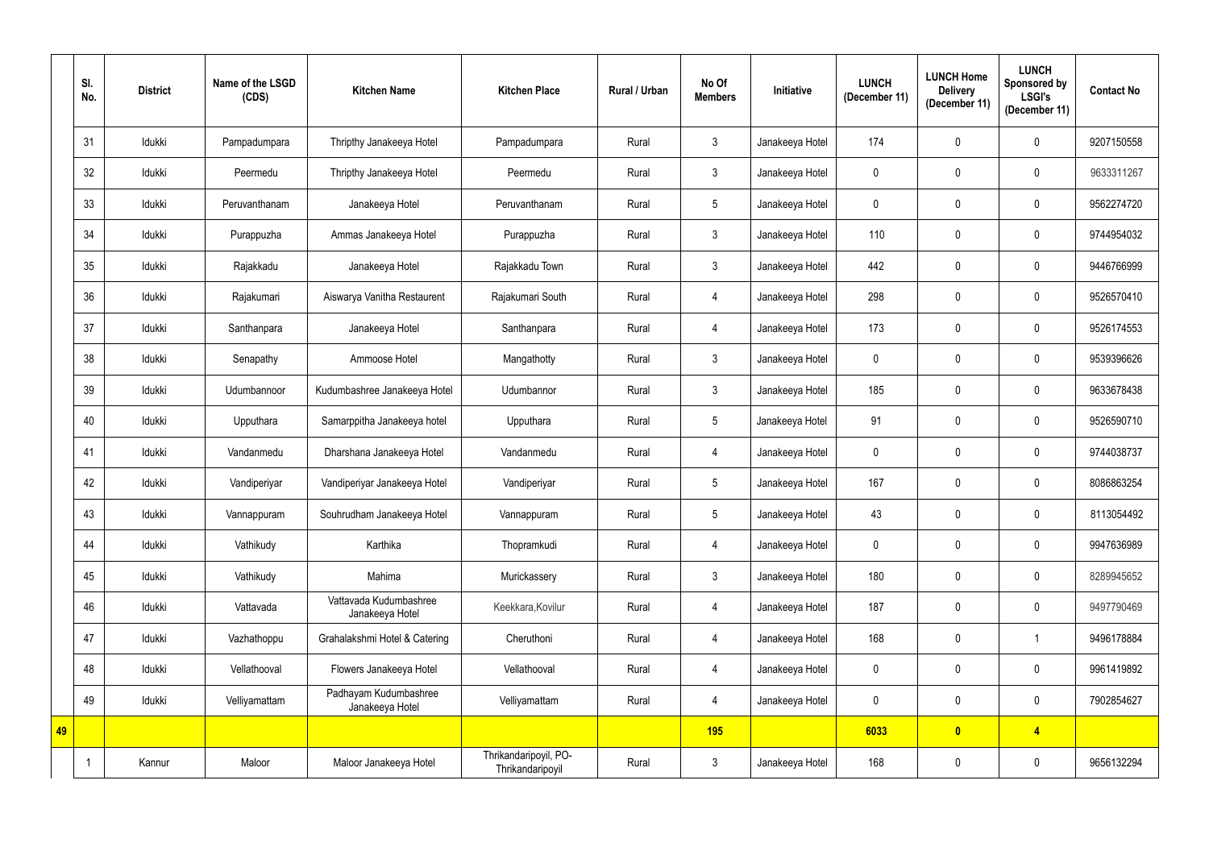| Sl. No. | District | Name of the LSGD (CDS) | Kitchen Name | Kitchen Place | Rural / Urban | No Of Members | Initiative | LUNCH (December 11) | LUNCH Home Delivery (December 11) | LUNCH Sponsored by LSGI's (December 11) | Contact No |
|---|---|---|---|---|---|---|---|---|---|---|---|
| | 31 | Idukki | Pampadumpara | Thripthy Janakeeya Hotel | Pampadumpara | Rural | 3 | Janakeeya Hotel | 174 | 0 | 0 | 9207150558 |
| | 32 | Idukki | Peermedu | Thripthy Janakeeya Hotel | Peermedu | Rural | 3 | Janakeeya Hotel | 0 | 0 | 0 | 9633311267 |
| | 33 | Idukki | Peruvanthanam | Janakeeya Hotel | Peruvanthanam | Rural | 5 | Janakeeya Hotel | 0 | 0 | 0 | 9562274720 |
| | 34 | Idukki | Purappuzha | Ammas Janakeeya Hotel | Purappuzha | Rural | 3 | Janakeeya Hotel | 110 | 0 | 0 | 9744954032 |
| | 35 | Idukki | Rajakkadu | Janakeeya Hotel | Rajakkadu Town | Rural | 3 | Janakeeya Hotel | 442 | 0 | 0 | 9446766999 |
| | 36 | Idukki | Rajakumari | Aiswarya Vanitha Restaurent | Rajakumari South | Rural | 4 | Janakeeya Hotel | 298 | 0 | 0 | 9526570410 |
| | 37 | Idukki | Santhanpara | Janakeeya Hotel | Santhanpara | Rural | 4 | Janakeeya Hotel | 173 | 0 | 0 | 9526174553 |
| | 38 | Idukki | Senapathy | Ammoose Hotel | Mangathotty | Rural | 3 | Janakeeya Hotel | 0 | 0 | 0 | 9539396626 |
| | 39 | Idukki | Udumbannoor | Kudumbashree Janakeeya Hotel | Udumbannor | Rural | 3 | Janakeeya Hotel | 185 | 0 | 0 | 9633678438 |
| | 40 | Idukki | Upputhara | Samarppitha Janakeeya hotel | Upputhara | Rural | 5 | Janakeeya Hotel | 91 | 0 | 0 | 9526590710 |
| | 41 | Idukki | Vandanmedu | Dharshana Janakeeya Hotel | Vandanmedu | Rural | 4 | Janakeeya Hotel | 0 | 0 | 0 | 9744038737 |
| | 42 | Idukki | Vandiperiyar | Vandiperiyar Janakeeya Hotel | Vandiperiyar | Rural | 5 | Janakeeya Hotel | 167 | 0 | 0 | 8086863254 |
| | 43 | Idukki | Vannappuram | Souhrudham Janakeeya Hotel | Vannappuram | Rural | 5 | Janakeeya Hotel | 43 | 0 | 0 | 8113054492 |
| | 44 | Idukki | Vathikudy | Karthika | Thopramkudi | Rural | 4 | Janakeeya Hotel | 0 | 0 | 0 | 9947636989 |
| | 45 | Idukki | Vathikudy | Mahima | Murickassery | Rural | 3 | Janakeeya Hotel | 180 | 0 | 0 | 8289945652 |
| | 46 | Idukki | Vattavada | Vattavada Kudumbashree Janakeeya Hotel | Keekkara,Kovilur | Rural | 4 | Janakeeya Hotel | 187 | 0 | 0 | 9497790469 |
| | 47 | Idukki | Vazhathoppu | Grahalakshmi Hotel & Catering | Cheruthoni | Rural | 4 | Janakeeya Hotel | 168 | 0 | 1 | 9496178884 |
| | 48 | Idukki | Vellathooval | Flowers Janakeeya Hotel | Vellathooval | Rural | 4 | Janakeeya Hotel | 0 | 0 | 0 | 9961419892 |
| | 49 | Idukki | Velliyamattam | Padhayam Kudumbashree Janakeeya Hotel | Velliyamattam | Rural | 4 | Janakeeya Hotel | 0 | 0 | 0 | 7902854627 |
| **49** | | | | | | | **195** | | **6033** | **0** | **4** | |
| | 1 | Kannur | Maloor | Maloor Janakeeya Hotel | Thrikandaripoyil, PO-Thrikandaripoyil | Rural | 3 | Janakeeya Hotel | 168 | 0 | 0 | 9656132294 |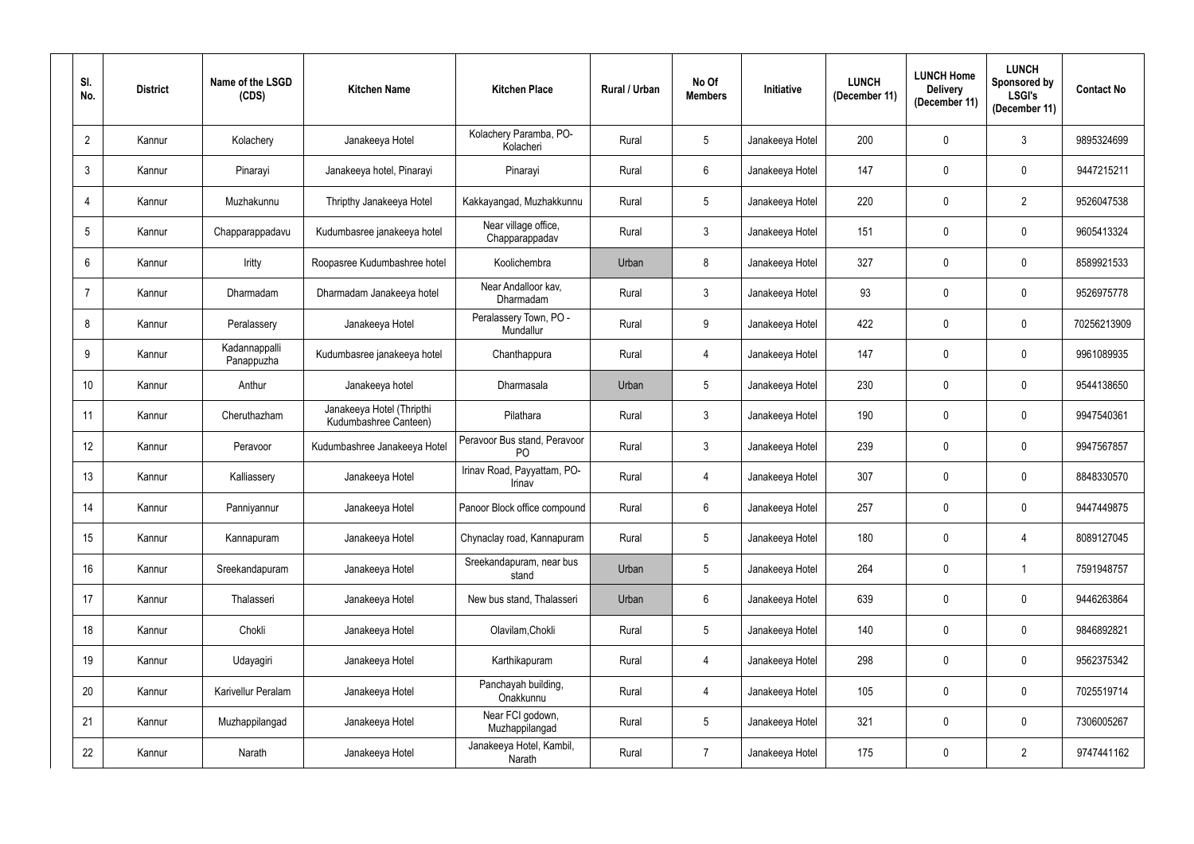| Sl. No. | District | Name of the LSGD (CDS) | Kitchen Name | Kitchen Place | Rural / Urban | No Of Members | Initiative | LUNCH (December 11) | LUNCH Home Delivery (December 11) | LUNCH Sponsored by LSGI's (December 11) | Contact No |
|---|---|---|---|---|---|---|---|---|---|---|---|
| 2 | Kannur | Kolachery | Janakeeya Hotel | Kolachery Paramba, PO-Kolacheri | Rural | 5 | Janakeeya Hotel | 200 | 0 | 3 | 9895324699 |
| 3 | Kannur | Pinarayi | Janakeeya hotel, Pinarayi | Pinarayi | Rural | 6 | Janakeeya Hotel | 147 | 0 | 0 | 9447215211 |
| 4 | Kannur | Muzhakunnu | Thripthy Janakeeya Hotel | Kakkayangad, Muzhakkunnu | Rural | 5 | Janakeeya Hotel | 220 | 0 | 2 | 9526047538 |
| 5 | Kannur | Chapparappadavu | Kudumbasree janakeeya hotel | Near village office, Chapparappadav | Rural | 3 | Janakeeya Hotel | 151 | 0 | 0 | 9605413324 |
| 6 | Kannur | Iritty | Roopasree Kudumbashree hotel | Koolichembra | Urban | 8 | Janakeeya Hotel | 327 | 0 | 0 | 8589921533 |
| 7 | Kannur | Dharmadam | Dharmadam Janakeeya hotel | Near Andalloor kav, Dharmadam | Rural | 3 | Janakeeya Hotel | 93 | 0 | 0 | 9526975778 |
| 8 | Kannur | Peralassery | Janakeeya Hotel | Peralassery Town, PO - Mundallur | Rural | 9 | Janakeeya Hotel | 422 | 0 | 0 | 70256213909 |
| 9 | Kannur | Kadannappalli Panappuzha | Kudumbasree janakeeya hotel | Chanthappura | Rural | 4 | Janakeeya Hotel | 147 | 0 | 0 | 9961089935 |
| 10 | Kannur | Anthur | Janakeeya hotel | Dharmasala | Urban | 5 | Janakeeya Hotel | 230 | 0 | 0 | 9544138650 |
| 11 | Kannur | Cheruthazham | Janakeeya Hotel (Thripthi Kudumbashree Canteen) | Pilathara | Rural | 3 | Janakeeya Hotel | 190 | 0 | 0 | 9947540361 |
| 12 | Kannur | Peravoor | Kudumbashree Janakeeya Hotel | Peravoor Bus stand, Peravoor PO | Rural | 3 | Janakeeya Hotel | 239 | 0 | 0 | 9947567857 |
| 13 | Kannur | Kalliassery | Janakeeya Hotel | Irinav Road, Payyattam, PO-Irinav | Rural | 4 | Janakeeya Hotel | 307 | 0 | 0 | 8848330570 |
| 14 | Kannur | Panniyannur | Janakeeya Hotel | Panoor Block office compound | Rural | 6 | Janakeeya Hotel | 257 | 0 | 0 | 9447449875 |
| 15 | Kannur | Kannapuram | Janakeeya Hotel | Chynaclay road, Kannapuram | Rural | 5 | Janakeeya Hotel | 180 | 0 | 4 | 8089127045 |
| 16 | Kannur | Sreekandapuram | Janakeeya Hotel | Sreekandapuram, near bus stand | Urban | 5 | Janakeeya Hotel | 264 | 0 | 1 | 7591948757 |
| 17 | Kannur | Thalasseri | Janakeeya Hotel | New bus stand, Thalasseri | Urban | 6 | Janakeeya Hotel | 639 | 0 | 0 | 9446263864 |
| 18 | Kannur | Chokli | Janakeeya Hotel | Olavilam,Chokli | Rural | 5 | Janakeeya Hotel | 140 | 0 | 0 | 9846892821 |
| 19 | Kannur | Udayagiri | Janakeeya Hotel | Karthikapuram | Rural | 4 | Janakeeya Hotel | 298 | 0 | 0 | 9562375342 |
| 20 | Kannur | Karivellur Peralam | Janakeeya Hotel | Panchayah building, Onakkunnu | Rural | 4 | Janakeeya Hotel | 105 | 0 | 0 | 7025519714 |
| 21 | Kannur | Muzhappilangad | Janakeeya Hotel | Near FCI godown, Muzhappilangad | Rural | 5 | Janakeeya Hotel | 321 | 0 | 0 | 7306005267 |
| 22 | Kannur | Narath | Janakeeya Hotel | Janakeeya Hotel, Kambil, Narath | Rural | 7 | Janakeeya Hotel | 175 | 0 | 2 | 9747441162 |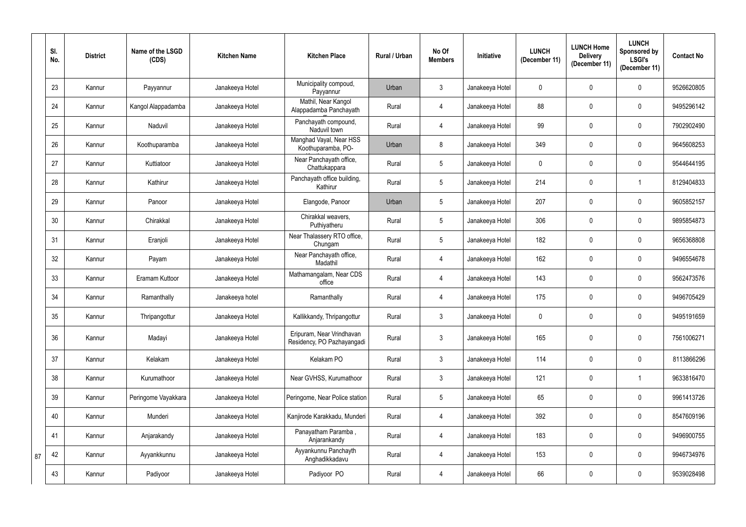| Sl. No. | District | Name of the LSGD (CDS) | Kitchen Name | Kitchen Place | Rural / Urban | No Of Members | Initiative | LUNCH (December 11) | LUNCH Home Delivery (December 11) | LUNCH Sponsored by LSGI's (December 11) | Contact No |
|---|---|---|---|---|---|---|---|---|---|---|---|
| 23 | Kannur | Payyannur | Janakeeya Hotel | Municipality compoud, Payyannur | Urban | 3 | Janakeeya Hotel | 0 | 0 | 0 | 9526620805 |
| 24 | Kannur | Kangol Alappadamba | Janakeeya Hotel | Mathil, Near Kangol Alappadamba Panchayath office | Rural | 4 | Janakeeya Hotel | 88 | 0 | 0 | 9495296142 |
| 25 | Kannur | Naduvil | Janakeeya Hotel | Panchayath compound, Naduvil town | Rural | 4 | Janakeeya Hotel | 99 | 0 | 0 | 7902902490 |
| 26 | Kannur | Koothuparamba | Janakeeya Hotel | Manghad Vayal, Near HSS Koothuparamba, PO-Koothuparamba | Urban | 8 | Janakeeya Hotel | 349 | 0 | 0 | 9645608253 |
| 27 | Kannur | Kuttiatoor | Janakeeya Hotel | Near Panchayath office, Chattukappara | Rural | 5 | Janakeeya Hotel | 0 | 0 | 0 | 9544644195 |
| 28 | Kannur | Kathirur | Janakeeya Hotel | Panchayath office building, Kathirur | Rural | 5 | Janakeeya Hotel | 214 | 0 | 1 | 8129404833 |
| 29 | Kannur | Panoor | Janakeeya Hotel | Elangode, Panoor | Urban | 5 | Janakeeya Hotel | 207 | 0 | 0 | 9605852157 |
| 30 | Kannur | Chirakkal | Janakeeya Hotel | Chirakkal weavers, Puthiyatheru | Rural | 5 | Janakeeya Hotel | 306 | 0 | 0 | 9895854873 |
| 31 | Kannur | Eranjoli | Janakeeya Hotel | Near Thalassery RTO office, Chungam | Rural | 5 | Janakeeya Hotel | 182 | 0 | 0 | 9656368808 |
| 32 | Kannur | Payam | Janakeeya Hotel | Near Panchayath office, Madathil | Rural | 4 | Janakeeya Hotel | 162 | 0 | 0 | 9496554678 |
| 33 | Kannur | Eramam Kuttoor | Janakeeya Hotel | Mathamangalam, Near CDS office | Rural | 4 | Janakeeya Hotel | 143 | 0 | 0 | 9562473576 |
| 34 | Kannur | Ramanthally | Janakeeya hotel | Ramanthally | Rural | 4 | Janakeeya Hotel | 175 | 0 | 0 | 9496705429 |
| 35 | Kannur | Thripangottur | Janakeeya Hotel | Kallikkandy, Thripangottur | Rural | 3 | Janakeeya Hotel | 0 | 0 | 0 | 9495191659 |
| 36 | Kannur | Madayi | Janakeeya Hotel | Eripuram, Near Vrindhavan Residency, PO Pazhayangadi | Rural | 3 | Janakeeya Hotel | 165 | 0 | 0 | 7561006271 |
| 37 | Kannur | Kelakam | Janakeeya Hotel | Kelakam PO | Rural | 3 | Janakeeya Hotel | 114 | 0 | 0 | 8113866296 |
| 38 | Kannur | Kurumathoor | Janakeeya Hotel | Near GVHSS, Kurumathoor | Rural | 3 | Janakeeya Hotel | 121 | 0 | 1 | 9633816470 |
| 39 | Kannur | Peringome Vayakkara | Janakeeya Hotel | Peringome, Near Police station | Rural | 5 | Janakeeya Hotel | 65 | 0 | 0 | 9961413726 |
| 40 | Kannur | Munderi | Janakeeya Hotel | Kanjirode Karakkadu, Munderi | Rural | 4 | Janakeeya Hotel | 392 | 0 | 0 | 8547609196 |
| 41 | Kannur | Anjarakandy | Janakeeya Hotel | Panayatham Paramba , Anjarankandy | Rural | 4 | Janakeeya Hotel | 183 | 0 | 0 | 9496900755 |
| 42 | Kannur | Ayyankkunnu | Janakeeya Hotel | Ayyankunnu Panchayth Anghadikkadavu | Rural | 4 | Janakeeya Hotel | 153 | 0 | 0 | 9946734976 |
| 43 | Kannur | Padiyoor | Janakeeya Hotel | Padiyoor PO | Rural | 4 | Janakeeya Hotel | 66 | 0 | 0 | 9539028498 |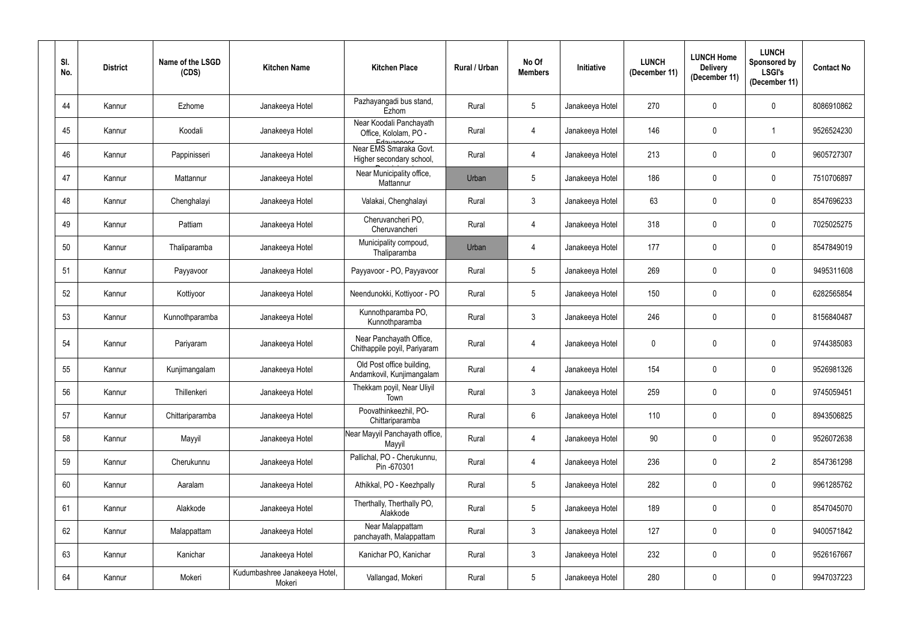| Sl. No. | District | Name of the LSGD (CDS) | Kitchen Name | Kitchen Place | Rural / Urban | No Of Members | Initiative | LUNCH (December 11) | LUNCH Home Delivery (December 11) | LUNCH Sponsored by LSGI's (December 11) | Contact No |
|---|---|---|---|---|---|---|---|---|---|---|---|
| 44 | Kannur | Ezhome | Janakeeya Hotel | Pazhayangadi bus stand, Ezhom | Rural | 5 | Janakeeya Hotel | 270 | 0 | 0 | 8086910862 |
| 45 | Kannur | Koodali | Janakeeya Hotel | Near Koodali Panchayath Office, Kololam, PO - Edavannoor | Rural | 4 | Janakeeya Hotel | 146 | 0 | 1 | 9526524230 |
| 46 | Kannur | Pappinisseri | Janakeeya Hotel | Near EMS Smaraka Govt. Higher secondary school, Pappinisseri | Rural | 4 | Janakeeya Hotel | 213 | 0 | 0 | 9605727307 |
| 47 | Kannur | Mattannur | Janakeeya Hotel | Near Municipality office, Mattannur | Urban | 5 | Janakeeya Hotel | 186 | 0 | 0 | 7510706897 |
| 48 | Kannur | Chenghalayi | Janakeeya Hotel | Valakai, Chenghalayi | Rural | 3 | Janakeeya Hotel | 63 | 0 | 0 | 8547696233 |
| 49 | Kannur | Pattiam | Janakeeya Hotel | Cheruvancheri PO, Cheruvancheri | Rural | 4 | Janakeeya Hotel | 318 | 0 | 0 | 7025025275 |
| 50 | Kannur | Thaliparamba | Janakeeya Hotel | Municipality compoud, Thaliparamba | Urban | 4 | Janakeeya Hotel | 177 | 0 | 0 | 8547849019 |
| 51 | Kannur | Payyavoor | Janakeeya Hotel | Payyavoor - PO, Payyavoor | Rural | 5 | Janakeeya Hotel | 269 | 0 | 0 | 9495311608 |
| 52 | Kannur | Kottiyoor | Janakeeya Hotel | Neendunokki, Kottiyoor - PO | Rural | 5 | Janakeeya Hotel | 150 | 0 | 0 | 6282565854 |
| 53 | Kannur | Kunnothparamba | Janakeeya Hotel | Kunnothparamba PO, Kunnothparamba | Rural | 3 | Janakeeya Hotel | 246 | 0 | 0 | 8156840487 |
| 54 | Kannur | Pariyaram | Janakeeya Hotel | Near Panchayath Office, Chithappile poyil, Pariyaram | Rural | 4 | Janakeeya Hotel | 0 | 0 | 0 | 9744385083 |
| 55 | Kannur | Kunjimangalam | Janakeeya Hotel | Old Post office building, Andamkovil, Kunjimangalam | Rural | 4 | Janakeeya Hotel | 154 | 0 | 0 | 9526981326 |
| 56 | Kannur | Thillenkeri | Janakeeya Hotel | Thekkam poyil, Near Uliyil Town | Rural | 3 | Janakeeya Hotel | 259 | 0 | 0 | 9745059451 |
| 57 | Kannur | Chittariparamba | Janakeeya Hotel | Poovathinkeezhil, PO-Chittariparamba | Rural | 6 | Janakeeya Hotel | 110 | 0 | 0 | 8943506825 |
| 58 | Kannur | Mayyil | Janakeeya Hotel | Near Mayyil Panchayath office, Mayyil | Rural | 4 | Janakeeya Hotel | 90 | 0 | 0 | 9526072638 |
| 59 | Kannur | Cherukunnu | Janakeeya Hotel | Pallichal, PO - Cherukunnu, Pin -670301 | Rural | 4 | Janakeeya Hotel | 236 | 0 | 2 | 8547361298 |
| 60 | Kannur | Aaralam | Janakeeya Hotel | Athikkal, PO - Keezhpally | Rural | 5 | Janakeeya Hotel | 282 | 0 | 0 | 9961285762 |
| 61 | Kannur | Alakkode | Janakeeya Hotel | Therthally, Therthally PO, Alakkode | Rural | 5 | Janakeeya Hotel | 189 | 0 | 0 | 8547045070 |
| 62 | Kannur | Malappattam | Janakeeya Hotel | Near Malappattam panchayath, Malappattam | Rural | 3 | Janakeeya Hotel | 127 | 0 | 0 | 9400571842 |
| 63 | Kannur | Kanichar | Janakeeya Hotel | Kanichar PO, Kanichar | Rural | 3 | Janakeeya Hotel | 232 | 0 | 0 | 9526167667 |
| 64 | Kannur | Mokeri | Kudumbashree Janakeeya Hotel, Mokeri | Vallangad, Mokeri | Rural | 5 | Janakeeya Hotel | 280 | 0 | 0 | 9947037223 |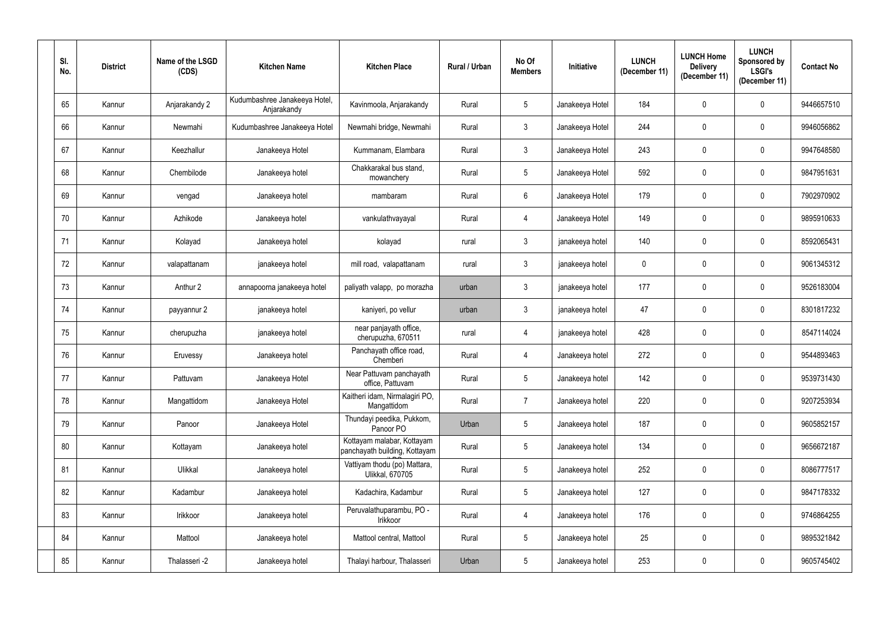| Sl. No. | District | Name of the LSGD (CDS) | Kitchen Name | Kitchen Place | Rural / Urban | No Of Members | Initiative | LUNCH (December 11) | LUNCH Home Delivery (December 11) | LUNCH Sponsored by LSGI's (December 11) | Contact No |
|---|---|---|---|---|---|---|---|---|---|---|---|
| 65 | Kannur | Anjarakandy 2 | Kudumbashree Janakeeya Hotel, Anjarakandy | Kavinmoola, Anjarakandy | Rural | 5 | Janakeeya Hotel | 184 | 0 | 0 | 9446657510 |
| 66 | Kannur | Newmahi | Kudumbashree Janakeeya Hotel | Newmahi bridge, Newmahi | Rural | 3 | Janakeeya Hotel | 244 | 0 | 0 | 9946056862 |
| 67 | Kannur | Keezhallur | Janakeeya Hotel | Kummanam, Elambara | Rural | 3 | Janakeeya Hotel | 243 | 0 | 0 | 9947648580 |
| 68 | Kannur | Chembilode | Janakeeya hotel | Chakkarakal bus stand, mowanchery | Rural | 5 | Janakeeya Hotel | 592 | 0 | 0 | 9847951631 |
| 69 | Kannur | vengad | Janakeeya hotel | mambaram | Rural | 6 | Janakeeya Hotel | 179 | 0 | 0 | 7902970902 |
| 70 | Kannur | Azhikode | Janakeeya hotel | vankulathvayayal | Rural | 4 | Janakeeya Hotel | 149 | 0 | 0 | 9895910633 |
| 71 | Kannur | Kolayad | Janakeeya hotel | kolayad | rural | 3 | janakeeya hotel | 140 | 0 | 0 | 8592065431 |
| 72 | Kannur | valapattanam | janakeeya hotel | mill road, valapattanam | rural | 3 | janakeeya hotel | 0 | 0 | 0 | 9061345312 |
| 73 | Kannur | Anthur 2 | annapoorna janakeeya hotel | paliyath valapp, po morazha | urban | 3 | janakeeya hotel | 177 | 0 | 0 | 9526183004 |
| 74 | Kannur | payyannur 2 | janakeeya hotel | kaniyeri, po vellur | urban | 3 | janakeeya hotel | 47 | 0 | 0 | 8301817232 |
| 75 | Kannur | cherupuzha | janakeeya hotel | near panjayath office, cherupuzha, 670511 | rural | 4 | janakeeya hotel | 428 | 0 | 0 | 8547114024 |
| 76 | Kannur | Eruvessy | Janakeeya hotel | Panchayath office road, Chemberi | Rural | 4 | Janakeeya hotel | 272 | 0 | 0 | 9544893463 |
| 77 | Kannur | Pattuvam | Janakeeya Hotel | Near Pattuvam panchayath office, Pattuvam | Rural | 5 | Janakeeya hotel | 142 | 0 | 0 | 9539731430 |
| 78 | Kannur | Mangattidom | Janakeeya Hotel | Kaitheri idam, Nirmalagiri PO, Mangattidom | Rural | 7 | Janakeeya hotel | 220 | 0 | 0 | 9207253934 |
| 79 | Kannur | Panoor | Janakeeya Hotel | Thundayi peedika, Pukkom, Panoor PO | Urban | 5 | Janakeeya hotel | 187 | 0 | 0 | 9605852157 |
| 80 | Kannur | Kottayam | Janakeeya hotel | Kottayam malabar, Kottayam panchayath building, Kottayam | Rural | 5 | Janakeeya hotel | 134 | 0 | 0 | 9656672187 |
| 81 | Kannur | Ulikkal | Janakeeya hotel | Vattiyam thodu (po) Mattara, Ulikkal, 670705 | Rural | 5 | Janakeeya hotel | 252 | 0 | 0 | 8086777517 |
| 82 | Kannur | Kadambur | Janakeeya hotel | Kadachira, Kadambur | Rural | 5 | Janakeeya hotel | 127 | 0 | 0 | 9847178332 |
| 83 | Kannur | Irikkoor | Janakeeya hotel | Peruvalathuparambu, PO - Irikkoor | Rural | 4 | Janakeeya hotel | 176 | 0 | 0 | 9746864255 |
| 84 | Kannur | Mattool | Janakeeya hotel | Mattool central, Mattool | Rural | 5 | Janakeeya hotel | 25 | 0 | 0 | 9895321842 |
| 85 | Kannur | Thalasseri -2 | Janakeeya hotel | Thalayi harbour, Thalasseri | Urban | 5 | Janakeeya hotel | 253 | 0 | 0 | 9605745402 |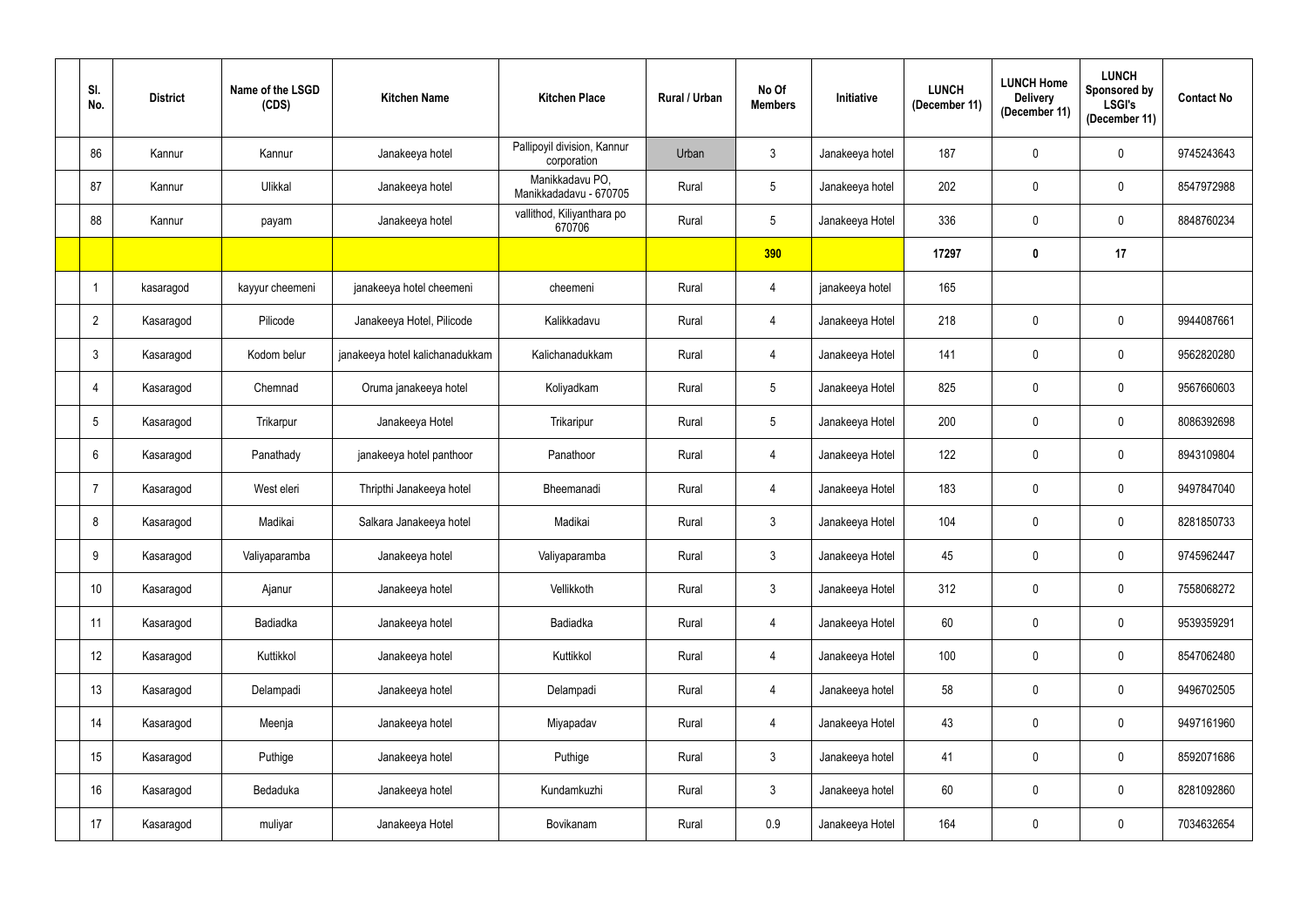| Sl. No. | District | Name of the LSGD (CDS) | Kitchen Name | Kitchen Place | Rural / Urban | No Of Members | Initiative | LUNCH (December 11) | LUNCH Home Delivery (December 11) | LUNCH Sponsored by LSGI's (December 11) | Contact No |
|---|---|---|---|---|---|---|---|---|---|---|---|
| 86 | Kannur | Kannur | Janakeeya hotel | Pallipoyil division, Kannur corporation | Urban | 3 | Janakeeya hotel | 187 | 0 | 0 | 9745243643 |
| 87 | Kannur | Ulikkal | Janakeeya hotel | Manikkadavu PO, Manikkadadavu - 670705 | Rural | 5 | Janakeeya hotel | 202 | 0 | 0 | 8547972988 |
| 88 | Kannur | payam | Janakeeya hotel | vallithod, Kiliyanthara po 670706 | Rural | 5 | Janakeeya Hotel | 336 | 0 | 0 | 8848760234 |
| | | | | | | **390** | | **17297** | **0** | **17** | |
| 1 | kasaragod | kayyur cheemeni | janakeeya hotel cheemeni | cheemeni | Rural | 4 | janakeeya hotel | 165 | | | |
| 2 | Kasaragod | Pilicode | Janakeeya Hotel, Pilicode | Kalikkadavu | Rural | 4 | Janakeeya Hotel | 218 | 0 | 0 | 9944087661 |
| 3 | Kasaragod | Kodom belur | janakeeya hotel kalichanadukkam | Kalichanadukkam | Rural | 4 | Janakeeya Hotel | 141 | 0 | 0 | 9562820280 |
| 4 | Kasaragod | Chemnad | Oruma janakeeya hotel | Koliyadkam | Rural | 5 | Janakeeya Hotel | 825 | 0 | 0 | 9567660603 |
| 5 | Kasaragod | Trikarpur | Janakeeya Hotel | Trikaripur | Rural | 5 | Janakeeya Hotel | 200 | 0 | 0 | 8086392698 |
| 6 | Kasaragod | Panathady | janakeeya hotel panthoor | Panathoor | Rural | 4 | Janakeeya Hotel | 122 | 0 | 0 | 8943109804 |
| 7 | Kasaragod | West eleri | Thripthi Janakeeya hotel | Bheemanadi | Rural | 4 | Janakeeya Hotel | 183 | 0 | 0 | 9497847040 |
| 8 | Kasaragod | Madikai | Salkara Janakeeya hotel | Madikai | Rural | 3 | Janakeeya Hotel | 104 | 0 | 0 | 8281850733 |
| 9 | Kasaragod | Valiyaparamba | Janakeeya hotel | Valiyaparamba | Rural | 3 | Janakeeya Hotel | 45 | 0 | 0 | 9745962447 |
| 10 | Kasaragod | Ajanur | Janakeeya hotel | Vellikkoth | Rural | 3 | Janakeeya Hotel | 312 | 0 | 0 | 7558068272 |
| 11 | Kasaragod | Badiadka | Janakeeya hotel | Badiadka | Rural | 4 | Janakeeya Hotel | 60 | 0 | 0 | 9539359291 |
| 12 | Kasaragod | Kuttikkol | Janakeeya hotel | Kuttikkol | Rural | 4 | Janakeeya Hotel | 100 | 0 | 0 | 8547062480 |
| 13 | Kasaragod | Delampadi | Janakeeya hotel | Delampadi | Rural | 4 | Janakeeya hotel | 58 | 0 | 0 | 9496702505 |
| 14 | Kasaragod | Meenja | Janakeeya hotel | Miyapadav | Rural | 4 | Janakeeya Hotel | 43 | 0 | 0 | 9497161960 |
| 15 | Kasaragod | Puthige | Janakeeya hotel | Puthige | Rural | 3 | Janakeeya hotel | 41 | 0 | 0 | 8592071686 |
| 16 | Kasaragod | Bedaduka | Janakeeya hotel | Kundamkuzhi | Rural | 3 | Janakeeya hotel | 60 | 0 | 0 | 8281092860 |
| 17 | Kasaragod | muliyar | Janakeeya Hotel | Bovikanam | Rural | 0.9 | Janakeeya Hotel | 164 | 0 | 0 | 7034632654 |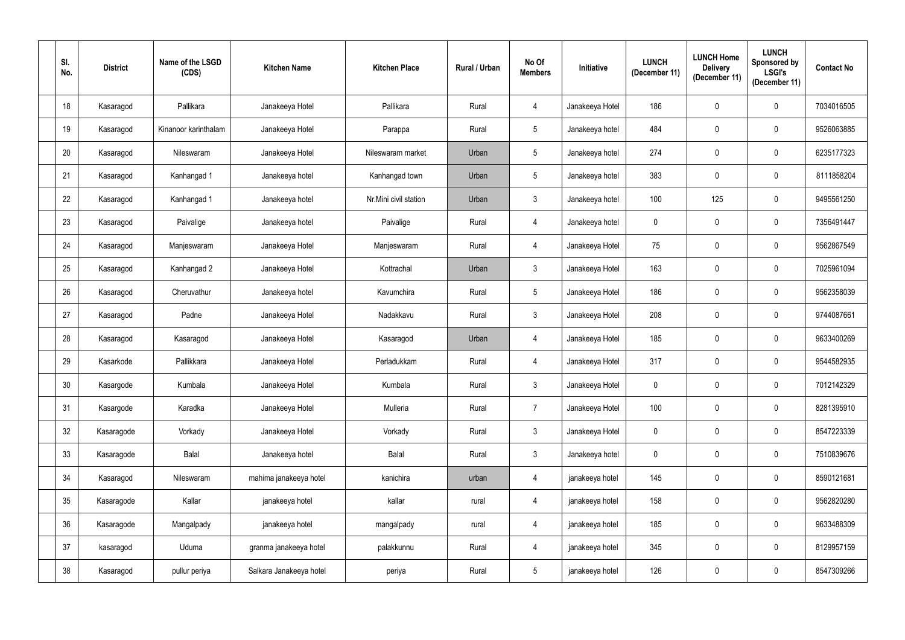| Sl. No. | District | Name of the LSGD (CDS) | Kitchen Name | Kitchen Place | Rural / Urban | No Of Members | Initiative | LUNCH (December 11) | LUNCH Home Delivery (December 11) | LUNCH Sponsored by LSGI's (December 11) | Contact No |
|---|---|---|---|---|---|---|---|---|---|---|---|
| 18 | Kasaragod | Pallikara | Janakeeya Hotel | Pallikara | Rural | 4 | Janakeeya Hotel | 186 | 0 | 0 | 7034016505 |
| 19 | Kasaragod | Kinanoor karinthalam | Janakeeya Hotel | Parappa | Rural | 5 | Janakeeya hotel | 484 | 0 | 0 | 9526063885 |
| 20 | Kasaragod | Nileswaram | Janakeeya Hotel | Nileswaram market | Urban | 5 | Janakeeya hotel | 274 | 0 | 0 | 6235177323 |
| 21 | Kasaragod | Kanhangad 1 | Janakeeya hotel | Kanhangad town | Urban | 5 | Janakeeya hotel | 383 | 0 | 0 | 8111858204 |
| 22 | Kasaragod | Kanhangad 1 | Janakeeya hotel | Nr.Mini civil station | Urban | 3 | Janakeeya hotel | 100 | 125 | 0 | 9495561250 |
| 23 | Kasaragod | Paivalige | Janakeeya hotel | Paivalige | Rural | 4 | Janakeeya hotel | 0 | 0 | 0 | 7356491447 |
| 24 | Kasaragod | Manjeswaram | Janakeeya Hotel | Manjeswaram | Rural | 4 | Janakeeya Hotel | 75 | 0 | 0 | 9562867549 |
| 25 | Kasaragod | Kanhangad 2 | Janakeeya Hotel | Kottrachal | Urban | 3 | Janakeeya Hotel | 163 | 0 | 0 | 7025961094 |
| 26 | Kasaragod | Cheruvathur | Janakeeya hotel | Kavumchira | Rural | 5 | Janakeeya Hotel | 186 | 0 | 0 | 9562358039 |
| 27 | Kasaragod | Padne | Janakeeya Hotel | Nadakkavu | Rural | 3 | Janakeeya Hotel | 208 | 0 | 0 | 9744087661 |
| 28 | Kasaragod | Kasaragod | Janakeeya Hotel | Kasaragod | Urban | 4 | Janakeeya Hotel | 185 | 0 | 0 | 9633400269 |
| 29 | Kasarkode | Pallikkara | Janakeeya Hotel | Perladukkam | Rural | 4 | Janakeeya Hotel | 317 | 0 | 0 | 9544582935 |
| 30 | Kasargode | Kumbala | Janakeeya Hotel | Kumbala | Rural | 3 | Janakeeya Hotel | 0 | 0 | 0 | 7012142329 |
| 31 | Kasargode | Karadka | Janakeeya Hotel | Mulleria | Rural | 7 | Janakeeya Hotel | 100 | 0 | 0 | 8281395910 |
| 32 | Kasaragode | Vorkady | Janakeeya Hotel | Vorkady | Rural | 3 | Janakeeya Hotel | 0 | 0 | 0 | 8547223339 |
| 33 | Kasaragode | Balal | Janakeeya hotel | Balal | Rural | 3 | Janakeeya hotel | 0 | 0 | 0 | 7510839676 |
| 34 | Kasaragod | Nileswaram | mahima janakeeya hotel | kanichira | urban | 4 | janakeeya hotel | 145 | 0 | 0 | 8590121681 |
| 35 | Kasaragode | Kallar | janakeeya hotel | kallar | rural | 4 | janakeeya hotel | 158 | 0 | 0 | 9562820280 |
| 36 | Kasaragode | Mangalpady | janakeeya hotel | mangalpady | rural | 4 | janakeeya hotel | 185 | 0 | 0 | 9633488309 |
| 37 | kasaragod | Uduma | granma janakeeya hotel | palakkunnu | Rural | 4 | janakeeya hotel | 345 | 0 | 0 | 8129957159 |
| 38 | Kasaragod | pullur periya | Salkara Janakeeya hotel | periya | Rural | 5 | janakeeya hotel | 126 | 0 | 0 | 8547309266 |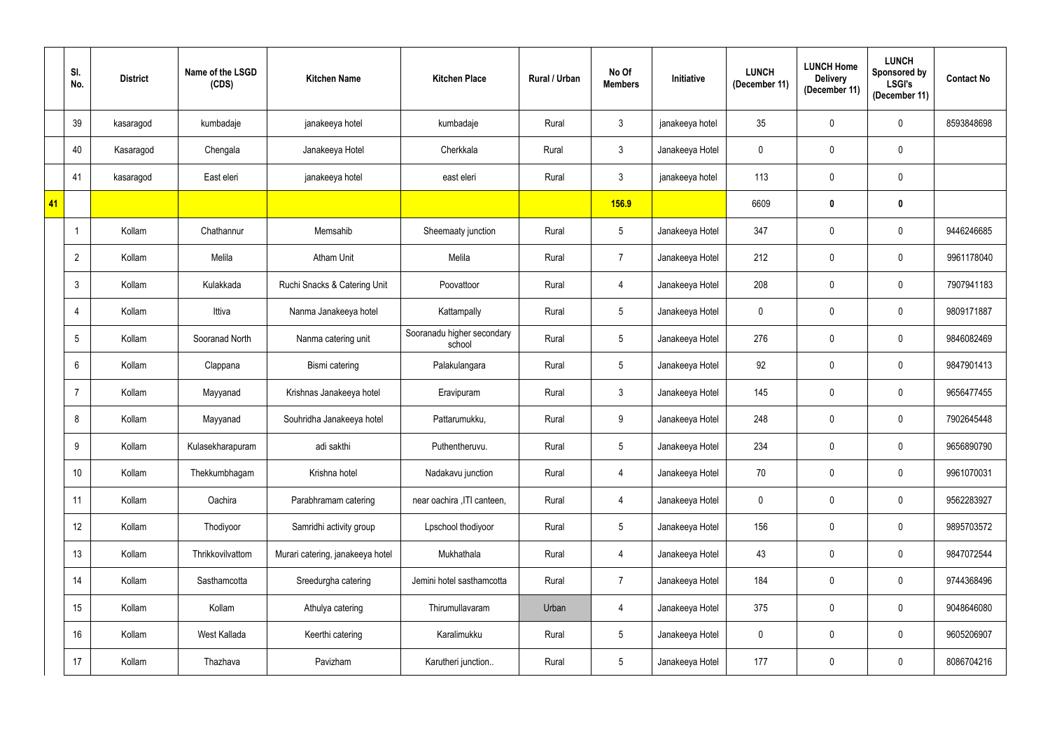|  | Sl. No. | District | Name of the LSGD (CDS) | Kitchen Name | Kitchen Place | Rural / Urban | No Of Members | Initiative | LUNCH (December 11) | LUNCH Home Delivery (December 11) | LUNCH Sponsored by LSGI's (December 11) | Contact No |
|---|---|---|---|---|---|---|---|---|---|---|---|---|
|  | 39 | kasaragod | kumbadaje | janakeeya hotel | kumbadaje | Rural | 3 | janakeeya hotel | 35 | 0 | 0 | 8593848698 |
|  | 40 | Kasaragod | Chengala | Janakeeya Hotel | Cherkkala | Rural | 3 | Janakeeya Hotel | 0 | 0 | 0 |  |
|  | 41 | kasaragod | East eleri | janakeeya hotel | east eleri | Rural | 3 | janakeeya hotel | 113 | 0 | 0 |  |
| 41 |  |  |  |  |  |  | 156.9 |  | 6609 | **0** | **0** |  |
|  | 1 | Kollam | Chathannur | Memsahib | Sheemaaty junction | Rural | 5 | Janakeeya Hotel | 347 | 0 | 0 | 9446246685 |
|  | 2 | Kollam | Melila | Atham Unit | Melila | Rural | 7 | Janakeeya Hotel | 212 | 0 | 0 | 9961178040 |
|  | 3 | Kollam | Kulakkada | Ruchi Snacks & Catering Unit | Poovattoor | Rural | 4 | Janakeeya Hotel | 208 | 0 | 0 | 7907941183 |
|  | 4 | Kollam | Ittiva | Nanma Janakeeya hotel | Kattampally | Rural | 5 | Janakeeya Hotel | 0 | 0 | 0 | 9809171887 |
|  | 5 | Kollam | Sooranad North | Nanma catering unit | Sooranadu higher secondary school | Rural | 5 | Janakeeya Hotel | 276 | 0 | 0 | 9846082469 |
|  | 6 | Kollam | Clappana | Bismi catering | Palakulangara | Rural | 5 | Janakeeya Hotel | 92 | 0 | 0 | 9847901413 |
|  | 7 | Kollam | Mayyanad | Krishnas Janakeeya hotel | Eravipuram | Rural | 3 | Janakeeya Hotel | 145 | 0 | 0 | 9656477455 |
|  | 8 | Kollam | Mayyanad | Souhridha Janakeeya hotel | Pattarumukku, | Rural | 9 | Janakeeya Hotel | 248 | 0 | 0 | 7902645448 |
|  | 9 | Kollam | Kulasekharapuram | adi sakthi | Puthentheruvu. | Rural | 5 | Janakeeya Hotel | 234 | 0 | 0 | 9656890790 |
|  | 10 | Kollam | Thekkumbhagam | Krishna hotel | Nadakavu junction | Rural | 4 | Janakeeya Hotel | 70 | 0 | 0 | 9961070031 |
|  | 11 | Kollam | Oachira | Parabhramam catering | near oachira ,ITI canteen, | Rural | 4 | Janakeeya Hotel | 0 | 0 | 0 | 9562283927 |
|  | 12 | Kollam | Thodiyoor | Samridhi activity group | Lpschool thodiyoor | Rural | 5 | Janakeeya Hotel | 156 | 0 | 0 | 9895703572 |
|  | 13 | Kollam | Thrikkovilvattom | Murari catering, janakeeya hotel | Mukhathala | Rural | 4 | Janakeeya Hotel | 43 | 0 | 0 | 9847072544 |
|  | 14 | Kollam | Sasthamcotta | Sreedurgha catering | Jemini hotel sasthamcotta | Rural | 7 | Janakeeya Hotel | 184 | 0 | 0 | 9744368496 |
|  | 15 | Kollam | Kollam | Athulya catering | Thirumullavaram | Urban | 4 | Janakeeya Hotel | 375 | 0 | 0 | 9048646080 |
|  | 16 | Kollam | West Kallada | Keerthi catering | Karalimukku | Rural | 5 | Janakeeya Hotel | 0 | 0 | 0 | 9605206907 |
|  | 17 | Kollam | Thazhava | Pavizham | Karutheri junction.. | Rural | 5 | Janakeeya Hotel | 177 | 0 | 0 | 8086704216 |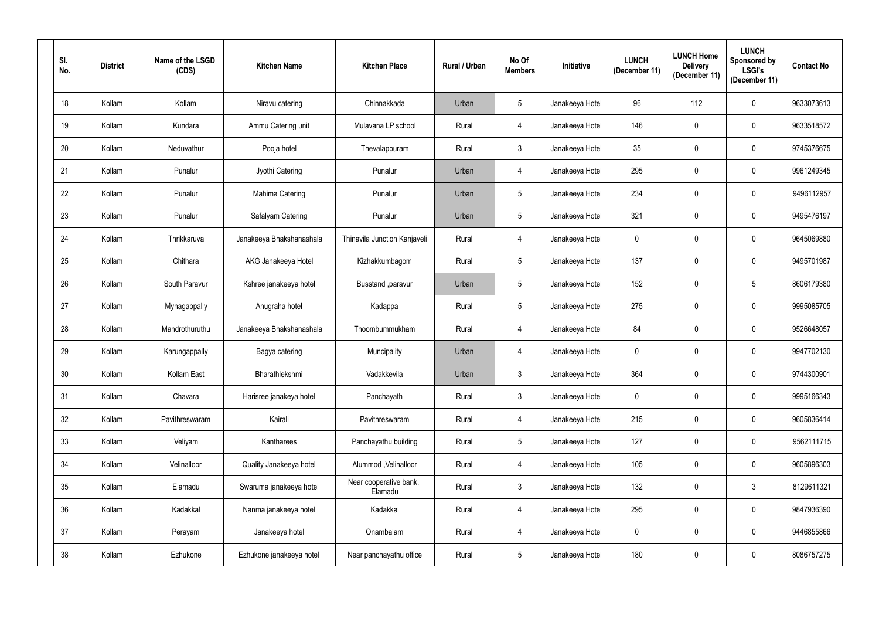| Sl. No. | District | Name of the LSGD (CDS) | Kitchen Name | Kitchen Place | Rural / Urban | No Of Members | Initiative | LUNCH (December 11) | LUNCH Home Delivery (December 11) | LUNCH Sponsored by LSGI's (December 11) | Contact No |
|---|---|---|---|---|---|---|---|---|---|---|---|
| 18 | Kollam | Kollam | Niravu catering | Chinnakkada | Urban | 5 | Janakeeya Hotel | 96 | 112 | 0 | 9633073613 |
| 19 | Kollam | Kundara | Ammu Catering unit | Mulavana LP school | Rural | 4 | Janakeeya Hotel | 146 | 0 | 0 | 9633518572 |
| 20 | Kollam | Neduvathur | Pooja hotel | Thevalappuram | Rural | 3 | Janakeeya Hotel | 35 | 0 | 0 | 9745376675 |
| 21 | Kollam | Punalur | Jyothi Catering | Punalur | Urban | 4 | Janakeeya Hotel | 295 | 0 | 0 | 9961249345 |
| 22 | Kollam | Punalur | Mahima Catering | Punalur | Urban | 5 | Janakeeya Hotel | 234 | 0 | 0 | 9496112957 |
| 23 | Kollam | Punalur | Safalyam Catering | Punalur | Urban | 5 | Janakeeya Hotel | 321 | 0 | 0 | 9495476197 |
| 24 | Kollam | Thrikkaruva | Janakeeya Bhakshanashala | Thinavila Junction Kanjaveli | Rural | 4 | Janakeeya Hotel | 0 | 0 | 0 | 9645069880 |
| 25 | Kollam | Chithara | AKG Janakeeya Hotel | Kizhakkumbagom | Rural | 5 | Janakeeya Hotel | 137 | 0 | 0 | 9495701987 |
| 26 | Kollam | South Paravur | Kshree janakeeya hotel | Busstand ,paravur | Urban | 5 | Janakeeya Hotel | 152 | 0 | 5 | 8606179380 |
| 27 | Kollam | Mynagappally | Anugraha hotel | Kadappa | Rural | 5 | Janakeeya Hotel | 275 | 0 | 0 | 9995085705 |
| 28 | Kollam | Mandrothuruthu | Janakeeya Bhakshanashala | Thoombummukham | Rural | 4 | Janakeeya Hotel | 84 | 0 | 0 | 9526648057 |
| 29 | Kollam | Karungappally | Bagya catering | Muncipality | Urban | 4 | Janakeeya Hotel | 0 | 0 | 0 | 9947702130 |
| 30 | Kollam | Kollam East | Bharathlekshmi | Vadakkevila | Urban | 3 | Janakeeya Hotel | 364 | 0 | 0 | 9744300901 |
| 31 | Kollam | Chavara | Harisree janakeya hotel | Panchayath | Rural | 3 | Janakeeya Hotel | 0 | 0 | 0 | 9995166343 |
| 32 | Kollam | Pavithreswaram | Kairali | Pavithreswaram | Rural | 4 | Janakeeya Hotel | 215 | 0 | 0 | 9605836414 |
| 33 | Kollam | Veliyam | Kantharees | Panchayathu building | Rural | 5 | Janakeeya Hotel | 127 | 0 | 0 | 9562111715 |
| 34 | Kollam | Velinalloor | Quality Janakeeya hotel | Alummod ,Velinalloor | Rural | 4 | Janakeeya Hotel | 105 | 0 | 0 | 9605896303 |
| 35 | Kollam | Elamadu | Swaruma janakeeya hotel | Near cooperative bank, Elamadu | Rural | 3 | Janakeeya Hotel | 132 | 0 | 3 | 8129611321 |
| 36 | Kollam | Kadakkal | Nanma janakeeya hotel | Kadakkal | Rural | 4 | Janakeeya Hotel | 295 | 0 | 0 | 9847936390 |
| 37 | Kollam | Perayam | Janakeeya hotel | Onambalam | Rural | 4 | Janakeeya Hotel | 0 | 0 | 0 | 9446855866 |
| 38 | Kollam | Ezhukone | Ezhukone janakeeya hotel | Near panchayathu office | Rural | 5 | Janakeeya Hotel | 180 | 0 | 0 | 8086757275 |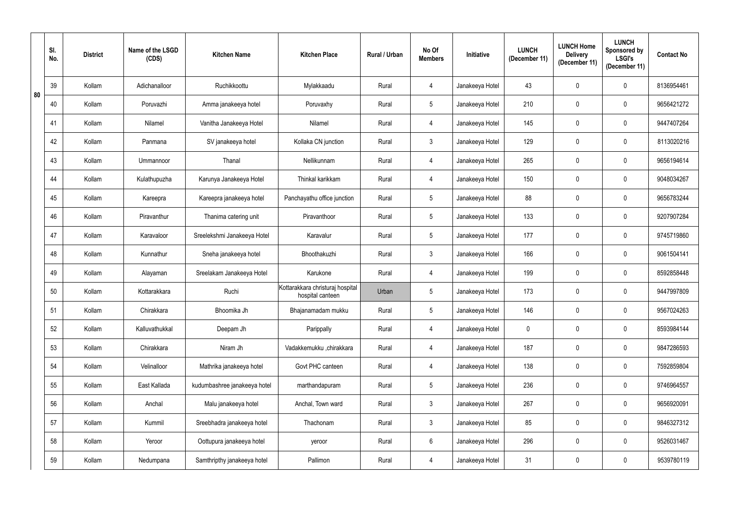| | Sl. No. | District | Name of the LSGD (CDS) | Kitchen Name | Kitchen Place | Rural / Urban | No Of Members | Initiative | LUNCH (December 11) | LUNCH Home Delivery (December 11) | LUNCH Sponsored by LSGI's (December 11) | Contact No |
|---|---|---|---|---|---|---|---|---|---|---|---|---|
| 80 | 39 | Kollam | Adichanalloor | Ruchikkoottu | Mylakkaadu | Rural | 4 | Janakeeya Hotel | 43 | 0 | 0 | 8136954461 |
| | 40 | Kollam | Poruvazhi | Amma janakeeya hotel | Poruvaxhy | Rural | 5 | Janakeeya Hotel | 210 | 0 | 0 | 9656421272 |
| | 41 | Kollam | Nilamel | Vanitha Janakeeya Hotel | Nilamel | Rural | 4 | Janakeeya Hotel | 145 | 0 | 0 | 9447407264 |
| | 42 | Kollam | Panmana | SV janakeeya hotel | Kollaka CN junction | Rural | 3 | Janakeeya Hotel | 129 | 0 | 0 | 8113020216 |
| | 43 | Kollam | Ummannoor | Thanal | Nellikunnam | Rural | 4 | Janakeeya Hotel | 265 | 0 | 0 | 9656194614 |
| | 44 | Kollam | Kulathupuzha | Karunya Janakeeya Hotel | Thinkal karikkam | Rural | 4 | Janakeeya Hotel | 150 | 0 | 0 | 9048034267 |
| | 45 | Kollam | Kareepra | Kareepra janakeeya hotel | Panchayathu office junction | Rural | 5 | Janakeeya Hotel | 88 | 0 | 0 | 9656783244 |
| | 46 | Kollam | Piravanthur | Thanima catering unit | Piravanthoor | Rural | 5 | Janakeeya Hotel | 133 | 0 | 0 | 9207907284 |
| | 47 | Kollam | Karavaloor | Sreelekshmi Janakeeya Hotel | Karavalur | Rural | 5 | Janakeeya Hotel | 177 | 0 | 0 | 9745719860 |
| | 48 | Kollam | Kunnathur | Sneha janakeeya hotel | Bhoothakuzhi | Rural | 3 | Janakeeya Hotel | 166 | 0 | 0 | 9061504141 |
| | 49 | Kollam | Alayaman | Sreelakam Janakeeya Hotel | Karukone | Rural | 4 | Janakeeya Hotel | 199 | 0 | 0 | 8592858448 |
| | 50 | Kollam | Kottarakkara | Ruchi | Kottarakkara christuraj hospital hospital canteen | Urban | 5 | Janakeeya Hotel | 173 | 0 | 0 | 9447997809 |
| | 51 | Kollam | Chirakkara | Bhoomika Jh | Bhajanamadam mukku | Rural | 5 | Janakeeya Hotel | 146 | 0 | 0 | 9567024263 |
| | 52 | Kollam | Kalluvathukkal | Deepam Jh | Parippally | Rural | 4 | Janakeeya Hotel | 0 | 0 | 0 | 8593984144 |
| | 53 | Kollam | Chirakkara | Niram Jh | Vadakkemukku ,chirakkara | Rural | 4 | Janakeeya Hotel | 187 | 0 | 0 | 9847286593 |
| | 54 | Kollam | Velinalloor | Mathrika janakeeya hotel | Govt PHC canteen | Rural | 4 | Janakeeya Hotel | 138 | 0 | 0 | 7592859804 |
| | 55 | Kollam | East Kallada | kudumbashree janakeeya hotel | marthandapuram | Rural | 5 | Janakeeya Hotel | 236 | 0 | 0 | 9746964557 |
| | 56 | Kollam | Anchal | Malu janakeeya hotel | Anchal, Town ward | Rural | 3 | Janakeeya Hotel | 267 | 0 | 0 | 9656920091 |
| | 57 | Kollam | Kummil | Sreebhadra janakeeya hotel | Thachonam | Rural | 3 | Janakeeya Hotel | 85 | 0 | 0 | 9846327312 |
| | 58 | Kollam | Yeroor | Oottupura janakeeya hotel | yeroor | Rural | 6 | Janakeeya Hotel | 296 | 0 | 0 | 9526031467 |
| | 59 | Kollam | Nedumpana | Samthripthy janakeeya hotel | Pallimon | Rural | 4 | Janakeeya Hotel | 31 | 0 | 0 | 9539780119 |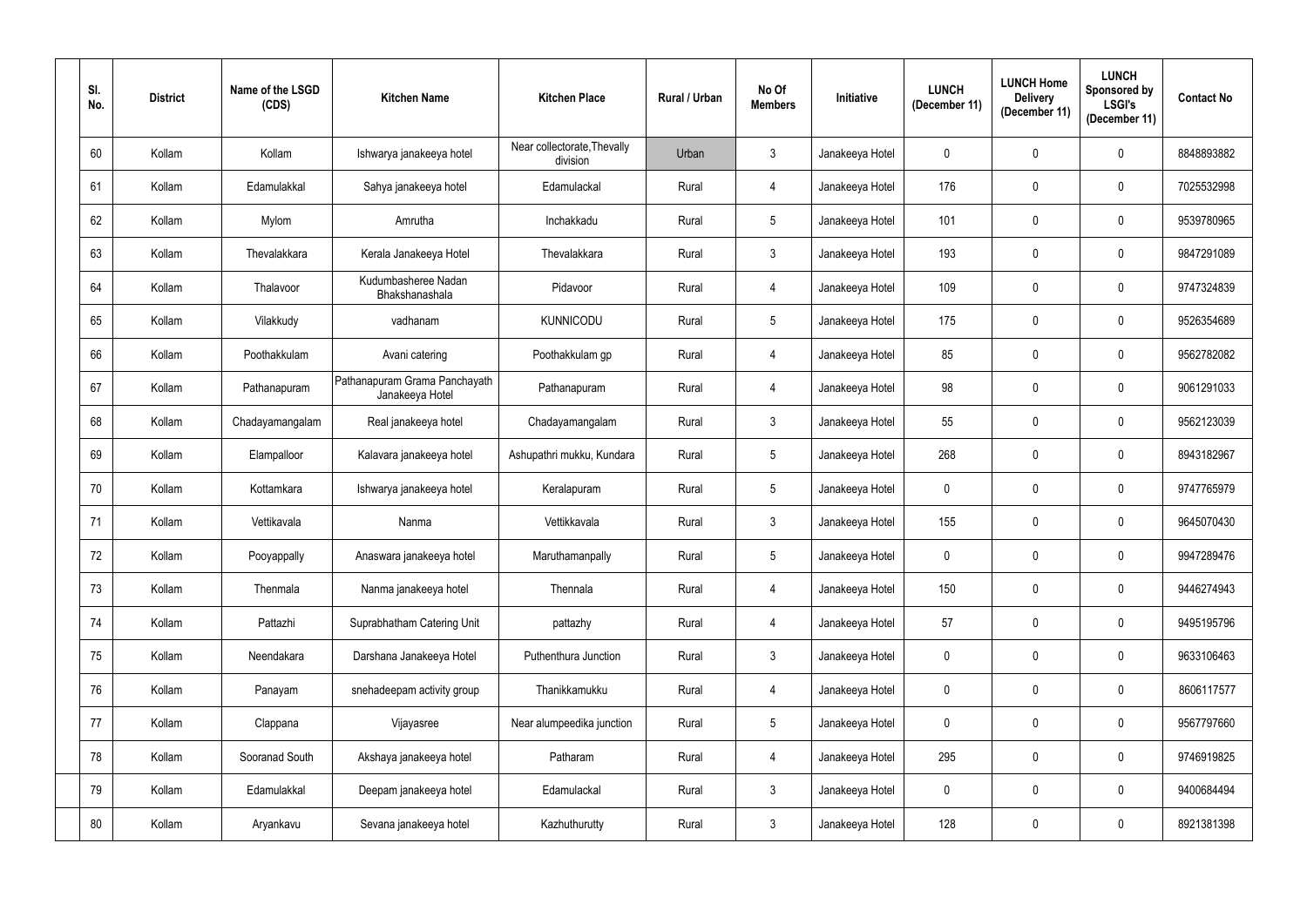| Sl. No. | District | Name of the LSGD (CDS) | Kitchen Name | Kitchen Place | Rural / Urban | No Of Members | Initiative | LUNCH (December 11) | LUNCH Home Delivery (December 11) | LUNCH Sponsored by LSGI's (December 11) | Contact No |
|---|---|---|---|---|---|---|---|---|---|---|---|
| 60 | Kollam | Kollam | Ishwarya janakeeya hotel | Near collectorate,Thevally division | Urban | 3 | Janakeeya Hotel | 0 | 0 | 0 | 8848893882 |
| 61 | Kollam | Edamulakkal | Sahya janakeeya hotel | Edamulackal | Rural | 4 | Janakeeya Hotel | 176 | 0 | 0 | 7025532998 |
| 62 | Kollam | Mylom | Amrutha | Inchakkadu | Rural | 5 | Janakeeya Hotel | 101 | 0 | 0 | 9539780965 |
| 63 | Kollam | Thevalakkara | Kerala Janakeeya Hotel | Thevalakkara | Rural | 3 | Janakeeya Hotel | 193 | 0 | 0 | 9847291089 |
| 64 | Kollam | Thalavoor | Kudumbasheree Nadan Bhakshanashala | Pidavoor | Rural | 4 | Janakeeya Hotel | 109 | 0 | 0 | 9747324839 |
| 65 | Kollam | Vilakkudy | vadhanam | KUNNICODU | Rural | 5 | Janakeeya Hotel | 175 | 0 | 0 | 9526354689 |
| 66 | Kollam | Poothakkulam | Avani catering | Poothakkulam gp | Rural | 4 | Janakeeya Hotel | 85 | 0 | 0 | 9562782082 |
| 67 | Kollam | Pathanapuram | Pathanapuram Grama Panchayath Janakeeya Hotel | Pathanapuram | Rural | 4 | Janakeeya Hotel | 98 | 0 | 0 | 9061291033 |
| 68 | Kollam | Chadayamangalam | Real janakeeya hotel | Chadayamangalam | Rural | 3 | Janakeeya Hotel | 55 | 0 | 0 | 9562123039 |
| 69 | Kollam | Elampalloor | Kalavara janakeeya hotel | Ashupathri mukku, Kundara | Rural | 5 | Janakeeya Hotel | 268 | 0 | 0 | 8943182967 |
| 70 | Kollam | Kottamkara | Ishwarya janakeeya hotel | Keralapuram | Rural | 5 | Janakeeya Hotel | 0 | 0 | 0 | 9747765979 |
| 71 | Kollam | Vettikavala | Nanma | Vettikkavala | Rural | 3 | Janakeeya Hotel | 155 | 0 | 0 | 9645070430 |
| 72 | Kollam | Pooyappally | Anaswara janakeeya hotel | Maruthamanpally | Rural | 5 | Janakeeya Hotel | 0 | 0 | 0 | 9947289476 |
| 73 | Kollam | Thenmala | Nanma janakeeya hotel | Thennala | Rural | 4 | Janakeeya Hotel | 150 | 0 | 0 | 9446274943 |
| 74 | Kollam | Pattazhi | Suprabhatham Catering Unit | pattazhy | Rural | 4 | Janakeeya Hotel | 57 | 0 | 0 | 9495195796 |
| 75 | Kollam | Neendakara | Darshana Janakeeya Hotel | Puthenthura Junction | Rural | 3 | Janakeeya Hotel | 0 | 0 | 0 | 9633106463 |
| 76 | Kollam | Panayam | snehadeepam activity group | Thanikkamukku | Rural | 4 | Janakeeya Hotel | 0 | 0 | 0 | 8606117577 |
| 77 | Kollam | Clappana | Vijayasree | Near alumpeedika junction | Rural | 5 | Janakeeya Hotel | 0 | 0 | 0 | 9567797660 |
| 78 | Kollam | Sooranad South | Akshaya janakeeya hotel | Patharam | Rural | 4 | Janakeeya Hotel | 295 | 0 | 0 | 9746919825 |
| 79 | Kollam | Edamulakkal | Deepam janakeeya hotel | Edamulackal | Rural | 3 | Janakeeya Hotel | 0 | 0 | 0 | 9400684494 |
| 80 | Kollam | Aryankavu | Sevana janakeeya hotel | Kazhuthurutty | Rural | 3 | Janakeeya Hotel | 128 | 0 | 0 | 8921381398 |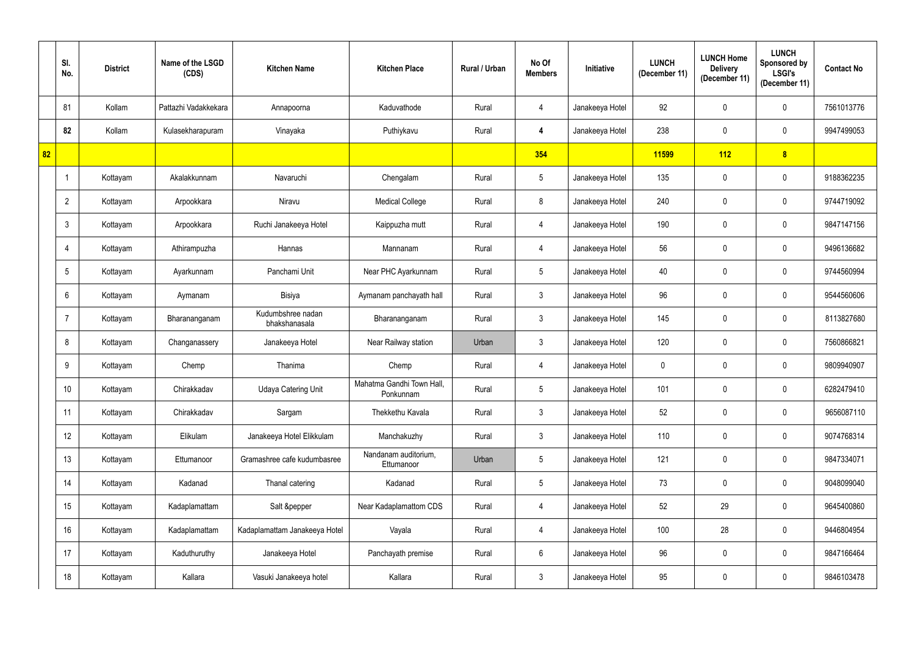| | Sl. No. | District | Name of the LSGD (CDS) | Kitchen Name | Kitchen Place | Rural / Urban | No Of Members | Initiative | LUNCH (December 11) | LUNCH Home Delivery (December 11) | LUNCH Sponsored by LSGI's (December 11) | Contact No |
|---|---|---|---|---|---|---|---|---|---|---|---|---|
| | 81 | Kollam | Pattazhi Vadakkekara | Annapoorna | Kaduvathode | Rural | 4 | Janakeeya Hotel | 92 | 0 | 0 | 7561013776 |
| | **82** | Kollam | Kulasekharapuram | Vinayaka | Puthiykavu | Rural | **4** | Janakeeya Hotel | 238 | 0 | 0 | 9947499053 |
| **82** | | | | | | | **354** | | **11599** | **112** | **8** | |
| | 1 | Kottayam | Akalakkunnam | Navaruchi | Chengalam | Rural | 5 | Janakeeya Hotel | 135 | 0 | 0 | 9188362235 |
| | 2 | Kottayam | Arpookkara | Niravu | Medical College | Rural | 8 | Janakeeya Hotel | 240 | 0 | 0 | 9744719092 |
| | 3 | Kottayam | Arpookkara | Ruchi Janakeeya Hotel | Kaippuzha mutt | Rural | 4 | Janakeeya Hotel | 190 | 0 | 0 | 9847147156 |
| | 4 | Kottayam | Athirampuzha | Hannas | Mannanam | Rural | 4 | Janakeeya Hotel | 56 | 0 | 0 | 9496136682 |
| | 5 | Kottayam | Ayarkunnam | Panchami Unit | Near PHC Ayarkunnam | Rural | 5 | Janakeeya Hotel | 40 | 0 | 0 | 9744560994 |
| | 6 | Kottayam | Aymanam | Bisiya | Aymanam panchayath hall | Rural | 3 | Janakeeya Hotel | 96 | 0 | 0 | 9544560606 |
| | 7 | Kottayam | Bharananganam | Kudumbshree nadan bhakshanasala | Bharananganam | Rural | 3 | Janakeeya Hotel | 145 | 0 | 0 | 8113827680 |
| | 8 | Kottayam | Changanassery | Janakeeya Hotel | Near Railway station | Urban | 3 | Janakeeya Hotel | 120 | 0 | 0 | 7560866821 |
| | 9 | Kottayam | Chemp | Thanima | Chemp | Rural | 4 | Janakeeya Hotel | 0 | 0 | 0 | 9809940907 |
| | 10 | Kottayam | Chirakkadav | Udaya Catering Unit | Mahatma Gandhi Town Hall, Ponkunnam | Rural | 5 | Janakeeya Hotel | 101 | 0 | 0 | 6282479410 |
| | 11 | Kottayam | Chirakkadav | Sargam | Thekkethu Kavala | Rural | 3 | Janakeeya Hotel | 52 | 0 | 0 | 9656087110 |
| | 12 | Kottayam | Elikulam | Janakeeya Hotel Elikkulam | Manchakuzhy | Rural | 3 | Janakeeya Hotel | 110 | 0 | 0 | 9074768314 |
| | 13 | Kottayam | Ettumanoor | Gramashree cafe kudumbasree | Nandanam auditorium, Ettumanoor | Urban | 5 | Janakeeya Hotel | 121 | 0 | 0 | 9847334071 |
| | 14 | Kottayam | Kadanad | Thanal catering | Kadanad | Rural | 5 | Janakeeya Hotel | 73 | 0 | 0 | 9048099040 |
| | 15 | Kottayam | Kadaplamattam | Salt &pepper | Near Kadaplamattom CDS | Rural | 4 | Janakeeya Hotel | 52 | 29 | 0 | 9645400860 |
| | 16 | Kottayam | Kadaplamattam | Kadaplamattam Janakeeya Hotel | Vayala | Rural | 4 | Janakeeya Hotel | 100 | 28 | 0 | 9446804954 |
| | 17 | Kottayam | Kaduthuruthy | Janakeeya Hotel | Panchayath premise | Rural | 6 | Janakeeya Hotel | 96 | 0 | 0 | 9847166464 |
| | 18 | Kottayam | Kallara | Vasuki Janakeeya hotel | Kallara | Rural | 3 | Janakeeya Hotel | 95 | 0 | 0 | 9846103478 |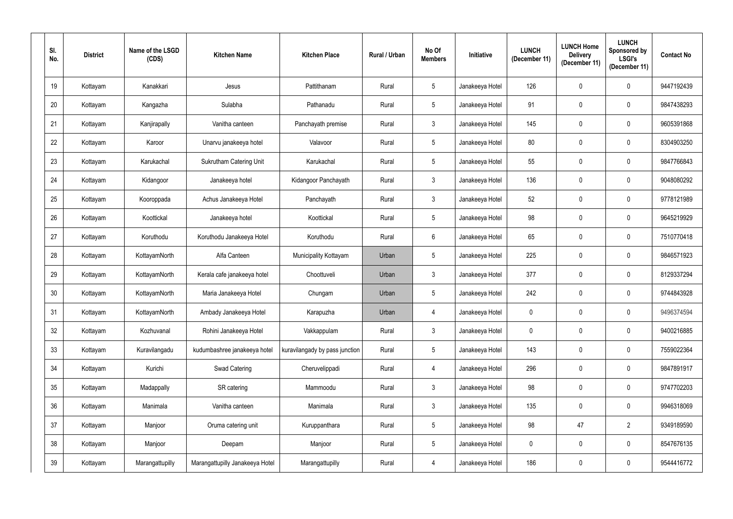| Sl. No. | District | Name of the LSGD (CDS) | Kitchen Name | Kitchen Place | Rural / Urban | No Of Members | Initiative | LUNCH (December 11) | LUNCH Home Delivery (December 11) | LUNCH Sponsored by LSGI's (December 11) | Contact No |
|---|---|---|---|---|---|---|---|---|---|---|---|
| 19 | Kottayam | Kanakkari | Jesus | Pattithanam | Rural | 5 | Janakeeya Hotel | 126 | 0 | 0 | 9447192439 |
| 20 | Kottayam | Kangazha | Sulabha | Pathanadu | Rural | 5 | Janakeeya Hotel | 91 | 0 | 0 | 9847438293 |
| 21 | Kottayam | Kanjirapally | Vanitha canteen | Panchayath premise | Rural | 3 | Janakeeya Hotel | 145 | 0 | 0 | 9605391868 |
| 22 | Kottayam | Karoor | Unarvu janakeeya hotel | Valavoor | Rural | 5 | Janakeeya Hotel | 80 | 0 | 0 | 8304903250 |
| 23 | Kottayam | Karukachal | Sukrutham Catering Unit | Karukachal | Rural | 5 | Janakeeya Hotel | 55 | 0 | 0 | 9847766843 |
| 24 | Kottayam | Kidangoor | Janakeeya hotel | Kidangoor Panchayath | Rural | 3 | Janakeeya Hotel | 136 | 0 | 0 | 9048080292 |
| 25 | Kottayam | Kooroppada | Achus Janakeeya Hotel | Panchayath | Rural | 3 | Janakeeya Hotel | 52 | 0 | 0 | 9778121989 |
| 26 | Kottayam | Koottickal | Janakeeya hotel | Koottickal | Rural | 5 | Janakeeya Hotel | 98 | 0 | 0 | 9645219929 |
| 27 | Kottayam | Koruthodu | Koruthodu Janakeeya Hotel | Koruthodu | Rural | 6 | Janakeeya Hotel | 65 | 0 | 0 | 7510770418 |
| 28 | Kottayam | KottayamNorth | Alfa Canteen | Municipality Kottayam | Urban | 5 | Janakeeya Hotel | 225 | 0 | 0 | 9846571923 |
| 29 | Kottayam | KottayamNorth | Kerala cafe janakeeya hotel | Choottuveli | Urban | 3 | Janakeeya Hotel | 377 | 0 | 0 | 8129337294 |
| 30 | Kottayam | KottayamNorth | Maria Janakeeya Hotel | Chungam | Urban | 5 | Janakeeya Hotel | 242 | 0 | 0 | 9744843928 |
| 31 | Kottayam | KottayamNorth | Ambady Janakeeya Hotel | Karapuzha | Urban | 4 | Janakeeya Hotel | 0 | 0 | 0 | 9496374594 |
| 32 | Kottayam | Kozhuvanal | Rohini Janakeeya Hotel | Vakkappulam | Rural | 3 | Janakeeya Hotel | 0 | 0 | 0 | 9400216885 |
| 33 | Kottayam | Kuravilangadu | kudumbashree janakeeya hotel | kuravilangady by pass junction | Rural | 5 | Janakeeya Hotel | 143 | 0 | 0 | 7559022364 |
| 34 | Kottayam | Kurichi | Swad Catering | Cheruvelippadi | Rural | 4 | Janakeeya Hotel | 296 | 0 | 0 | 9847891917 |
| 35 | Kottayam | Madappally | SR catering | Mammoodu | Rural | 3 | Janakeeya Hotel | 98 | 0 | 0 | 9747702203 |
| 36 | Kottayam | Manimala | Vanitha canteen | Manimala | Rural | 3 | Janakeeya Hotel | 135 | 0 | 0 | 9946318069 |
| 37 | Kottayam | Manjoor | Oruma catering unit | Kuruppanthara | Rural | 5 | Janakeeya Hotel | 98 | 47 | 2 | 9349189590 |
| 38 | Kottayam | Manjoor | Deepam | Manjoor | Rural | 5 | Janakeeya Hotel | 0 | 0 | 0 | 8547676135 |
| 39 | Kottayam | Marangattupilly | Marangattupilly Janakeeya Hotel | Marangattupilly | Rural | 4 | Janakeeya Hotel | 186 | 0 | 0 | 9544416772 |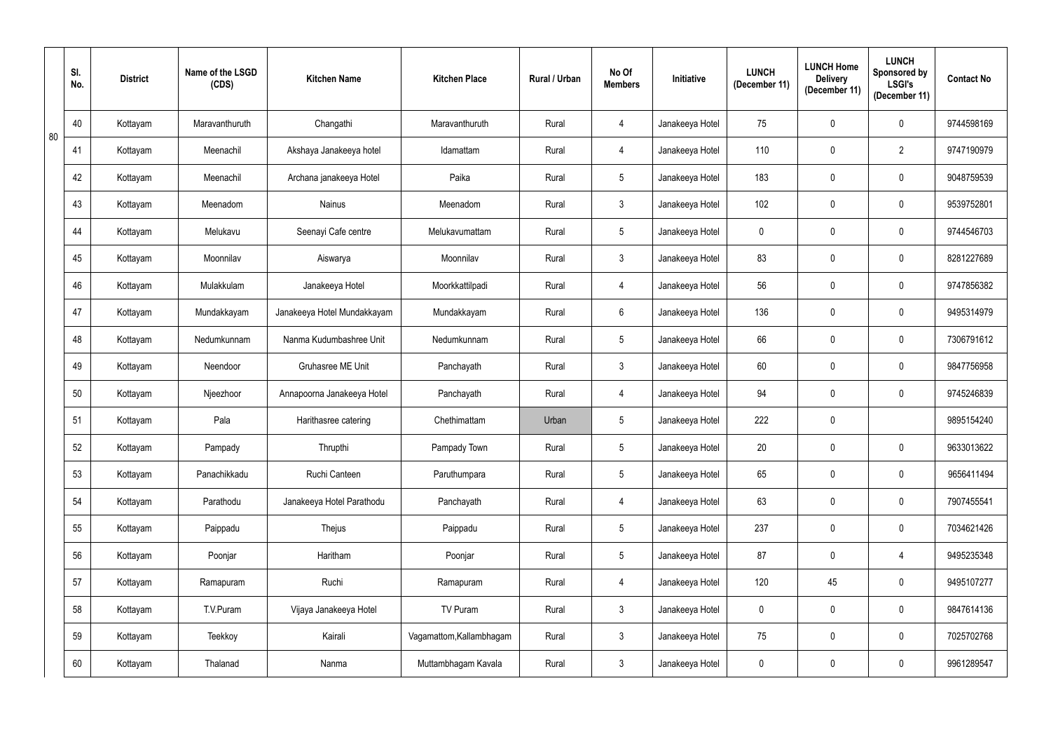| | Sl. No. | District | Name of the LSGD (CDS) | Kitchen Name | Kitchen Place | Rural / Urban | No Of Members | Initiative | LUNCH (December 11) | LUNCH Home Delivery (December 11) | LUNCH Sponsored by LSGI's (December 11) | Contact No |
|---|---|---|---|---|---|---|---|---|---|---|---|---|
| 80 | 40 | Kottayam | Maravanthuruth | Changathi | Maravanthuruth | Rural | 4 | Janakeeya Hotel | 75 | 0 | 0 | 9744598169 |
| | 41 | Kottayam | Meenachil | Akshaya Janakeeya hotel | Idamattam | Rural | 4 | Janakeeya Hotel | 110 | 0 | 2 | 9747190979 |
| | 42 | Kottayam | Meenachil | Archana janakeeya Hotel | Paika | Rural | 5 | Janakeeya Hotel | 183 | 0 | 0 | 9048759539 |
| | 43 | Kottayam | Meenadom | Nainus | Meenadom | Rural | 3 | Janakeeya Hotel | 102 | 0 | 0 | 9539752801 |
| | 44 | Kottayam | Melukavu | Seenayi Cafe centre | Melukavumattam | Rural | 5 | Janakeeya Hotel | 0 | 0 | 0 | 9744546703 |
| | 45 | Kottayam | Moonnilav | Aiswarya | Moonnilav | Rural | 3 | Janakeeya Hotel | 83 | 0 | 0 | 8281227689 |
| | 46 | Kottayam | Mulakkulam | Janakeeya Hotel | Moorkkattilpadi | Rural | 4 | Janakeeya Hotel | 56 | 0 | 0 | 9747856382 |
| | 47 | Kottayam | Mundakkayam | Janakeeya Hotel Mundakkayam | Mundakkayam | Rural | 6 | Janakeeya Hotel | 136 | 0 | 0 | 9495314979 |
| | 48 | Kottayam | Nedumkunnam | Nanma Kudumbashree Unit | Nedumkunnam | Rural | 5 | Janakeeya Hotel | 66 | 0 | 0 | 7306791612 |
| | 49 | Kottayam | Neendoor | Gruhasree ME Unit | Panchayath | Rural | 3 | Janakeeya Hotel | 60 | 0 | 0 | 9847756958 |
| | 50 | Kottayam | Njeezhoor | Annapoorna Janakeeya Hotel | Panchayath | Rural | 4 | Janakeeya Hotel | 94 | 0 | 0 | 9745246839 |
| | 51 | Kottayam | Pala | Harithasree catering | Chethimattam | Urban | 5 | Janakeeya Hotel | 222 | 0 | | 9895154240 |
| | 52 | Kottayam | Pampady | Thrupthi | Pampady Town | Rural | 5 | Janakeeya Hotel | 20 | 0 | 0 | 9633013622 |
| | 53 | Kottayam | Panachikkadu | Ruchi Canteen | Paruthumpara | Rural | 5 | Janakeeya Hotel | 65 | 0 | 0 | 9656411494 |
| | 54 | Kottayam | Parathodu | Janakeeya Hotel Parathodu | Panchayath | Rural | 4 | Janakeeya Hotel | 63 | 0 | 0 | 7907455541 |
| | 55 | Kottayam | Paippadu | Thejus | Paippadu | Rural | 5 | Janakeeya Hotel | 237 | 0 | 0 | 7034621426 |
| | 56 | Kottayam | Poonjar | Haritham | Poonjar | Rural | 5 | Janakeeya Hotel | 87 | 0 | 4 | 9495235348 |
| | 57 | Kottayam | Ramapuram | Ruchi | Ramapuram | Rural | 4 | Janakeeya Hotel | 120 | 45 | 0 | 9495107277 |
| | 58 | Kottayam | T.V.Puram | Vijaya Janakeeya Hotel | TV Puram | Rural | 3 | Janakeeya Hotel | 0 | 0 | 0 | 9847614136 |
| | 59 | Kottayam | Teekkoy | Kairali | Vagamattom,Kallambhagam | Rural | 3 | Janakeeya Hotel | 75 | 0 | 0 | 7025702768 |
| | 60 | Kottayam | Thalanad | Nanma | Muttambhagam Kavala | Rural | 3 | Janakeeya Hotel | 0 | 0 | 0 | 9961289547 |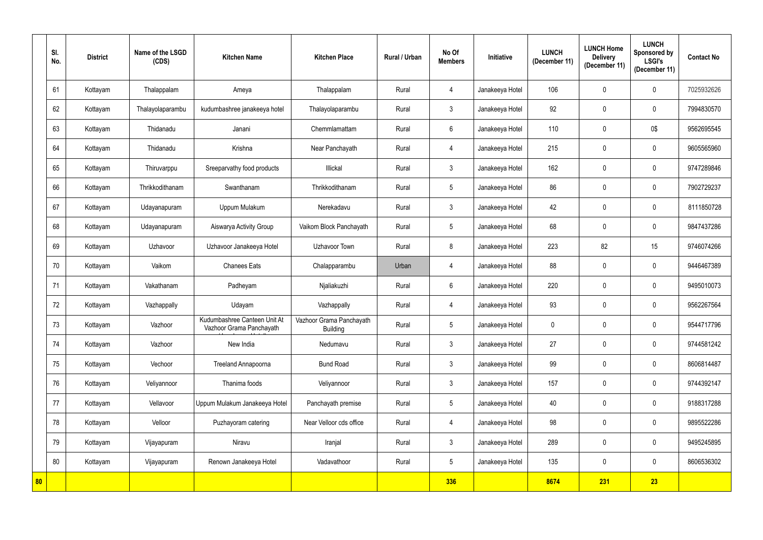| Sl. No. | District | Name of the LSGD (CDS) | Kitchen Name | Kitchen Place | Rural / Urban | No Of Members | Initiative | LUNCH (December 11) | LUNCH Home Delivery (December 11) | LUNCH Sponsored by LSGI's (December 11) | Contact No |
|---|---|---|---|---|---|---|---|---|---|---|---|
| 61 | Kottayam | Thalappalam | Ameya | Thalappalam | Rural | 4 | Janakeeya Hotel | 106 | 0 | 0 | 7025932626 |
| 62 | Kottayam | Thalayolaparambu | kudumbashree janakeeya hotel | Thalayolaparambu | Rural | 3 | Janakeeya Hotel | 92 | 0 | 0 | 7994830570 |
| 63 | Kottayam | Thidanadu | Janani | Chemmlamattam | Rural | 6 | Janakeeya Hotel | 110 | 0 | 0$ | 9562695545 |
| 64 | Kottayam | Thidanadu | Krishna | Near Panchayath | Rural | 4 | Janakeeya Hotel | 215 | 0 | 0 | 9605565960 |
| 65 | Kottayam | Thiruvarppu | Sreeparvathy food products | Illickal | Rural | 3 | Janakeeya Hotel | 162 | 0 | 0 | 9747289846 |
| 66 | Kottayam | Thrikkodithanam | Swanthanam | Thrikkodithanam | Rural | 5 | Janakeeya Hotel | 86 | 0 | 0 | 7902729237 |
| 67 | Kottayam | Udayanapuram | Uppum Mulakum | Nerekadavu | Rural | 3 | Janakeeya Hotel | 42 | 0 | 0 | 8111850728 |
| 68 | Kottayam | Udayanapuram | Aiswarya Activity Group | Vaikom Block Panchayath | Rural | 5 | Janakeeya Hotel | 68 | 0 | 0 | 9847437286 |
| 69 | Kottayam | Uzhavoor | Uzhavoor Janakeeya Hotel | Uzhavoor Town | Rural | 8 | Janakeeya Hotel | 223 | 82 | 15 | 9746074266 |
| 70 | Kottayam | Vaikom | Chanees Eats | Chalapparambu | Urban | 4 | Janakeeya Hotel | 88 | 0 | 0 | 9446467389 |
| 71 | Kottayam | Vakathanam | Padheyam | Njaliakuzhi | Rural | 6 | Janakeeya Hotel | 220 | 0 | 0 | 9495010073 |
| 72 | Kottayam | Vazhappally | Udayam | Vazhappally | Rural | 4 | Janakeeya Hotel | 93 | 0 | 0 | 9562267564 |
| 73 | Kottayam | Vazhoor | Kudumbashree Canteen Unit At Vazhoor Grama Panchayath | Vazhoor Grama Panchayath Building | Rural | 5 | Janakeeya Hotel | 0 | 0 | 0 | 9544717796 |
| 74 | Kottayam | Vazhoor | New India | Nedumavu | Rural | 3 | Janakeeya Hotel | 27 | 0 | 0 | 9744581242 |
| 75 | Kottayam | Vechoor | Treeland Annapoorna | Bund Road | Rural | 3 | Janakeeya Hotel | 99 | 0 | 0 | 8606814487 |
| 76 | Kottayam | Veliyannoor | Thanima foods | Veliyannoor | Rural | 3 | Janakeeya Hotel | 157 | 0 | 0 | 9744392147 |
| 77 | Kottayam | Vellavoor | Uppum Mulakum Janakeeya Hotel | Panchayath premise | Rural | 5 | Janakeeya Hotel | 40 | 0 | 0 | 9188317288 |
| 78 | Kottayam | Velloor | Puzhayoram catering | Near Velloor cds office | Rural | 4 | Janakeeya Hotel | 98 | 0 | 0 | 9895522286 |
| 79 | Kottayam | Vijayapuram | Niravu | Iranjal | Rural | 3 | Janakeeya Hotel | 289 | 0 | 0 | 9495245895 |
| 80 | Kottayam | Vijayapuram | Renown Janakeeya Hotel | Vadavathoor | Rural | 5 | Janakeeya Hotel | 135 | 0 | 0 | 8606536302 |
| **80** | | | | | | **336** | | **8674** | **231** | **23** | |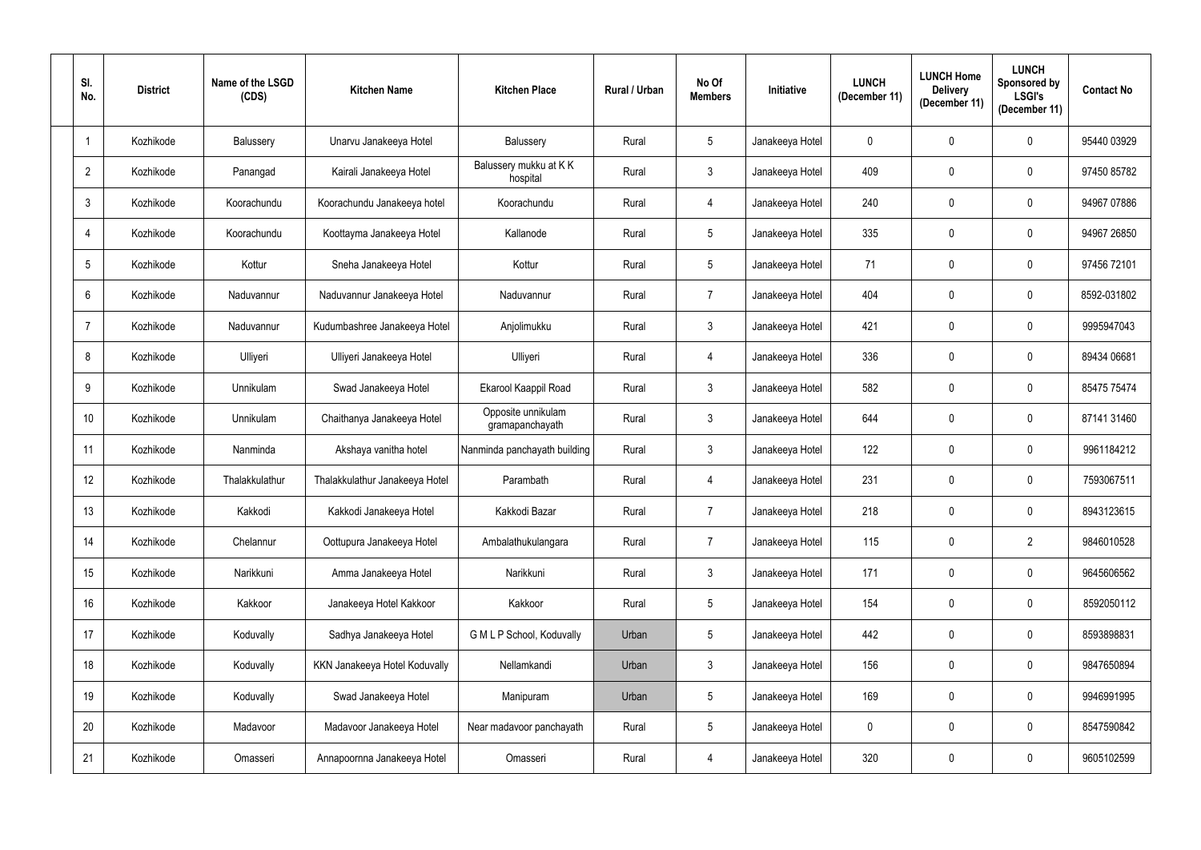| Sl. No. | District | Name of the LSGD (CDS) | Kitchen Name | Kitchen Place | Rural / Urban | No Of Members | Initiative | LUNCH (December 11) | LUNCH Home Delivery (December 11) | LUNCH Sponsored by LSGI's (December 11) | Contact No |
|---|---|---|---|---|---|---|---|---|---|---|---|
| 1 | Kozhikode | Balussery | Unarvu Janakeeya Hotel | Balussery | Rural | 5 | Janakeeya Hotel | 0 | 0 | 0 | 95440 03929 |
| 2 | Kozhikode | Panangad | Kairali Janakeeya Hotel | Balussery mukku at K K hospital | Rural | 3 | Janakeeya Hotel | 409 | 0 | 0 | 97450 85782 |
| 3 | Kozhikode | Koorachundu | Koorachundu Janakeeya hotel | Koorachundu | Rural | 4 | Janakeeya Hotel | 240 | 0 | 0 | 94967 07886 |
| 4 | Kozhikode | Koorachundu | Koottayma Janakeeya Hotel | Kallanode | Rural | 5 | Janakeeya Hotel | 335 | 0 | 0 | 94967 26850 |
| 5 | Kozhikode | Kottur | Sneha Janakeeya Hotel | Kottur | Rural | 5 | Janakeeya Hotel | 71 | 0 | 0 | 97456 72101 |
| 6 | Kozhikode | Naduvannur | Naduvannur Janakeeya Hotel | Naduvannur | Rural | 7 | Janakeeya Hotel | 404 | 0 | 0 | 8592-031802 |
| 7 | Kozhikode | Naduvannur | Kudumbashree Janakeeya Hotel | Anjolimukku | Rural | 3 | Janakeeya Hotel | 421 | 0 | 0 | 9995947043 |
| 8 | Kozhikode | Ulliyeri | Ulliyeri Janakeeya Hotel | Ulliyeri | Rural | 4 | Janakeeya Hotel | 336 | 0 | 0 | 89434 06681 |
| 9 | Kozhikode | Unnikulam | Swad Janakeeya Hotel | Ekarool Kaappil Road | Rural | 3 | Janakeeya Hotel | 582 | 0 | 0 | 85475 75474 |
| 10 | Kozhikode | Unnikulam | Chaithanya Janakeeya Hotel | Opposite unnikulam gramapanchayath | Rural | 3 | Janakeeya Hotel | 644 | 0 | 0 | 87141 31460 |
| 11 | Kozhikode | Nanminda | Akshaya vanitha hotel | Nanminda panchayath building | Rural | 3 | Janakeeya Hotel | 122 | 0 | 0 | 9961184212 |
| 12 | Kozhikode | Thalakkulathur | Thalakkulathur Janakeeya Hotel | Parambath | Rural | 4 | Janakeeya Hotel | 231 | 0 | 0 | 7593067511 |
| 13 | Kozhikode | Kakkodi | Kakkodi Janakeeya Hotel | Kakkodi Bazar | Rural | 7 | Janakeeya Hotel | 218 | 0 | 0 | 8943123615 |
| 14 | Kozhikode | Chelannur | Oottupura Janakeeya Hotel | Ambalathukulangara | Rural | 7 | Janakeeya Hotel | 115 | 0 | 2 | 9846010528 |
| 15 | Kozhikode | Narikkuni | Amma Janakeeya Hotel | Narikkuni | Rural | 3 | Janakeeya Hotel | 171 | 0 | 0 | 9645606562 |
| 16 | Kozhikode | Kakkoor | Janakeeya Hotel Kakkoor | Kakkoor | Rural | 5 | Janakeeya Hotel | 154 | 0 | 0 | 8592050112 |
| 17 | Kozhikode | Koduvally | Sadhya Janakeeya Hotel | G M L P School, Koduvally | Urban | 5 | Janakeeya Hotel | 442 | 0 | 0 | 8593898831 |
| 18 | Kozhikode | Koduvally | KKN Janakeeya Hotel Koduvally | Nellamkandi | Urban | 3 | Janakeeya Hotel | 156 | 0 | 0 | 9847650894 |
| 19 | Kozhikode | Koduvally | Swad Janakeeya Hotel | Manipuram | Urban | 5 | Janakeeya Hotel | 169 | 0 | 0 | 9946991995 |
| 20 | Kozhikode | Madavoor | Madavoor Janakeeya Hotel | Near madavoor panchayath | Rural | 5 | Janakeeya Hotel | 0 | 0 | 0 | 8547590842 |
| 21 | Kozhikode | Omasseri | Annapoornna Janakeeya Hotel | Omasseri | Rural | 4 | Janakeeya Hotel | 320 | 0 | 0 | 9605102599 |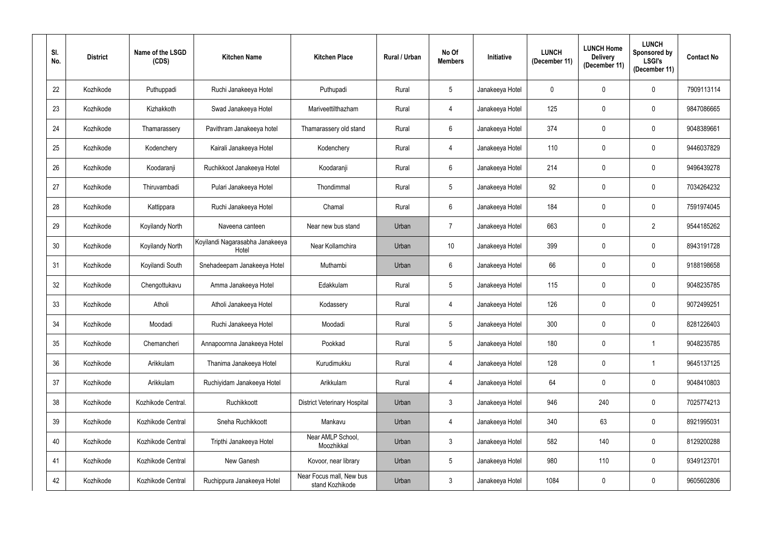| Sl. No. | District | Name of the LSGD (CDS) | Kitchen Name | Kitchen Place | Rural / Urban | No Of Members | Initiative | LUNCH (December 11) | LUNCH Home Delivery (December 11) | LUNCH Sponsored by LSGI's (December 11) | Contact No |
|---|---|---|---|---|---|---|---|---|---|---|---|
| 22 | Kozhikode | Puthuppadi | Ruchi Janakeeya Hotel | Puthupadi | Rural | 5 | Janakeeya Hotel | 0 | 0 | 0 | 7909113114 |
| 23 | Kozhikode | Kizhakkoth | Swad Janakeeya Hotel | Mariveettilthazham | Rural | 4 | Janakeeya Hotel | 125 | 0 | 0 | 9847086665 |
| 24 | Kozhikode | Thamarassery | Pavithram Janakeeya hotel | Thamarassery old stand | Rural | 6 | Janakeeya Hotel | 374 | 0 | 0 | 9048389661 |
| 25 | Kozhikode | Kodenchery | Kairali Janakeeya Hotel | Kodenchery | Rural | 4 | Janakeeya Hotel | 110 | 0 | 0 | 9446037829 |
| 26 | Kozhikode | Koodaranji | Ruchikkoot Janakeeya Hotel | Koodaranji | Rural | 6 | Janakeeya Hotel | 214 | 0 | 0 | 9496439278 |
| 27 | Kozhikode | Thiruvambadi | Pulari Janakeeya Hotel | Thondimmal | Rural | 5 | Janakeeya Hotel | 92 | 0 | 0 | 7034264232 |
| 28 | Kozhikode | Kattippara | Ruchi Janakeeya Hotel | Chamal | Rural | 6 | Janakeeya Hotel | 184 | 0 | 0 | 7591974045 |
| 29 | Kozhikode | Koyilandy North | Naveena canteen | Near new bus stand | Urban | 7 | Janakeeya Hotel | 663 | 0 | 2 | 9544185262 |
| 30 | Kozhikode | Koyilandy North | Koyilandi Nagarasabha Janakeeya Hotel | Near Kollamchira | Urban | 10 | Janakeeya Hotel | 399 | 0 | 0 | 8943191728 |
| 31 | Kozhikode | Koyilandi South | Snehadeepam Janakeeya Hotel | Muthambi | Urban | 6 | Janakeeya Hotel | 66 | 0 | 0 | 9188198658 |
| 32 | Kozhikode | Chengottukavu | Amma Janakeeya Hotel | Edakkulam | Rural | 5 | Janakeeya Hotel | 115 | 0 | 0 | 9048235785 |
| 33 | Kozhikode | Atholi | Atholi Janakeeya Hotel | Kodassery | Rural | 4 | Janakeeya Hotel | 126 | 0 | 0 | 9072499251 |
| 34 | Kozhikode | Moodadi | Ruchi Janakeeya Hotel | Moodadi | Rural | 5 | Janakeeya Hotel | 300 | 0 | 0 | 8281226403 |
| 35 | Kozhikode | Chemancheri | Annapoornna Janakeeya Hotel | Pookkad | Rural | 5 | Janakeeya Hotel | 180 | 0 | 1 | 9048235785 |
| 36 | Kozhikode | Arikkulam | Thanima Janakeeya Hotel | Kurudimukku | Rural | 4 | Janakeeya Hotel | 128 | 0 | 1 | 9645137125 |
| 37 | Kozhikode | Arikkulam | Ruchiyidam Janakeeya Hotel | Arikkulam | Rural | 4 | Janakeeya Hotel | 64 | 0 | 0 | 9048410803 |
| 38 | Kozhikode | Kozhikode Central. | Ruchikkoott | District Veterinary Hospital | Urban | 3 | Janakeeya Hotel | 946 | 240 | 0 | 7025774213 |
| 39 | Kozhikode | Kozhikode Central | Sneha Ruchikkoott | Mankavu | Urban | 4 | Janakeeya Hotel | 340 | 63 | 0 | 8921995031 |
| 40 | Kozhikode | Kozhikode Central | Tripthi Janakeeya Hotel | Near AMLP School, Moozhikkal | Urban | 3 | Janakeeya Hotel | 582 | 140 | 0 | 8129200288 |
| 41 | Kozhikode | Kozhikode Central | New Ganesh | Kovoor, near library | Urban | 5 | Janakeeya Hotel | 980 | 110 | 0 | 9349123701 |
| 42 | Kozhikode | Kozhikode Central | Ruchippura Janakeeya Hotel | Near Focus mall, New bus stand Kozhikode | Urban | 3 | Janakeeya Hotel | 1084 | 0 | 0 | 9605602806 |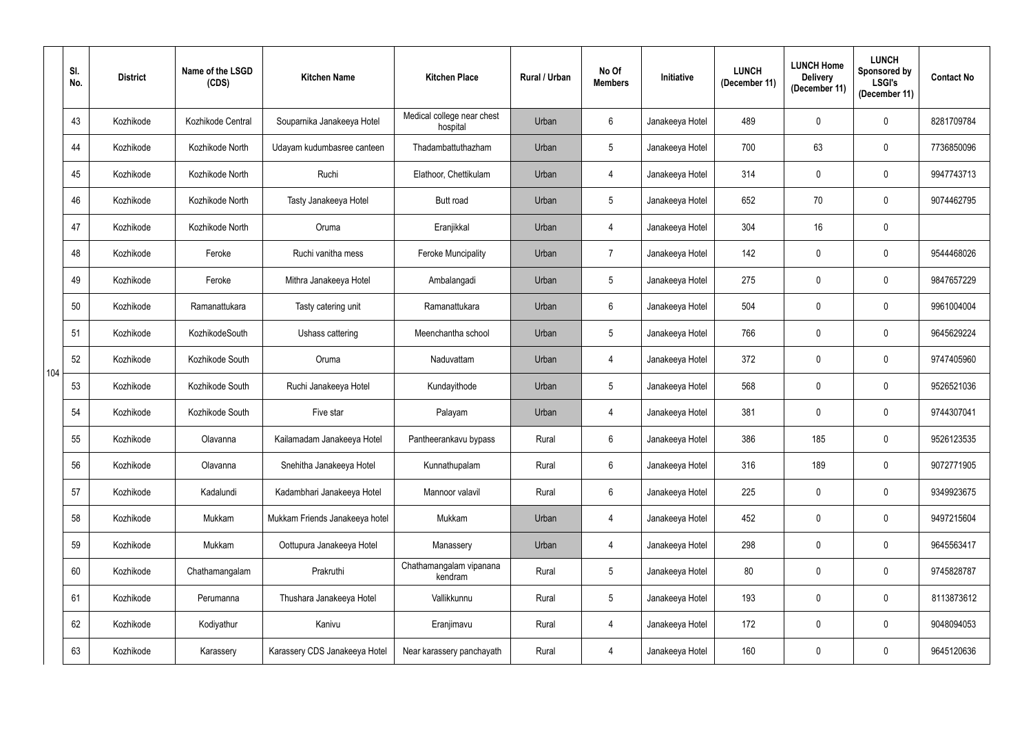| | Sl. No. | District | Name of the LSGD (CDS) | Kitchen Name | Kitchen Place | Rural / Urban | No Of Members | Initiative | LUNCH (December 11) | LUNCH Home Delivery (December 11) | LUNCH Sponsored by LSGI's (December 11) | Contact No |
|---|---|---|---|---|---|---|---|---|---|---|---|---|
| 104 | 43 | Kozhikode | Kozhikode Central | Souparnika Janakeeya Hotel | Medical college near chest hospital | Urban | 6 | Janakeeya Hotel | 489 | 0 | 0 | 8281709784 |
| | 44 | Kozhikode | Kozhikode North | Udayam kudumbasree canteen | Thadambattuthazham | Urban | 5 | Janakeeya Hotel | 700 | 63 | 0 | 7736850096 |
| | 45 | Kozhikode | Kozhikode North | Ruchi | Elathoor, Chettikulam | Urban | 4 | Janakeeya Hotel | 314 | 0 | 0 | 9947743713 |
| | 46 | Kozhikode | Kozhikode North | Tasty Janakeeya Hotel | Butt road | Urban | 5 | Janakeeya Hotel | 652 | 70 | 0 | 9074462795 |
| | 47 | Kozhikode | Kozhikode North | Oruma | Eranjikkal | Urban | 4 | Janakeeya Hotel | 304 | 16 | 0 | |
| | 48 | Kozhikode | Feroke | Ruchi vanitha mess | Feroke Muncipality | Urban | 7 | Janakeeya Hotel | 142 | 0 | 0 | 9544468026 |
| | 49 | Kozhikode | Feroke | Mithra Janakeeya Hotel | Ambalangadi | Urban | 5 | Janakeeya Hotel | 275 | 0 | 0 | 9847657229 |
| | 50 | Kozhikode | Ramanattukara | Tasty catering unit | Ramanattukara | Urban | 6 | Janakeeya Hotel | 504 | 0 | 0 | 9961004004 |
| | 51 | Kozhikode | KozhikodeSouth | Ushass cattering | Meenchantha school | Urban | 5 | Janakeeya Hotel | 766 | 0 | 0 | 9645629224 |
| | 52 | Kozhikode | Kozhikode South | Oruma | Naduvattam | Urban | 4 | Janakeeya Hotel | 372 | 0 | 0 | 9747405960 |
| | 53 | Kozhikode | Kozhikode South | Ruchi Janakeeya Hotel | Kundayithode | Urban | 5 | Janakeeya Hotel | 568 | 0 | 0 | 9526521036 |
| | 54 | Kozhikode | Kozhikode South | Five star | Palayam | Urban | 4 | Janakeeya Hotel | 381 | 0 | 0 | 9744307041 |
| | 55 | Kozhikode | Olavanna | Kailamadam Janakeeya Hotel | Pantheerankavu bypass | Rural | 6 | Janakeeya Hotel | 386 | 185 | 0 | 9526123535 |
| | 56 | Kozhikode | Olavanna | Snehitha Janakeeya Hotel | Kunnathupalam | Rural | 6 | Janakeeya Hotel | 316 | 189 | 0 | 9072771905 |
| | 57 | Kozhikode | Kadalundi | Kadambhari Janakeeya Hotel | Mannoor valavil | Rural | 6 | Janakeeya Hotel | 225 | 0 | 0 | 9349923675 |
| | 58 | Kozhikode | Mukkam | Mukkam Friends Janakeeya hotel | Mukkam | Urban | 4 | Janakeeya Hotel | 452 | 0 | 0 | 9497215604 |
| | 59 | Kozhikode | Mukkam | Oottupura Janakeeya Hotel | Manassery | Urban | 4 | Janakeeya Hotel | 298 | 0 | 0 | 9645563417 |
| | 60 | Kozhikode | Chathamangalam | Prakruthi | Chathamangalam vipanana kendram | Rural | 5 | Janakeeya Hotel | 80 | 0 | 0 | 9745828787 |
| | 61 | Kozhikode | Perumanna | Thushara Janakeeya Hotel | Vallikkunnu | Rural | 5 | Janakeeya Hotel | 193 | 0 | 0 | 8113873612 |
| | 62 | Kozhikode | Kodiyathur | Kanivu | Eranjimavu | Rural | 4 | Janakeeya Hotel | 172 | 0 | 0 | 9048094053 |
| | 63 | Kozhikode | Karassery | Karassery CDS Janakeeya Hotel | Near karassery panchayath | Rural | 4 | Janakeeya Hotel | 160 | 0 | 0 | 9645120636 |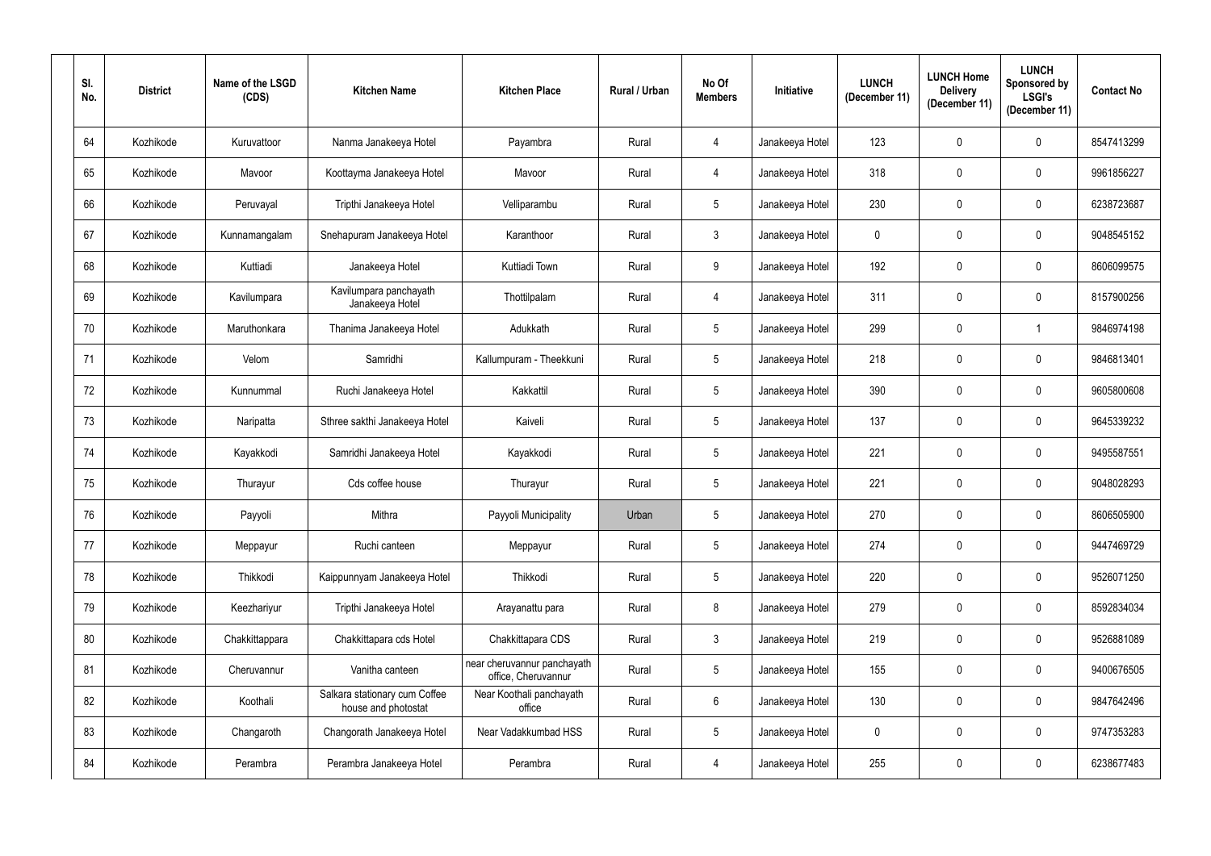| Sl. No. | District | Name of the LSGD (CDS) | Kitchen Name | Kitchen Place | Rural / Urban | No Of Members | Initiative | LUNCH (December 11) | LUNCH Home Delivery (December 11) | LUNCH Sponsored by LSGI's (December 11) | Contact No |
|---|---|---|---|---|---|---|---|---|---|---|---|
| 64 | Kozhikode | Kuruvattoor | Nanma Janakeeya Hotel | Payambra | Rural | 4 | Janakeeya Hotel | 123 | 0 | 0 | 8547413299 |
| 65 | Kozhikode | Mavoor | Koottayma Janakeeya Hotel | Mavoor | Rural | 4 | Janakeeya Hotel | 318 | 0 | 0 | 9961856227 |
| 66 | Kozhikode | Peruvayal | Tripthi Janakeeya Hotel | Velliparambu | Rural | 5 | Janakeeya Hotel | 230 | 0 | 0 | 6238723687 |
| 67 | Kozhikode | Kunnamangalam | Snehapuram Janakeeya Hotel | Karanthoor | Rural | 3 | Janakeeya Hotel | 0 | 0 | 0 | 9048545152 |
| 68 | Kozhikode | Kuttiadi | Janakeeya Hotel | Kuttiadi Town | Rural | 9 | Janakeeya Hotel | 192 | 0 | 0 | 8606099575 |
| 69 | Kozhikode | Kavilumpara | Kavilumpara panchayath Janakeeya Hotel | Thottilpalam | Rural | 4 | Janakeeya Hotel | 311 | 0 | 0 | 8157900256 |
| 70 | Kozhikode | Maruthonkara | Thanima Janakeeya Hotel | Adukkath | Rural | 5 | Janakeeya Hotel | 299 | 0 | 1 | 9846974198 |
| 71 | Kozhikode | Velom | Samridhi | Kallumpuram - Theekkuni | Rural | 5 | Janakeeya Hotel | 218 | 0 | 0 | 9846813401 |
| 72 | Kozhikode | Kunnummal | Ruchi Janakeeya Hotel | Kakkattil | Rural | 5 | Janakeeya Hotel | 390 | 0 | 0 | 9605800608 |
| 73 | Kozhikode | Naripatta | Sthree sakthi Janakeeya Hotel | Kaiveli | Rural | 5 | Janakeeya Hotel | 137 | 0 | 0 | 9645339232 |
| 74 | Kozhikode | Kayakkodi | Samridhi Janakeeya Hotel | Kayakkodi | Rural | 5 | Janakeeya Hotel | 221 | 0 | 0 | 9495587551 |
| 75 | Kozhikode | Thurayur | Cds coffee house | Thurayur | Rural | 5 | Janakeeya Hotel | 221 | 0 | 0 | 9048028293 |
| 76 | Kozhikode | Payyoli | Mithra | Payyoli Municipality | Urban | 5 | Janakeeya Hotel | 270 | 0 | 0 | 8606505900 |
| 77 | Kozhikode | Meppayur | Ruchi canteen | Meppayur | Rural | 5 | Janakeeya Hotel | 274 | 0 | 0 | 9447469729 |
| 78 | Kozhikode | Thikkodi | Kaippunnyam Janakeeya Hotel | Thikkodi | Rural | 5 | Janakeeya Hotel | 220 | 0 | 0 | 9526071250 |
| 79 | Kozhikode | Keezhariyur | Tripthi Janakeeya Hotel | Arayanattu para | Rural | 8 | Janakeeya Hotel | 279 | 0 | 0 | 8592834034 |
| 80 | Kozhikode | Chakkittappara | Chakkittapara cds Hotel | Chakkittapara CDS | Rural | 3 | Janakeeya Hotel | 219 | 0 | 0 | 9526881089 |
| 81 | Kozhikode | Cheruvannur | Vanitha canteen | near cheruvannur panchayath office, Cheruvannur | Rural | 5 | Janakeeya Hotel | 155 | 0 | 0 | 9400676505 |
| 82 | Kozhikode | Koothali | Salkara stationary cum Coffee house and photostat | Near Koothali panchayath office | Rural | 6 | Janakeeya Hotel | 130 | 0 | 0 | 9847642496 |
| 83 | Kozhikode | Changaroth | Changorath Janakeeya Hotel | Near Vadakkumbad HSS | Rural | 5 | Janakeeya Hotel | 0 | 0 | 0 | 9747353283 |
| 84 | Kozhikode | Perambra | Perambra Janakeeya Hotel | Perambra | Rural | 4 | Janakeeya Hotel | 255 | 0 | 0 | 6238677483 |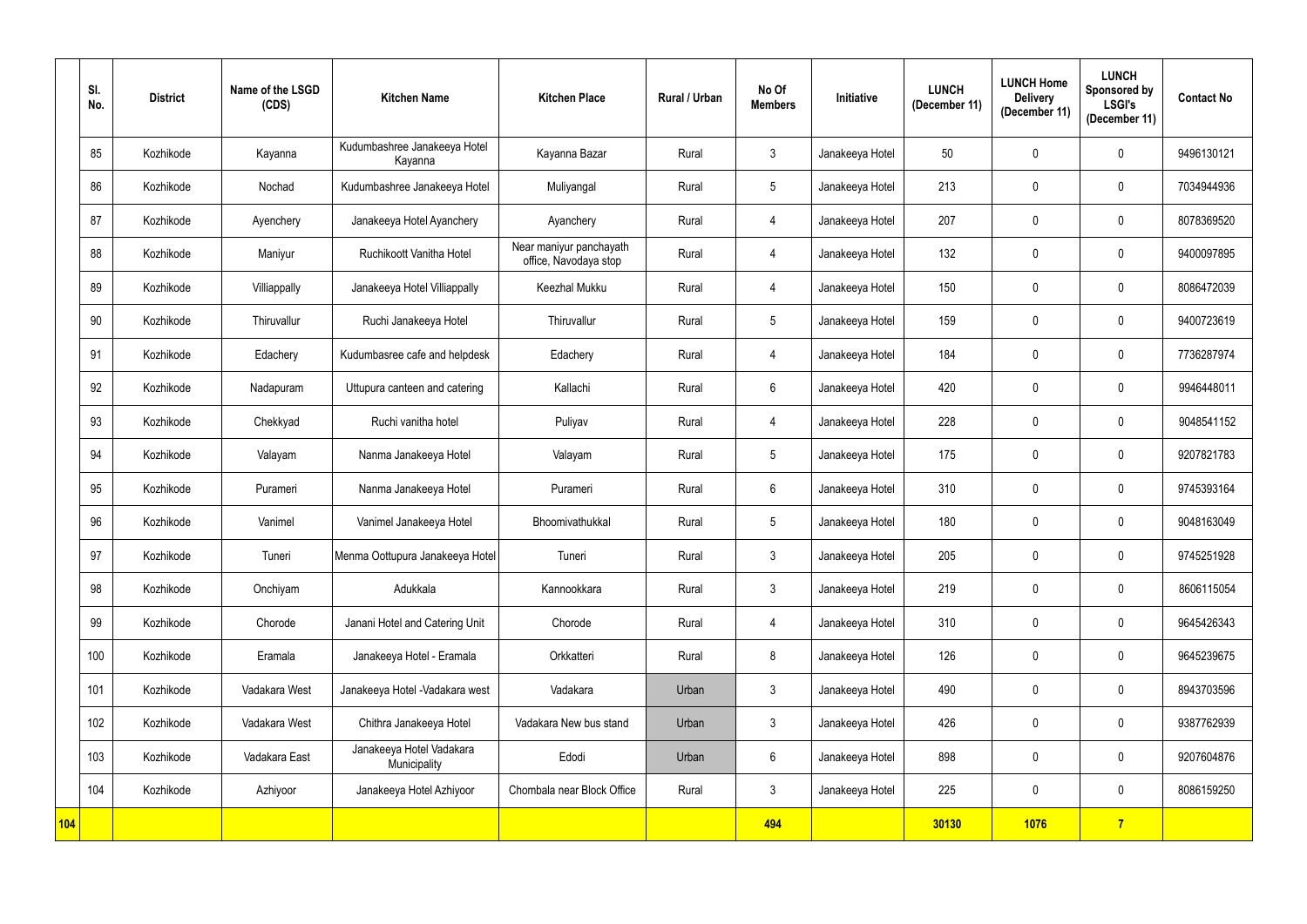| | Sl. No. | District | Name of the LSGD (CDS) | Kitchen Name | Kitchen Place | Rural / Urban | No Of Members | Initiative | LUNCH (December 11) | LUNCH Home Delivery (December 11) | LUNCH Sponsored by LSGI's (December 11) | Contact No |
|---|---|---|---|---|---|---|---|---|---|---|---|---|
| | 85 | Kozhikode | Kayanna | Kudumbashree Janakeeya Hotel Kayanna | Kayanna Bazar | Rural | 3 | Janakeeya Hotel | 50 | 0 | 0 | 9496130121 |
| | 86 | Kozhikode | Nochad | Kudumbashree Janakeeya Hotel | Muliyangal | Rural | 5 | Janakeeya Hotel | 213 | 0 | 0 | 7034944936 |
| | 87 | Kozhikode | Ayenchery | Janakeeya Hotel Ayanchery | Ayanchery | Rural | 4 | Janakeeya Hotel | 207 | 0 | 0 | 8078369520 |
| | 88 | Kozhikode | Maniyur | Ruchikoott Vanitha Hotel | Near maniyur panchayath office, Navodaya stop | Rural | 4 | Janakeeya Hotel | 132 | 0 | 0 | 9400097895 |
| | 89 | Kozhikode | Villiappally | Janakeeya Hotel Villiappally | Keezhal Mukku | Rural | 4 | Janakeeya Hotel | 150 | 0 | 0 | 8086472039 |
| | 90 | Kozhikode | Thiruvallur | Ruchi Janakeeya Hotel | Thiruvallur | Rural | 5 | Janakeeya Hotel | 159 | 0 | 0 | 9400723619 |
| | 91 | Kozhikode | Edachery | Kudumbasree cafe and helpdesk | Edachery | Rural | 4 | Janakeeya Hotel | 184 | 0 | 0 | 7736287974 |
| | 92 | Kozhikode | Nadapuram | Uttupura canteen and catering | Kallachi | Rural | 6 | Janakeeya Hotel | 420 | 0 | 0 | 9946448011 |
| | 93 | Kozhikode | Chekkyad | Ruchi vanitha hotel | Puliyav | Rural | 4 | Janakeeya Hotel | 228 | 0 | 0 | 9048541152 |
| | 94 | Kozhikode | Valayam | Nanma Janakeeya Hotel | Valayam | Rural | 5 | Janakeeya Hotel | 175 | 0 | 0 | 9207821783 |
| | 95 | Kozhikode | Purameri | Nanma Janakeeya Hotel | Purameri | Rural | 6 | Janakeeya Hotel | 310 | 0 | 0 | 9745393164 |
| | 96 | Kozhikode | Vanimel | Vanimel Janakeeya Hotel | Bhoomivathukkal | Rural | 5 | Janakeeya Hotel | 180 | 0 | 0 | 9048163049 |
| | 97 | Kozhikode | Tuneri | Menma Oottupura Janakeeya Hotel | Tuneri | Rural | 3 | Janakeeya Hotel | 205 | 0 | 0 | 9745251928 |
| | 98 | Kozhikode | Onchiyam | Adukkala | Kannookkara | Rural | 3 | Janakeeya Hotel | 219 | 0 | 0 | 8606115054 |
| | 99 | Kozhikode | Chorode | Janani Hotel and Catering Unit | Chorode | Rural | 4 | Janakeeya Hotel | 310 | 0 | 0 | 9645426343 |
| | 100 | Kozhikode | Eramala | Janakeeya Hotel - Eramala | Orkkatteri | Rural | 8 | Janakeeya Hotel | 126 | 0 | 0 | 9645239675 |
| | 101 | Kozhikode | Vadakara West | Janakeeya Hotel -Vadakara west | Vadakara | Urban | 3 | Janakeeya Hotel | 490 | 0 | 0 | 8943703596 |
| | 102 | Kozhikode | Vadakara West | Chithra Janakeeya Hotel | Vadakara New bus stand | Urban | 3 | Janakeeya Hotel | 426 | 0 | 0 | 9387762939 |
| | 103 | Kozhikode | Vadakara East | Janakeeya Hotel Vadakara Municipality | Edodi | Urban | 6 | Janakeeya Hotel | 898 | 0 | 0 | 9207604876 |
| | 104 | Kozhikode | Azhiyoor | Janakeeya Hotel Azhiyoor | Chombala near Block Office | Rural | 3 | Janakeeya Hotel | 225 | 0 | 0 | 8086159250 |
| **104** | | | | | | | **494** | | **30130** | **1076** | **7** | |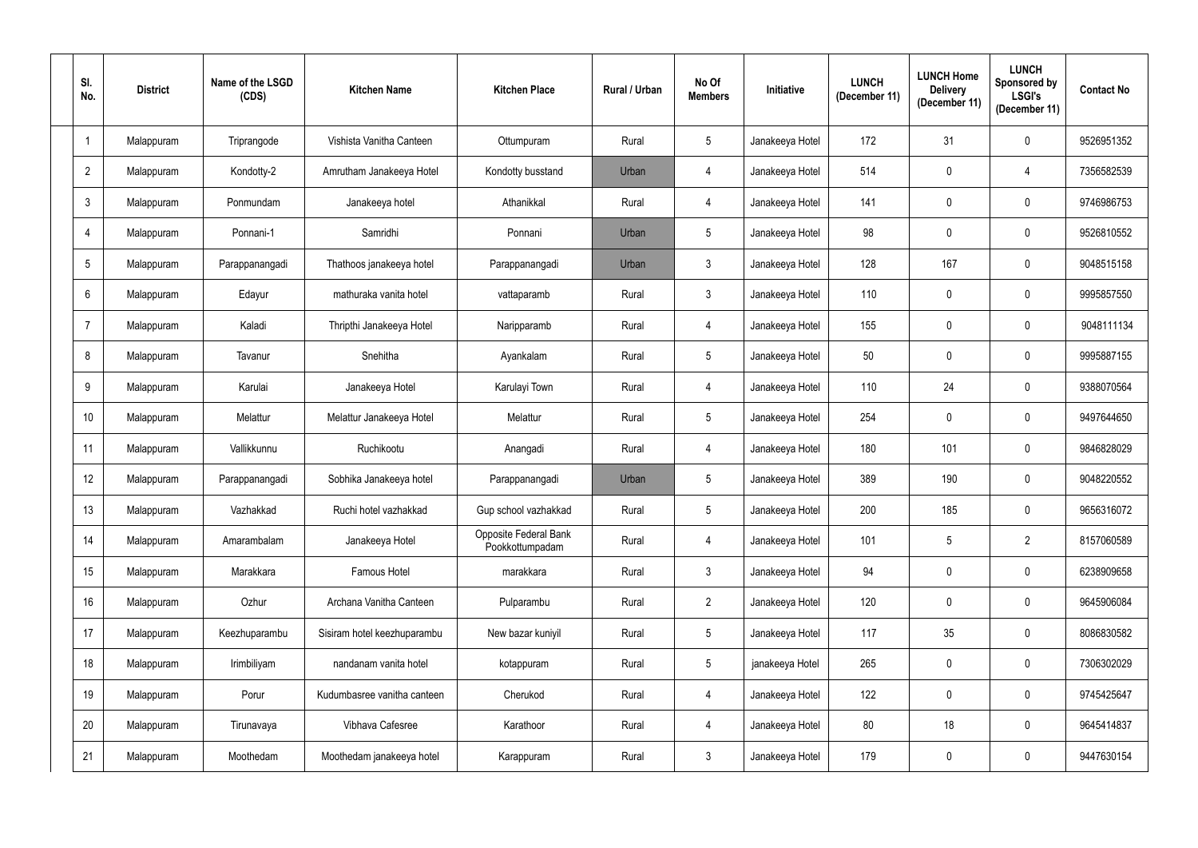| Sl. No. | District | Name of the LSGD (CDS) | Kitchen Name | Kitchen Place | Rural / Urban | No Of Members | Initiative | LUNCH (December 11) | LUNCH Home Delivery (December 11) | LUNCH Sponsored by LSGI's (December 11) | Contact No |
|---|---|---|---|---|---|---|---|---|---|---|---|
| 1 | Malappuram | Triprangode | Vishista Vanitha Canteen | Ottumpuram | Rural | 5 | Janakeeya Hotel | 172 | 31 | 0 | 9526951352 |
| 2 | Malappuram | Kondotty-2 | Amrutham Janakeeya Hotel | Kondotty busstand | Urban | 4 | Janakeeya Hotel | 514 | 0 | 4 | 7356582539 |
| 3 | Malappuram | Ponmundam | Janakeeya hotel | Athanikkal | Rural | 4 | Janakeeya Hotel | 141 | 0 | 0 | 9746986753 |
| 4 | Malappuram | Ponnani-1 | Samridhi | Ponnani | Urban | 5 | Janakeeya Hotel | 98 | 0 | 0 | 9526810552 |
| 5 | Malappuram | Parappanangadi | Thathoos janakeeya hotel | Parappanangadi | Urban | 3 | Janakeeya Hotel | 128 | 167 | 0 | 9048515158 |
| 6 | Malappuram | Edayur | mathuraka vanita hotel | vattaparamb | Rural | 3 | Janakeeya Hotel | 110 | 0 | 0 | 9995857550 |
| 7 | Malappuram | Kaladi | Thripthi Janakeeya Hotel | Naripparamb | Rural | 4 | Janakeeya Hotel | 155 | 0 | 0 | 9048111134 |
| 8 | Malappuram | Tavanur | Snehitha | Ayankalam | Rural | 5 | Janakeeya Hotel | 50 | 0 | 0 | 9995887155 |
| 9 | Malappuram | Karulai | Janakeeya Hotel | Karulayi Town | Rural | 4 | Janakeeya Hotel | 110 | 24 | 0 | 9388070564 |
| 10 | Malappuram | Melattur | Melattur Janakeeya Hotel | Melattur | Rural | 5 | Janakeeya Hotel | 254 | 0 | 0 | 9497644650 |
| 11 | Malappuram | Vallikkunnu | Ruchikootu | Anangadi | Rural | 4 | Janakeeya Hotel | 180 | 101 | 0 | 9846828029 |
| 12 | Malappuram | Parappanangadi | Sobhika Janakeeya hotel | Parappanangadi | Urban | 5 | Janakeeya Hotel | 389 | 190 | 0 | 9048220552 |
| 13 | Malappuram | Vazhakkad | Ruchi hotel vazhakkad | Gup school vazhakkad | Rural | 5 | Janakeeya Hotel | 200 | 185 | 0 | 9656316072 |
| 14 | Malappuram | Amarambalam | Janakeeya Hotel | Opposite Federal Bank Pookkottumpadam | Rural | 4 | Janakeeya Hotel | 101 | 5 | 2 | 8157060589 |
| 15 | Malappuram | Marakkara | Famous Hotel | marakkara | Rural | 3 | Janakeeya Hotel | 94 | 0 | 0 | 6238909658 |
| 16 | Malappuram | Ozhur | Archana Vanitha Canteen | Pulparambu | Rural | 2 | Janakeeya Hotel | 120 | 0 | 0 | 9645906084 |
| 17 | Malappuram | Keezhuparambu | Sisiram hotel keezhuparambu | New bazar kuniyil | Rural | 5 | Janakeeya Hotel | 117 | 35 | 0 | 8086830582 |
| 18 | Malappuram | Irimbiliyam | nandanam vanita hotel | kotappuram | Rural | 5 | janakeeya Hotel | 265 | 0 | 0 | 7306302029 |
| 19 | Malappuram | Porur | Kudumbasree vanitha canteen | Cherukod | Rural | 4 | Janakeeya Hotel | 122 | 0 | 0 | 9745425647 |
| 20 | Malappuram | Tirunavaya | Vibhava Cafesree | Karathoor | Rural | 4 | Janakeeya Hotel | 80 | 18 | 0 | 9645414837 |
| 21 | Malappuram | Moothedam | Moothedam janakeeya hotel | Karappuram | Rural | 3 | Janakeeya Hotel | 179 | 0 | 0 | 9447630154 |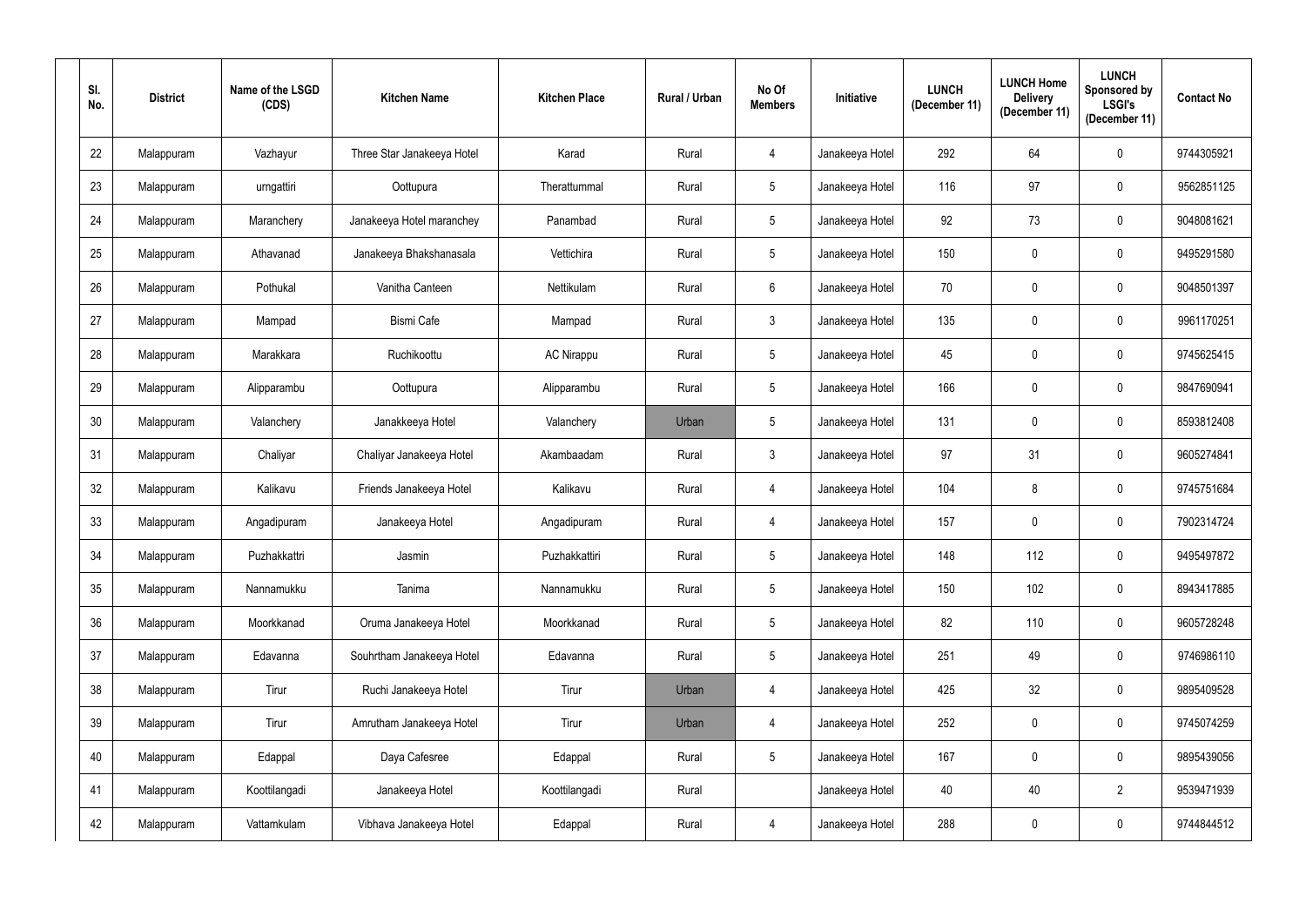| Sl. No. | District | Name of the LSGD (CDS) | Kitchen Name | Kitchen Place | Rural / Urban | No Of Members | Initiative | LUNCH (December 11) | LUNCH Home Delivery (December 11) | LUNCH Sponsored by LSGI's (December 11) | Contact No |
|---|---|---|---|---|---|---|---|---|---|---|---|
| 22 | Malappuram | Vazhayur | Three Star Janakeeya Hotel | Karad | Rural | 4 | Janakeeya Hotel | 292 | 64 | 0 | 9744305921 |
| 23 | Malappuram | urngattiri | Oottupura | Therattummal | Rural | 5 | Janakeeya Hotel | 116 | 97 | 0 | 9562851125 |
| 24 | Malappuram | Maranchery | Janakeeya Hotel maranchey | Panambad | Rural | 5 | Janakeeya Hotel | 92 | 73 | 0 | 9048081621 |
| 25 | Malappuram | Athavanad | Janakeeya Bhakshanasala | Vettichira | Rural | 5 | Janakeeya Hotel | 150 | 0 | 0 | 9495291580 |
| 26 | Malappuram | Pothukal | Vanitha Canteen | Nettikulam | Rural | 6 | Janakeeya Hotel | 70 | 0 | 0 | 9048501397 |
| 27 | Malappuram | Mampad | Bismi Cafe | Mampad | Rural | 3 | Janakeeya Hotel | 135 | 0 | 0 | 9961170251 |
| 28 | Malappuram | Marakkara | Ruchikoottu | AC Nirappu | Rural | 5 | Janakeeya Hotel | 45 | 0 | 0 | 9745625415 |
| 29 | Malappuram | Alipparambu | Oottupura | Alipparambu | Rural | 5 | Janakeeya Hotel | 166 | 0 | 0 | 9847690941 |
| 30 | Malappuram | Valanchery | Janakkeeya Hotel | Valanchery | Urban | 5 | Janakeeya Hotel | 131 | 0 | 0 | 8593812408 |
| 31 | Malappuram | Chaliyar | Chaliyar Janakeeya Hotel | Akambaadam | Rural | 3 | Janakeeya Hotel | 97 | 31 | 0 | 9605274841 |
| 32 | Malappuram | Kalikavu | Friends Janakeeya Hotel | Kalikavu | Rural | 4 | Janakeeya Hotel | 104 | 8 | 0 | 9745751684 |
| 33 | Malappuram | Angadipuram | Janakeeya Hotel | Angadipuram | Rural | 4 | Janakeeya Hotel | 157 | 0 | 0 | 7902314724 |
| 34 | Malappuram | Puzhakkattri | Jasmin | Puzhakkattiri | Rural | 5 | Janakeeya Hotel | 148 | 112 | 0 | 9495497872 |
| 35 | Malappuram | Nannamukku | Tanima | Nannamukku | Rural | 5 | Janakeeya Hotel | 150 | 102 | 0 | 8943417885 |
| 36 | Malappuram | Moorkkanad | Oruma Janakeeya Hotel | Moorkkanad | Rural | 5 | Janakeeya Hotel | 82 | 110 | 0 | 9605728248 |
| 37 | Malappuram | Edavanna | Souhrtham Janakeeya Hotel | Edavanna | Rural | 5 | Janakeeya Hotel | 251 | 49 | 0 | 9746986110 |
| 38 | Malappuram | Tirur | Ruchi Janakeeya Hotel | Tirur | Urban | 4 | Janakeeya Hotel | 425 | 32 | 0 | 9895409528 |
| 39 | Malappuram | Tirur | Amrutham Janakeeya Hotel | Tirur | Urban | 4 | Janakeeya Hotel | 252 | 0 | 0 | 9745074259 |
| 40 | Malappuram | Edappal | Daya Cafesree | Edappal | Rural | 5 | Janakeeya Hotel | 167 | 0 | 0 | 9895439056 |
| 41 | Malappuram | Koottilangadi | Janakeeya Hotel | Koottilangadi | Rural | | Janakeeya Hotel | 40 | 40 | 2 | 9539471939 |
| 42 | Malappuram | Vattamkulam | Vibhava Janakeeya Hotel | Edappal | Rural | 4 | Janakeeya Hotel | 288 | 0 | 0 | 9744844512 |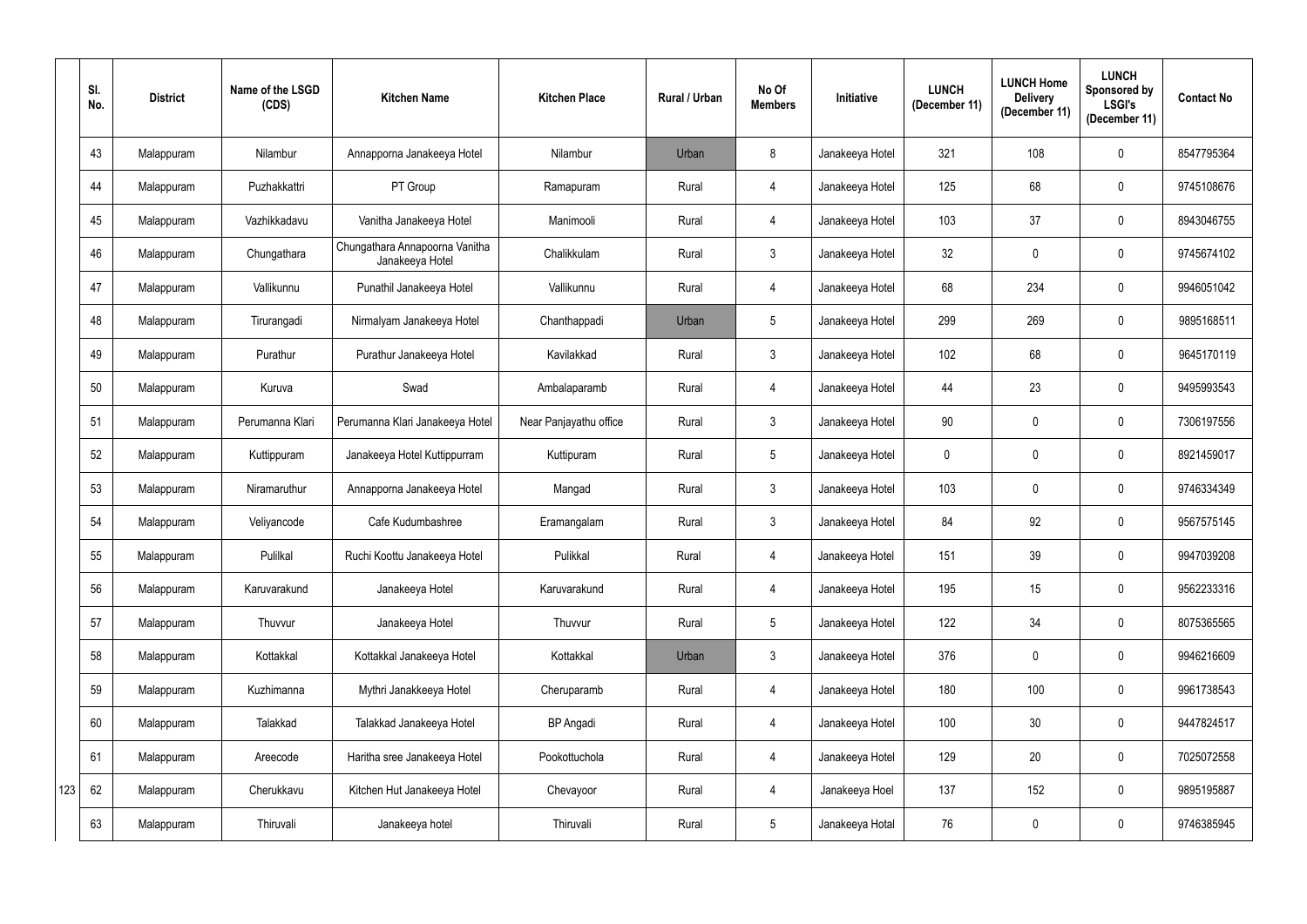| | Sl. No. | District | Name of the LSGD (CDS) | Kitchen Name | Kitchen Place | Rural / Urban | No Of Members | Initiative | LUNCH (December 11) | LUNCH Home Delivery (December 11) | LUNCH Sponsored by LSGI's (December 11) | Contact No |
|---|---|---|---|---|---|---|---|---|---|---|---|---|
| | 43 | Malappuram | Nilambur | Annapporna Janakeeya Hotel | Nilambur | Urban | 8 | Janakeeya Hotel | 321 | 108 | 0 | 8547795364 |
| | 44 | Malappuram | Puzhakkattri | PT Group | Ramapuram | Rural | 4 | Janakeeya Hotel | 125 | 68 | 0 | 9745108676 |
| | 45 | Malappuram | Vazhikkadavu | Vanitha Janakeeya Hotel | Manimooli | Rural | 4 | Janakeeya Hotel | 103 | 37 | 0 | 8943046755 |
| | 46 | Malappuram | Chungathara | Chungathara Annapoorna Vanitha Janakeeya Hotel | Chalikkulam | Rural | 3 | Janakeeya Hotel | 32 | 0 | 0 | 9745674102 |
| | 47 | Malappuram | Vallikunnu | Punathil Janakeeya Hotel | Vallikunnu | Rural | 4 | Janakeeya Hotel | 68 | 234 | 0 | 9946051042 |
| | 48 | Malappuram | Tirurangadi | Nirmalyam Janakeeya Hotel | Chanthappadi | Urban | 5 | Janakeeya Hotel | 299 | 269 | 0 | 9895168511 |
| | 49 | Malappuram | Purathur | Purathur Janakeeya Hotel | Kavilakkad | Rural | 3 | Janakeeya Hotel | 102 | 68 | 0 | 9645170119 |
| | 50 | Malappuram | Kuruva | Swad | Ambalaparamb | Rural | 4 | Janakeeya Hotel | 44 | 23 | 0 | 9495993543 |
| | 51 | Malappuram | Perumanna Klari | Perumanna Klari Janakeeya Hotel | Near Panjayathu office | Rural | 3 | Janakeeya Hotel | 90 | 0 | 0 | 7306197556 |
| | 52 | Malappuram | Kuttippuram | Janakeeya Hotel Kuttippurram | Kuttipuram | Rural | 5 | Janakeeya Hotel | 0 | 0 | 0 | 8921459017 |
| | 53 | Malappuram | Niramaruthur | Annapporna Janakeeya Hotel | Mangad | Rural | 3 | Janakeeya Hotel | 103 | 0 | 0 | 9746334349 |
| | 54 | Malappuram | Veliyancode | Cafe Kudumbashree | Eramangalam | Rural | 3 | Janakeeya Hotel | 84 | 92 | 0 | 9567575145 |
| | 55 | Malappuram | Pulilkal | Ruchi Koottu Janakeeya Hotel | Pulikkal | Rural | 4 | Janakeeya Hotel | 151 | 39 | 0 | 9947039208 |
| | 56 | Malappuram | Karuvarakund | Janakeeya Hotel | Karuvarakund | Rural | 4 | Janakeeya Hotel | 195 | 15 | 0 | 9562233316 |
| | 57 | Malappuram | Thuvvur | Janakeeya Hotel | Thuvvur | Rural | 5 | Janakeeya Hotel | 122 | 34 | 0 | 8075365565 |
| | 58 | Malappuram | Kottakkal | Kottakkal Janakeeya Hotel | Kottakkal | Urban | 3 | Janakeeya Hotel | 376 | 0 | 0 | 9946216609 |
| | 59 | Malappuram | Kuzhimanna | Mythri Janakkeeya Hotel | Cheruparamb | Rural | 4 | Janakeeya Hotel | 180 | 100 | 0 | 9961738543 |
| | 60 | Malappuram | Talakkad | Talakkad Janakeeya Hotel | BP Angadi | Rural | 4 | Janakeeya Hotel | 100 | 30 | 0 | 9447824517 |
| | 61 | Malappuram | Areecode | Haritha sree Janakeeya Hotel | Pookottuchola | Rural | 4 | Janakeeya Hotel | 129 | 20 | 0 | 7025072558 |
| 123 | 62 | Malappuram | Cherukkavu | Kitchen Hut Janakeeya Hotel | Chevayoor | Rural | 4 | Janakeeya Hoel | 137 | 152 | 0 | 9895195887 |
| | 63 | Malappuram | Thiruvali | Janakeeya hotel | Thiruvali | Rural | 5 | Janakeeya Hotal | 76 | 0 | 0 | 9746385945 |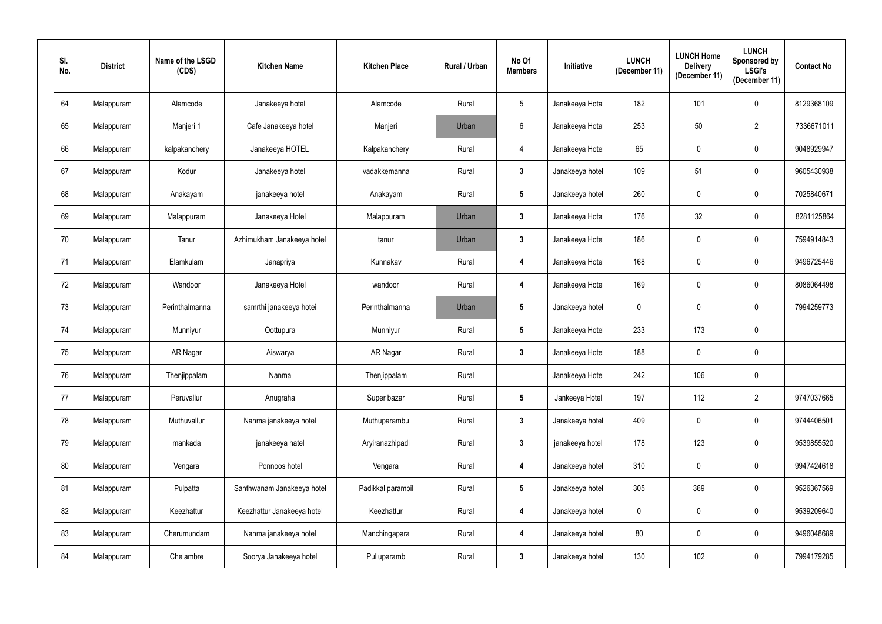| Sl. No. | District | Name of the LSGD (CDS) | Kitchen Name | Kitchen Place | Rural / Urban | No Of Members | Initiative | LUNCH (December 11) | LUNCH Home Delivery (December 11) | LUNCH Sponsored by LSGI's (December 11) | Contact No |
|---|---|---|---|---|---|---|---|---|---|---|---|
| 64 | Malappuram | Alamcode | Janakeeya hotel | Alamcode | Rural | 5 | Janakeeya Hotal | 182 | 101 | 0 | 8129368109 |
| 65 | Malappuram | Manjeri 1 | Cafe Janakeeya hotel | Manjeri | Urban | 6 | Janakeeya Hotal | 253 | 50 | 2 | 7336671011 |
| 66 | Malappuram | kalpakanchery | Janakeeya HOTEL | Kalpakanchery | Rural | 4 | Janakeeya Hotel | 65 | 0 | 0 | 9048929947 |
| 67 | Malappuram | Kodur | Janakeeya hotel | vadakkemanna | Rural | 3 | Janakeeya hotel | 109 | 51 | 0 | 9605430938 |
| 68 | Malappuram | Anakayam | janakeeya hotel | Anakayam | Rural | 5 | Janakeeya hotel | 260 | 0 | 0 | 7025840671 |
| 69 | Malappuram | Malappuram | Janakeeya Hotel | Malappuram | Urban | 3 | Janakeeya Hotal | 176 | 32 | 0 | 8281125864 |
| 70 | Malappuram | Tanur | Azhimukham Janakeeya hotel | tanur | Urban | 3 | Janakeeya Hotel | 186 | 0 | 0 | 7594914843 |
| 71 | Malappuram | Elamkulam | Janapriya | Kunnakav | Rural | 4 | Janakeeya Hotel | 168 | 0 | 0 | 9496725446 |
| 72 | Malappuram | Wandoor | Janakeeya Hotel | wandoor | Rural | 4 | Janakeeya Hotel | 169 | 0 | 0 | 8086064498 |
| 73 | Malappuram | Perinthalmanna | samrthi janakeeya hotei | Perinthalmanna | Urban | 5 | Janakeeya hotel | 0 | 0 | 0 | 7994259773 |
| 74 | Malappuram | Munniyur | Oottupura | Munniyur | Rural | 5 | Janakeeya Hotel | 233 | 173 | 0 | |
| 75 | Malappuram | AR Nagar | Aiswarya | AR Nagar | Rural | 3 | Janakeeya Hotel | 188 | 0 | 0 | |
| 76 | Malappuram | Thenjippalam | Nanma | Thenjippalam | Rural | | Janakeeya Hotel | 242 | 106 | 0 | |
| 77 | Malappuram | Peruvallur | Anugraha | Super bazar | Rural | 5 | Jankeeya Hotel | 197 | 112 | 2 | 9747037665 |
| 78 | Malappuram | Muthuvallur | Nanma janakeeya hotel | Muthuparambu | Rural | 3 | Janakeeya hotel | 409 | 0 | 0 | 9744406501 |
| 79 | Malappuram | mankada | janakeeya hatel | Aryiranazhipadi | Rural | 3 | janakeeya hotel | 178 | 123 | 0 | 9539855520 |
| 80 | Malappuram | Vengara | Ponnoos hotel | Vengara | Rural | 4 | Janakeeya hotel | 310 | 0 | 0 | 9947424618 |
| 81 | Malappuram | Pulpatta | Santhwanam Janakeeya hotel | Padikkal parambil | Rural | 5 | Janakeeya hotel | 305 | 369 | 0 | 9526367569 |
| 82 | Malappuram | Keezhattur | Keezhattur Janakeeya hotel | Keezhattur | Rural | 4 | Janakeeya hotel | 0 | 0 | 0 | 9539209640 |
| 83 | Malappuram | Cherumundam | Nanma janakeeya hotel | Manchingapara | Rural | 4 | Janakeeya hotel | 80 | 0 | 0 | 9496048689 |
| 84 | Malappuram | Chelambre | Soorya Janakeeya hotel | Pulluparamb | Rural | 3 | Janakeeya hotel | 130 | 102 | 0 | 7994179285 |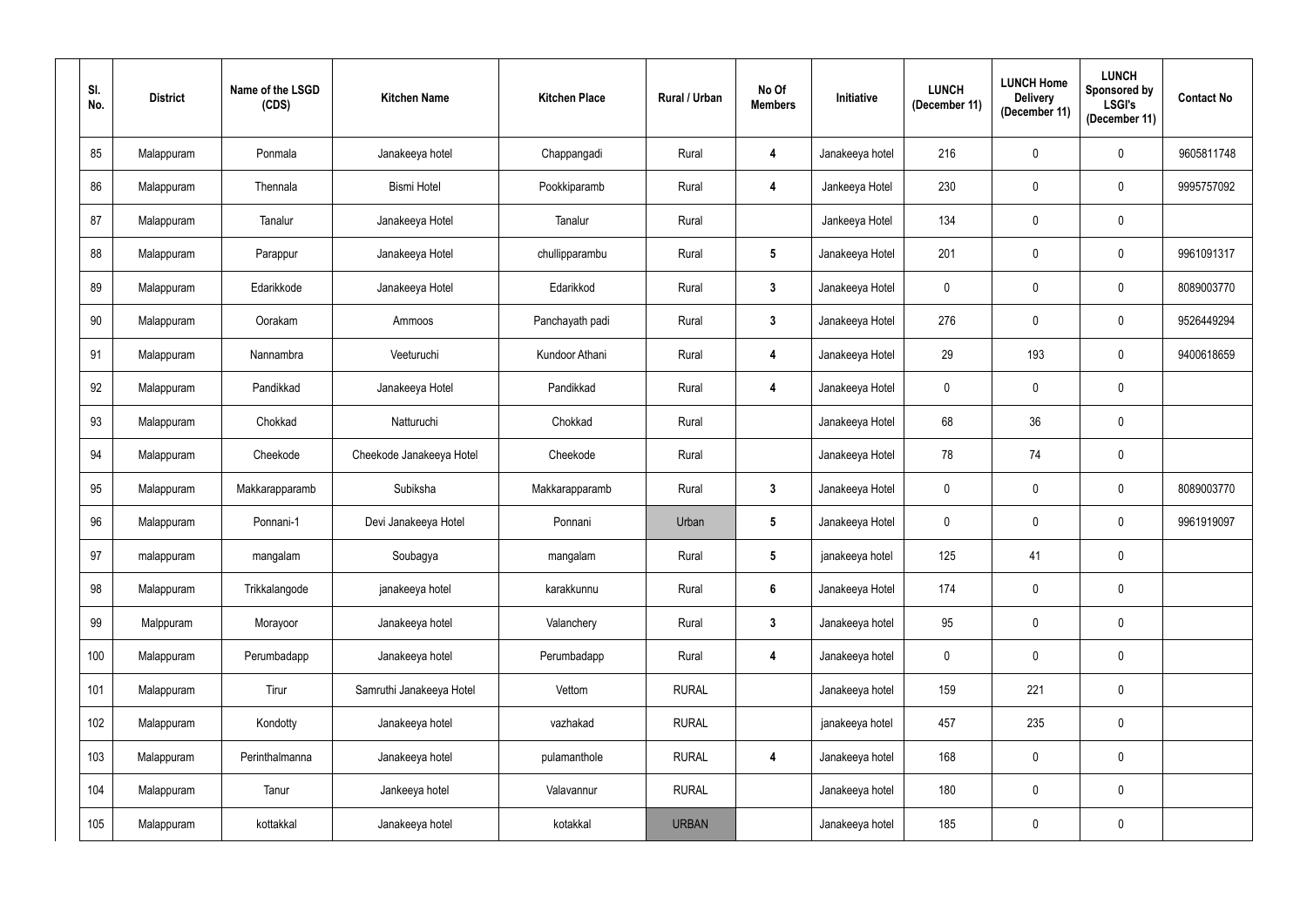| Sl. No. | District | Name of the LSGD (CDS) | Kitchen Name | Kitchen Place | Rural / Urban | No Of Members | Initiative | LUNCH (December 11) | LUNCH Home Delivery (December 11) | LUNCH Sponsored by LSGI's (December 11) | Contact No |
|---|---|---|---|---|---|---|---|---|---|---|---|
| 85 | Malappuram | Ponmala | Janakeeya hotel | Chappangadi | Rural | 4 | Janakeeya hotel | 216 | 0 | 0 | 9605811748 |
| 86 | Malappuram | Thennala | Bismi Hotel | Pookkiparamb | Rural | 4 | Jankeeya Hotel | 230 | 0 | 0 | 9995757092 |
| 87 | Malappuram | Tanalur | Janakeeya Hotel | Tanalur | Rural | | Jankeeya Hotel | 134 | 0 | 0 | |
| 88 | Malappuram | Parappur | Janakeeya Hotel | chullipparambu | Rural | 5 | Janakeeya Hotel | 201 | 0 | 0 | 9961091317 |
| 89 | Malappuram | Edarikkode | Janakeeya Hotel | Edarikkod | Rural | 3 | Janakeeya Hotel | 0 | 0 | 0 | 8089003770 |
| 90 | Malappuram | Oorakam | Ammoos | Panchayath padi | Rural | 3 | Janakeeya Hotel | 276 | 0 | 0 | 9526449294 |
| 91 | Malappuram | Nannambra | Veeturuchi | Kundoor Athani | Rural | 4 | Janakeeya Hotel | 29 | 193 | 0 | 9400618659 |
| 92 | Malappuram | Pandikkad | Janakeeya Hotel | Pandikkad | Rural | 4 | Janakeeya Hotel | 0 | 0 | 0 | |
| 93 | Malappuram | Chokkad | Natturuchi | Chokkad | Rural | | Janakeeya Hotel | 68 | 36 | 0 | |
| 94 | Malappuram | Cheekode | Cheekode Janakeeya Hotel | Cheekode | Rural | | Janakeeya Hotel | 78 | 74 | 0 | |
| 95 | Malappuram | Makkarapparamb | Subiksha | Makkarapparamb | Rural | 3 | Janakeeya Hotel | 0 | 0 | 0 | 8089003770 |
| 96 | Malappuram | Ponnani-1 | Devi Janakeeya Hotel | Ponnani | Urban | 5 | Janakeeya Hotel | 0 | 0 | 0 | 9961919097 |
| 97 | malappuram | mangalam | Soubagya | mangalam | Rural | 5 | janakeeya hotel | 125 | 41 | 0 | |
| 98 | Malappuram | Trikkalangode | janakeeya hotel | karakkunnu | Rural | 6 | Janakeeya Hotel | 174 | 0 | 0 | |
| 99 | Malppuram | Morayoor | Janakeeya hotel | Valanchery | Rural | 3 | Janakeeya hotel | 95 | 0 | 0 | |
| 100 | Malappuram | Perumbadapp | Janakeeya hotel | Perumbadapp | Rural | 4 | Janakeeya hotel | 0 | 0 | 0 | |
| 101 | Malappuram | Tirur | Samruthi Janakeeya Hotel | Vettom | RURAL | | Janakeeya hotel | 159 | 221 | 0 | |
| 102 | Malappuram | Kondotty | Janakeeya hotel | vazhakad | RURAL | | janakeeya hotel | 457 | 235 | 0 | |
| 103 | Malappuram | Perinthalmanna | Janakeeya hotel | pulamanthole | RURAL | 4 | Janakeeya hotel | 168 | 0 | 0 | |
| 104 | Malappuram | Tanur | Jankeeya hotel | Valavannur | RURAL | | Janakeeya hotel | 180 | 0 | 0 | |
| 105 | Malappuram | kottakkal | Janakeeya hotel | kotakkal | URBAN | | Janakeeya hotel | 185 | 0 | 0 | |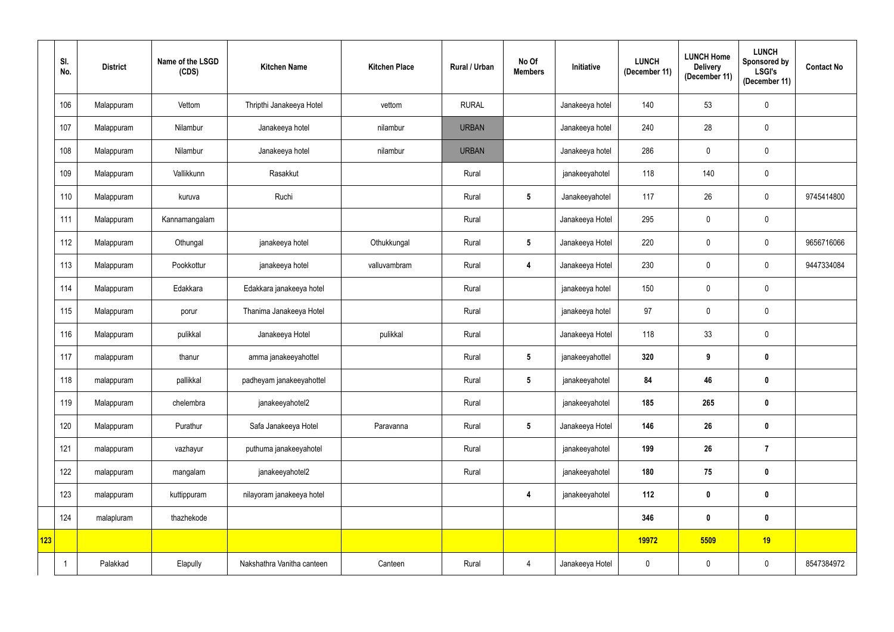| | Sl. No. | District | Name of the LSGD (CDS) | Kitchen Name | Kitchen Place | Rural / Urban | No Of Members | Initiative | LUNCH (December 11) | LUNCH Home Delivery (December 11) | LUNCH Sponsored by LSGI's (December 11) | Contact No |
|---|---|---|---|---|---|---|---|---|---|---|---|---|
| | 106 | Malappuram | Vettom | Thripthi Janakeeya Hotel | vettom | RURAL | | Janakeeya hotel | 140 | 53 | 0 | |
| | 107 | Malappuram | Nilambur | Janakeeya hotel | nilambur | URBAN | | Janakeeya hotel | 240 | 28 | 0 | |
| | 108 | Malappuram | Nilambur | Janakeeya hotel | nilambur | URBAN | | Janakeeya hotel | 286 | 0 | 0 | |
| | 109 | Malappuram | Vallikkunn | Rasakkut | | Rural | | janakeeyahotel | 118 | 140 | 0 | |
| | 110 | Malappuram | kuruva | Ruchi | | Rural | 5 | Janakeeyahotel | 117 | 26 | 0 | 9745414800 |
| | 111 | Malappuram | Kannamangalam | | | Rural | | Janakeeya Hotel | 295 | 0 | 0 | |
| | 112 | Malappuram | Othungal | janakeeya hotel | Othukkungal | Rural | 5 | Janakeeya Hotel | 220 | 0 | 0 | 9656716066 |
| | 113 | Malappuram | Pookkottur | janakeeya hotel | valluvambram | Rural | 4 | Janakeeya Hotel | 230 | 0 | 0 | 9447334084 |
| | 114 | Malappuram | Edakkara | Edakkara janakeeya hotel | | Rural | | janakeeya hotel | 150 | 0 | 0 | |
| | 115 | Malappuram | porur | Thanima Janakeeya Hotel | | Rural | | janakeeya hotel | 97 | 0 | 0 | |
| | 116 | Malappuram | pulikkal | Janakeeya Hotel | pulikkal | Rural | | Janakeeya Hotel | 118 | 33 | 0 | |
| | 117 | malappuram | thanur | amma janakeeyahottel | | Rural | 5 | janakeeyahottel | **320** | **9** | **0** | |
| | 118 | malappuram | pallikkal | padheyam janakeeyahottel | | Rural | 5 | janakeeyahotel | **84** | **46** | **0** | |
| | 119 | Malappuram | chelembra | janakeeyahotel2 | | Rural | | janakeeyahotel | **185** | **265** | **0** | |
| | 120 | Malappuram | Purathur | Safa Janakeeya Hotel | Paravanna | Rural | 5 | Janakeeya Hotel | **146** | **26** | **0** | |
| | 121 | malappuram | vazhayur | puthuma janakeeyahotel | | Rural | | janakeeyahotel | **199** | **26** | **7** | |
| | 122 | malappuram | mangalam | janakeeyahotel2 | | Rural | | janakeeyahotel | **180** | **75** | **0** | |
| | 123 | malappuram | kuttippuram | nilayoram janakeeya hotel | | | 4 | janakeeyahotel | **112** | **0** | **0** | |
| | 124 | malapluram | thazhekode | | | | | | **346** | **0** | **0** | |
| **123** | | | | | | | | | **19972** | **5509** | **19** | |
| | 1 | Palakkad | Elapully | Nakshathra Vanitha canteen | Canteen | Rural | 4 | Janakeeya Hotel | 0 | 0 | 0 | 8547384972 |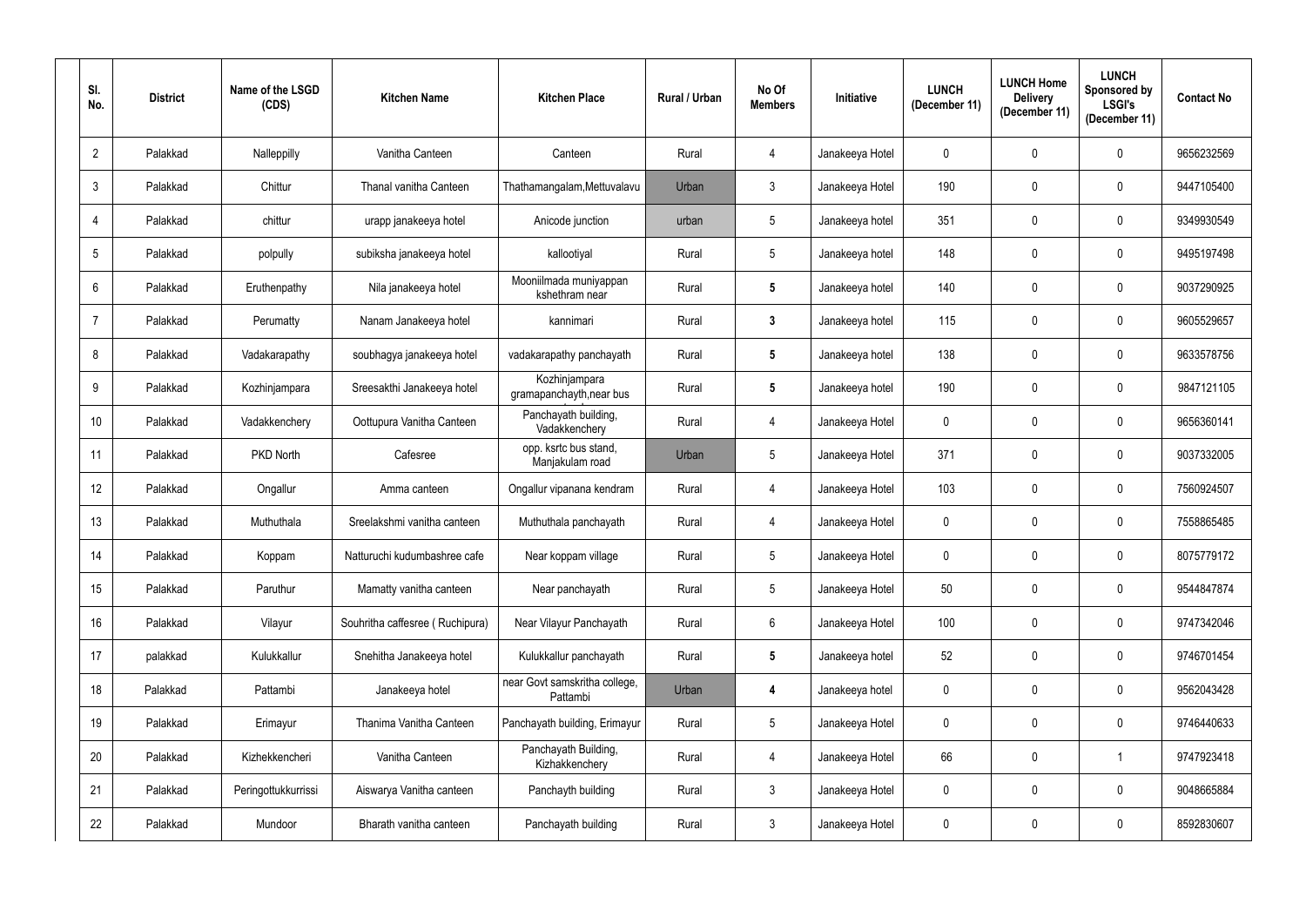| Sl. No. | District | Name of the LSGD (CDS) | Kitchen Name | Kitchen Place | Rural / Urban | No Of Members | Initiative | LUNCH (December 11) | LUNCH Home Delivery (December 11) | LUNCH Sponsored by LSGI's (December 11) | Contact No |
|---|---|---|---|---|---|---|---|---|---|---|---|
| 2 | Palakkad | Nalleppilly | Vanitha Canteen | Canteen | Rural | 4 | Janakeeya Hotel | 0 | 0 | 0 | 9656232569 |
| 3 | Palakkad | Chittur | Thanal vanitha Canteen | Thathamangalam,Mettuvalavu | Urban | 3 | Janakeeya Hotel | 190 | 0 | 0 | 9447105400 |
| 4 | Palakkad | chittur | urapp janakeeya hotel | Anicode junction | urban | 5 | Janakeeya hotel | 351 | 0 | 0 | 9349930549 |
| 5 | Palakkad | polpully | subiksha janakeeya hotel | kallootiyal | Rural | 5 | Janakeeya hotel | 148 | 0 | 0 | 9495197498 |
| 6 | Palakkad | Eruthenpathy | Nila janakeeya hotel | Mooniilmada muniyappan kshethram near | Rural | 5 | Janakeeya hotel | 140 | 0 | 0 | 9037290925 |
| 7 | Palakkad | Perumatty | Nanam Janakeeya hotel | kannimari | Rural | 3 | Janakeeya hotel | 115 | 0 | 0 | 9605529657 |
| 8 | Palakkad | Vadakarapathy | soubhagya janakeeya hotel | vadakarapathy panchayath | Rural | 5 | Janakeeya hotel | 138 | 0 | 0 | 9633578756 |
| 9 | Palakkad | Kozhinjampara | Sreesakthi Janakeeya hotel | Kozhinjampara gramapanchayth,near bus | Rural | 5 | Janakeeya hotel | 190 | 0 | 0 | 9847121105 |
| 10 | Palakkad | Vadakkenchery | Oottupura Vanitha Canteen | Panchayath building, Vadakkenchery | Rural | 4 | Janakeeya Hotel | 0 | 0 | 0 | 9656360141 |
| 11 | Palakkad | PKD North | Cafesree | opp. ksrtc bus stand, Manjakulam road | Urban | 5 | Janakeeya Hotel | 371 | 0 | 0 | 9037332005 |
| 12 | Palakkad | Ongallur | Amma canteen | Ongallur vipanana kendram | Rural | 4 | Janakeeya Hotel | 103 | 0 | 0 | 7560924507 |
| 13 | Palakkad | Muthuthala | Sreelakshmi vanitha canteen | Muthuthala panchayath | Rural | 4 | Janakeeya Hotel | 0 | 0 | 0 | 7558865485 |
| 14 | Palakkad | Koppam | Natturuchi kudumbashree cafe | Near koppam village | Rural | 5 | Janakeeya Hotel | 0 | 0 | 0 | 8075779172 |
| 15 | Palakkad | Paruthur | Mamatty vanitha canteen | Near panchayath | Rural | 5 | Janakeeya Hotel | 50 | 0 | 0 | 9544847874 |
| 16 | Palakkad | Vilayur | Souhritha caffesree ( Ruchipura) | Near Vilayur Panchayath | Rural | 6 | Janakeeya Hotel | 100 | 0 | 0 | 9747342046 |
| 17 | palakkad | Kulukkallur | Snehitha Janakeeya hotel | Kulukkallur panchayath | Rural | 5 | Janakeeya hotel | 52 | 0 | 0 | 9746701454 |
| 18 | Palakkad | Pattambi | Janakeeya hotel | near Govt samskritha college, Pattambi | Urban | 4 | Janakeeya hotel | 0 | 0 | 0 | 9562043428 |
| 19 | Palakkad | Erimayur | Thanima Vanitha Canteen | Panchayath building, Erimayur | Rural | 5 | Janakeeya Hotel | 0 | 0 | 0 | 9746440633 |
| 20 | Palakkad | Kizhekkencheri | Vanitha Canteen | Panchayath Building, Kizhakkenchery | Rural | 4 | Janakeeya Hotel | 66 | 0 | 1 | 9747923418 |
| 21 | Palakkad | Peringottukkurrissi | Aiswarya Vanitha canteen | Panchayth building | Rural | 3 | Janakeeya Hotel | 0 | 0 | 0 | 9048665884 |
| 22 | Palakkad | Mundoor | Bharath vanitha canteen | Panchayath building | Rural | 3 | Janakeeya Hotel | 0 | 0 | 0 | 8592830607 |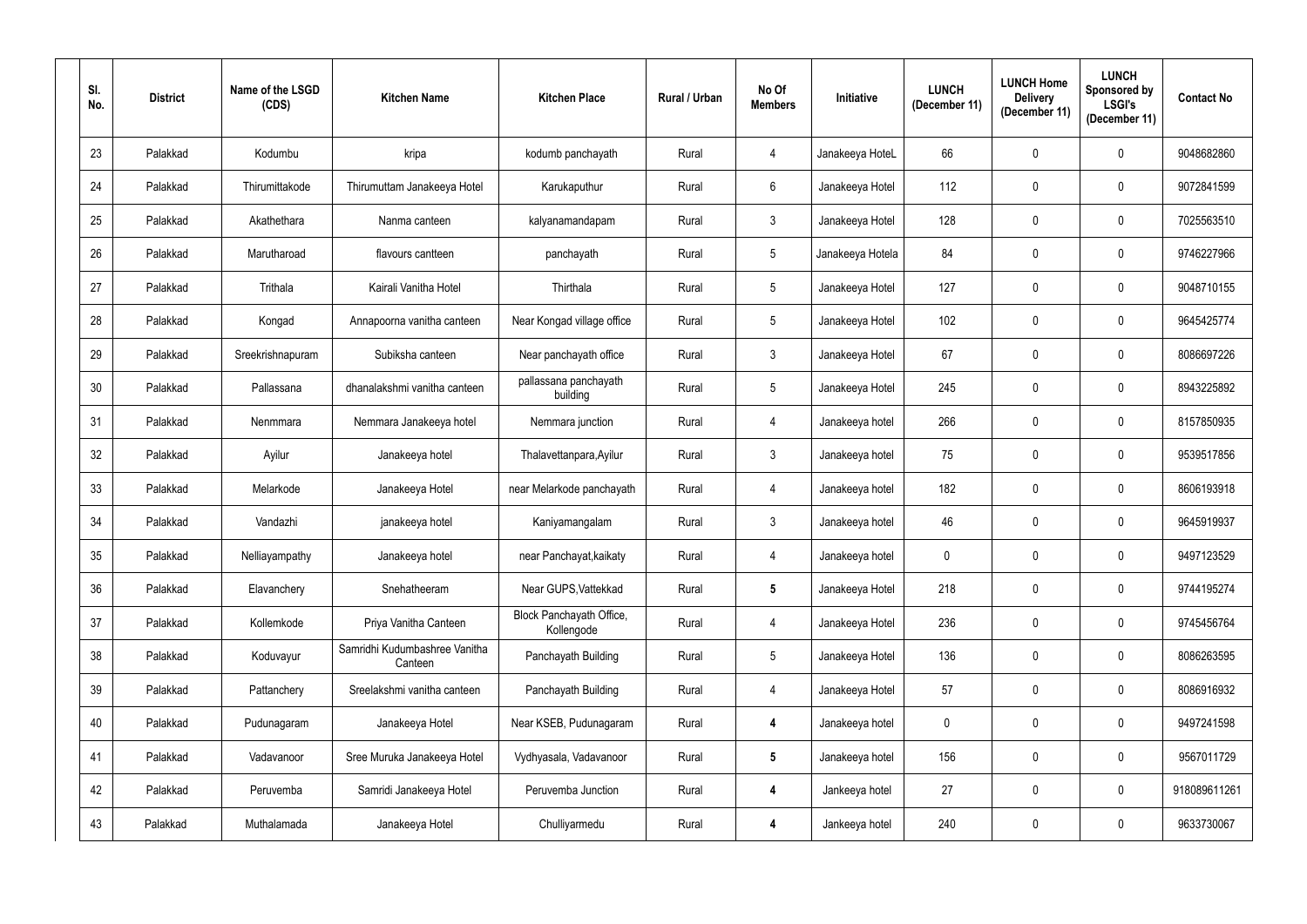| Sl. No. | District | Name of the LSGD (CDS) | Kitchen Name | Kitchen Place | Rural / Urban | No Of Members | Initiative | LUNCH (December 11) | LUNCH Home Delivery (December 11) | LUNCH Sponsored by LSGI's (December 11) | Contact No |
|---|---|---|---|---|---|---|---|---|---|---|---|
| 23 | Palakkad | Kodumbu | kripa | kodumb panchayath | Rural | 4 | Janakeeya HoteL | 66 | 0 | 0 | 9048682860 |
| 24 | Palakkad | Thirumittakode | Thirumuttam Janakeeya Hotel | Karukaputhur | Rural | 6 | Janakeeya Hotel | 112 | 0 | 0 | 9072841599 |
| 25 | Palakkad | Akathethara | Nanma canteen | kalyanamandapam | Rural | 3 | Janakeeya Hotel | 128 | 0 | 0 | 7025563510 |
| 26 | Palakkad | Marutharoad | flavours cantteen | panchayath | Rural | 5 | Janakeeya Hotela | 84 | 0 | 0 | 9746227966 |
| 27 | Palakkad | Trithala | Kairali Vanitha Hotel | Thirthala | Rural | 5 | Janakeeya Hotel | 127 | 0 | 0 | 9048710155 |
| 28 | Palakkad | Kongad | Annapoorna vanitha canteen | Near Kongad village office | Rural | 5 | Janakeeya Hotel | 102 | 0 | 0 | 9645425774 |
| 29 | Palakkad | Sreekrishnapuram | Subiksha canteen | Near panchayath office | Rural | 3 | Janakeeya Hotel | 67 | 0 | 0 | 8086697226 |
| 30 | Palakkad | Pallassana | dhanalakshmi vanitha canteen | pallassana panchayath building | Rural | 5 | Janakeeya Hotel | 245 | 0 | 0 | 8943225892 |
| 31 | Palakkad | Nenmmara | Nemmara Janakeeya hotel | Nemmara junction | Rural | 4 | Janakeeya hotel | 266 | 0 | 0 | 8157850935 |
| 32 | Palakkad | Ayilur | Janakeeya hotel | Thalavettanpara,Ayilur | Rural | 3 | Janakeeya hotel | 75 | 0 | 0 | 9539517856 |
| 33 | Palakkad | Melarkode | Janakeeya Hotel | near Melarkode panchayath | Rural | 4 | Janakeeya hotel | 182 | 0 | 0 | 8606193918 |
| 34 | Palakkad | Vandazhi | janakeeya hotel | Kaniyamangalam | Rural | 3 | Janakeeya hotel | 46 | 0 | 0 | 9645919937 |
| 35 | Palakkad | Nelliayampathy | Janakeeya hotel | near Panchayat,kaikaty | Rural | 4 | Janakeeya hotel | 0 | 0 | 0 | 9497123529 |
| 36 | Palakkad | Elavanchery | Snehatheeram | Near GUPS,Vattekkad | Rural | **5** | Janakeeya Hotel | 218 | 0 | 0 | 9744195274 |
| 37 | Palakkad | Kollemkode | Priya Vanitha Canteen | Block Panchayath Office, Kollengode | Rural | 4 | Janakeeya Hotel | 236 | 0 | 0 | 9745456764 |
| 38 | Palakkad | Koduvayur | Samridhi Kudumbashree Vanitha Canteen | Panchayath Building | Rural | 5 | Janakeeya Hotel | 136 | 0 | 0 | 8086263595 |
| 39 | Palakkad | Pattanchery | Sreelakshmi vanitha canteen | Panchayath Building | Rural | 4 | Janakeeya Hotel | 57 | 0 | 0 | 8086916932 |
| 40 | Palakkad | Pudunagaram | Janakeeya Hotel | Near KSEB, Pudunagaram | Rural | **4** | Janakeeya hotel | 0 | 0 | 0 | 9497241598 |
| 41 | Palakkad | Vadavanoor | Sree Muruka Janakeeya Hotel | Vydhyasala, Vadavanoor | Rural | **5** | Janakeeya hotel | 156 | 0 | 0 | 9567011729 |
| 42 | Palakkad | Peruvemba | Samridi Janakeeya Hotel | Peruvemba Junction | Rural | **4** | Jankeeya hotel | 27 | 0 | 0 | 918089611261 |
| 43 | Palakkad | Muthalamada | Janakeeya Hotel | Chulliyarmedu | Rural | **4** | Jankeeya hotel | 240 | 0 | 0 | 9633730067 |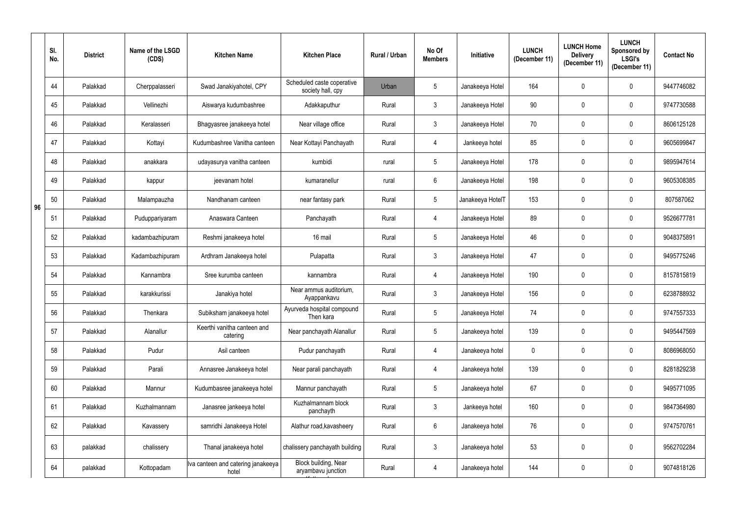|  | Sl. No. | District | Name of the LSGD (CDS) | Kitchen Name | Kitchen Place | Rural / Urban | No Of Members | Initiative | LUNCH (December 11) | LUNCH Home Delivery (December 11) | LUNCH Sponsored by LSGI's (December 11) | Contact No |
|---|---|---|---|---|---|---|---|---|---|---|---|---|
| 96 | 44 | Palakkad | Cherppalasseri | Swad Janakiyahotel, CPY | Scheduled caste coperative society hall, cpy | Urban | 5 | Janakeeya Hotel | 164 | 0 | 0 | 9447746082 |
|  | 45 | Palakkad | Vellinezhi | Aiswarya kudumbashree | Adakkaputhur | Rural | 3 | Janakeeya Hotel | 90 | 0 | 0 | 9747730588 |
|  | 46 | Palakkad | Keralasseri | Bhagyasree janakeeya hotel | Near village office | Rural | 3 | Janakeeya Hotel | 70 | 0 | 0 | 8606125128 |
|  | 47 | Palakkad | Kottayi | Kudumbashree Vanitha canteen | Near Kottayi Panchayath | Rural | 4 | Jankeeya hotel | 85 | 0 | 0 | 9605699847 |
|  | 48 | Palakkad | anakkara | udayasurya vanitha canteen | kumbidi | rural | 5 | Janakeeya Hotel | 178 | 0 | 0 | 9895947614 |
|  | 49 | Palakkad | kappur | jeevanam hotel | kumaranellur | rural | 6 | Janakeeya Hotel | 198 | 0 | 0 | 9605308385 |
|  | 50 | Palakkad | Malampauzha | Nandhanam canteen | near fantasy park | Rural | 5 | Janakeeya HotelT | 153 | 0 | 0 | 807587062 |
|  | 51 | Palakkad | Puduppariyaram | Anaswara Canteen | Panchayath | Rural | 4 | Janakeeya Hotel | 89 | 0 | 0 | 9526677781 |
|  | 52 | Palakkad | kadambazhipuram | Reshmi janakeeya hotel | 16 mail | Rural | 5 | Janakeeya Hotel | 46 | 0 | 0 | 9048375891 |
|  | 53 | Palakkad | Kadambazhipuram | Ardhram Janakeeya hotel | Pulapatta | Rural | 3 | Janakeeya Hotel | 47 | 0 | 0 | 9495775246 |
|  | 54 | Palakkad | Kannambra | Sree kurumba canteen | kannambra | Rural | 4 | Janakeeya Hotel | 190 | 0 | 0 | 8157815819 |
|  | 55 | Palakkad | karakkurissi | Janakiya hotel | Near ammus auditorium, Ayappankavu | Rural | 3 | Janakeeya Hotel | 156 | 0 | 0 | 6238788932 |
|  | 56 | Palakkad | Thenkara | Subiksham janakeeya hotel | Ayurveda hospital compound Then kara | Rural | 5 | Janakeeya Hotel | 74 | 0 | 0 | 9747557333 |
|  | 57 | Palakkad | Alanallur | Keerthi vanitha canteen and catering | Near panchayath Alanallur | Rural | 5 | Janakeeya hotel | 139 | 0 | 0 | 9495447569 |
|  | 58 | Palakkad | Pudur | Asil canteen | Pudur panchayath | Rural | 4 | Janakeeya hotel | 0 | 0 | 0 | 8086968050 |
|  | 59 | Palakkad | Parali | Annasree Janakeeya hotel | Near parali panchayath | Rural | 4 | Janakeeya hotel | 139 | 0 | 0 | 8281829238 |
|  | 60 | Palakkad | Mannur | Kudumbasree janakeeya hotel | Mannur panchayath | Rural | 5 | Janakeeya hotel | 67 | 0 | 0 | 9495771095 |
|  | 61 | Palakkad | Kuzhalmannam | Janasree jankeeya hotel | Kuzhalmannam block panchayth | Rural | 3 | Jankeeya hotel | 160 | 0 | 0 | 9847364980 |
|  | 62 | Palakkad | Kavassery | samridhi Janakeeya Hotel | Alathur road,kavasheery | Rural | 6 | Janakeeya hotel | 76 | 0 | 0 | 9747570761 |
|  | 63 | palakkad | chalissery | Thanal janakeeya hotel | chalissery panchayath building | Rural | 3 | Janakeeya hotel | 53 | 0 | 0 | 9562702284 |
|  | 64 | palakkad | Kottopadam | lva canteen and catering janakeeya hotel | Block building, Near aryambavu junction | Rural | 4 | Janakeeya hotel | 144 | 0 | 0 | 9074818126 |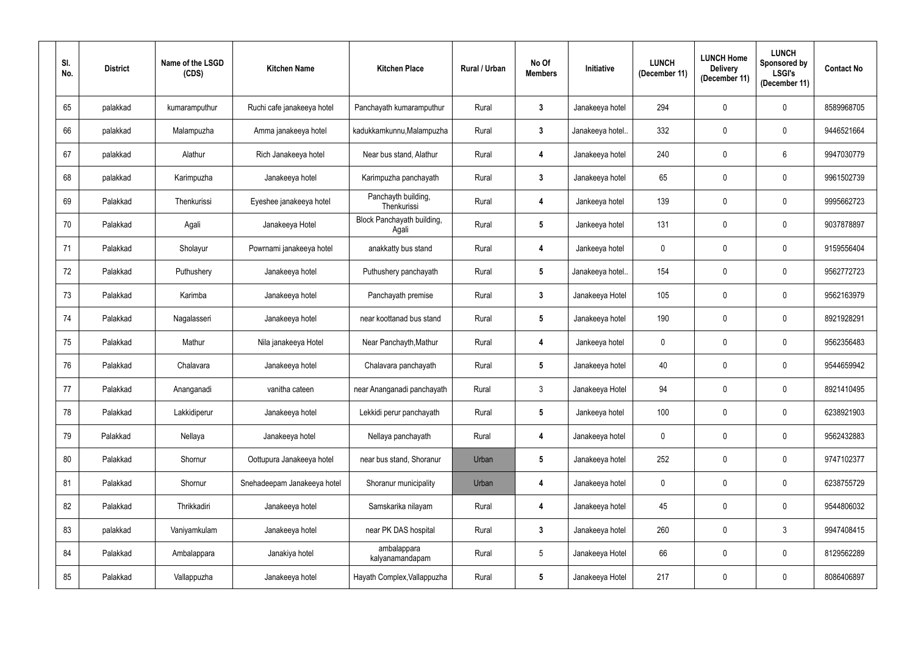| Sl. No. | District | Name of the LSGD (CDS) | Kitchen Name | Kitchen Place | Rural / Urban | No Of Members | Initiative | LUNCH (December 11) | LUNCH Home Delivery (December 11) | LUNCH Sponsored by LSGI's (December 11) | Contact No |
|---|---|---|---|---|---|---|---|---|---|---|---|
| 65 | palakkad | kumaramputhur | Ruchi cafe janakeeya hotel | Panchayath kumaramputhur | Rural | 3 | Janakeeya hotel | 294 | 0 | 0 | 8589968705 |
| 66 | palakkad | Malampuzha | Amma janakeeya hotel | kadukkamkunnu,Malampuzha | Rural | 3 | Janakeeya hotel.. | 332 | 0 | 0 | 9446521664 |
| 67 | palakkad | Alathur | Rich Janakeeya hotel | Near bus stand, Alathur | Rural | 4 | Janakeeya hotel | 240 | 0 | 6 | 9947030779 |
| 68 | palakkad | Karimpuzha | Janakeeya hotel | Karimpuzha panchayath | Rural | 3 | Janakeeya hotel | 65 | 0 | 0 | 9961502739 |
| 69 | Palakkad | Thenkurissi | Eyeshee janakeeya hotel | Panchayth building, Thenkurissi | Rural | 4 | Jankeeya hotel | 139 | 0 | 0 | 9995662723 |
| 70 | Palakkad | Agali | Janakeeya Hotel | Block Panchayath building, Agali | Rural | 5 | Jankeeya hotel | 131 | 0 | 0 | 9037878897 |
| 71 | Palakkad | Sholayur | Powrnami janakeeya hotel | anakkatty bus stand | Rural | 4 | Jankeeya hotel | 0 | 0 | 0 | 9159556404 |
| 72 | Palakkad | Puthushery | Janakeeya hotel | Puthushery panchayath | Rural | 5 | Janakeeya hotel.. | 154 | 0 | 0 | 9562772723 |
| 73 | Palakkad | Karimba | Janakeeya hotel | Panchayath premise | Rural | 3 | Janakeeya Hotel | 105 | 0 | 0 | 9562163979 |
| 74 | Palakkad | Nagalasseri | Janakeeya hotel | near koottanad bus stand | Rural | 5 | Janakeeya hotel | 190 | 0 | 0 | 8921928291 |
| 75 | Palakkad | Mathur | Nila janakeeya Hotel | Near Panchayth,Mathur | Rural | 4 | Jankeeya hotel | 0 | 0 | 0 | 9562356483 |
| 76 | Palakkad | Chalavara | Janakeeya hotel | Chalavara panchayath | Rural | 5 | Janakeeya hotel | 40 | 0 | 0 | 9544659942 |
| 77 | Palakkad | Ananganadi | vanitha cateen | near Ananganadi panchayath | Rural | 3 | Janakeeya Hotel | 94 | 0 | 0 | 8921410495 |
| 78 | Palakkad | Lakkidiperur | Janakeeya hotel | Lekkidi perur panchayath | Rural | 5 | Jankeeya hotel | 100 | 0 | 0 | 6238921903 |
| 79 | Palakkad | Nellaya | Janakeeya hotel | Nellaya panchayath | Rural | 4 | Janakeeya hotel | 0 | 0 | 0 | 9562432883 |
| 80 | Palakkad | Shornur | Oottupura Janakeeya hotel | near bus stand, Shoranur | Urban | 5 | Janakeeya hotel | 252 | 0 | 0 | 9747102377 |
| 81 | Palakkad | Shornur | Snehadeepam Janakeeya hotel | Shoranur municipality | Urban | 4 | Janakeeya hotel | 0 | 0 | 0 | 6238755729 |
| 82 | Palakkad | Thrikkadiri | Janakeeya hotel | Samskarika nilayam | Rural | 4 | Janakeeya hotel | 45 | 0 | 0 | 9544806032 |
| 83 | palakkad | Vaniyamkulam | Janakeeya hotel | near PK DAS hospital | Rural | 3 | Janakeeya hotel | 260 | 0 | 3 | 9947408415 |
| 84 | Palakkad | Ambalappara | Janakiya hotel | ambalappara kalyanamandapam | Rural | 5 | Janakeeya Hotel | 66 | 0 | 0 | 8129562289 |
| 85 | Palakkad | Vallappuzha | Janakeeya hotel | Hayath Complex,Vallappuzha | Rural | 5 | Janakeeya Hotel | 217 | 0 | 0 | 8086406897 |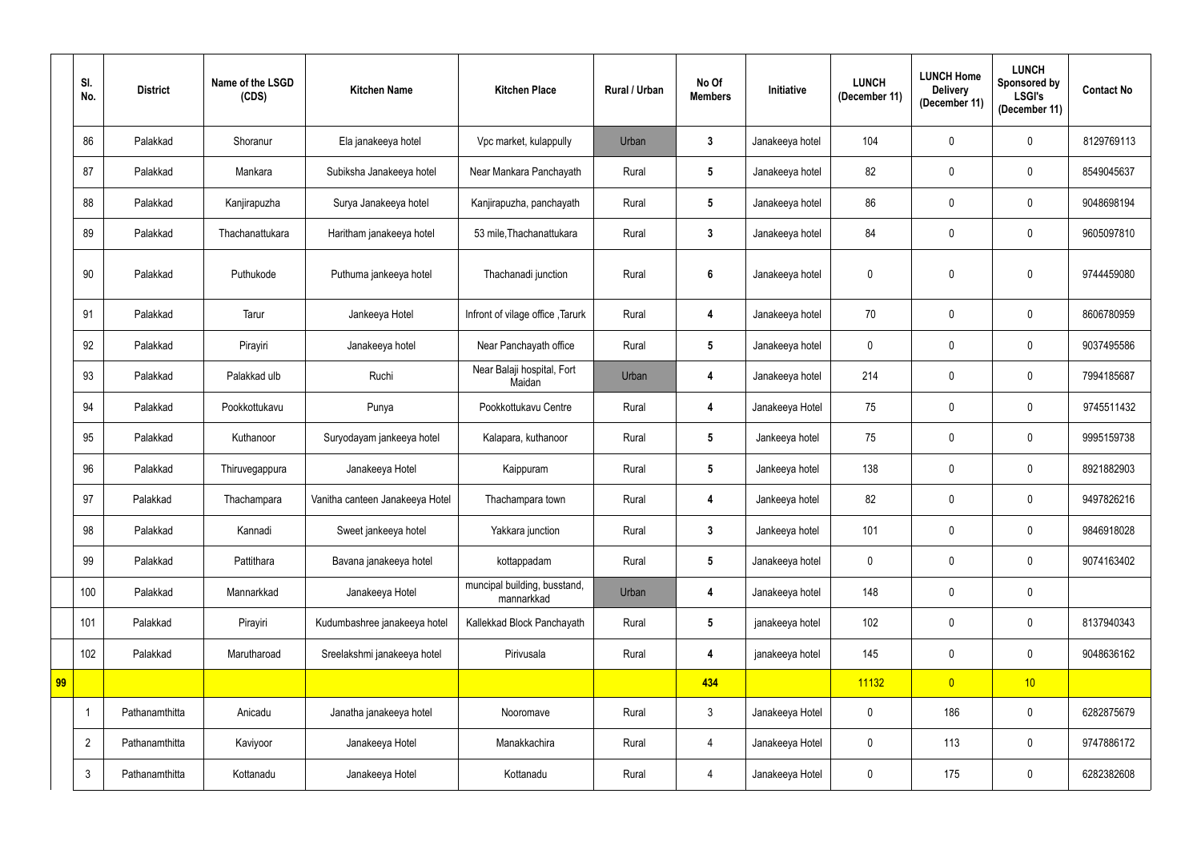| | Sl. No. | District | Name of the LSGD (CDS) | Kitchen Name | Kitchen Place | Rural / Urban | No Of Members | Initiative | LUNCH (December 11) | LUNCH Home Delivery (December 11) | LUNCH Sponsored by LSGI's (December 11) | Contact No |
|---|---|---|---|---|---|---|---|---|---|---|---|---|
| | 86 | Palakkad | Shoranur | Ela janakeeya hotel | Vpc market, kulappully | Urban | 3 | Janakeeya hotel | 104 | 0 | 0 | 8129769113 |
| | 87 | Palakkad | Mankara | Subiksha Janakeeya hotel | Near Mankara Panchayath | Rural | 5 | Janakeeya hotel | 82 | 0 | 0 | 8549045637 |
| | 88 | Palakkad | Kanjirapuzha | Surya Janakeeya hotel | Kanjirapuzha, panchayath | Rural | 5 | Janakeeya hotel | 86 | 0 | 0 | 9048698194 |
| | 89 | Palakkad | Thachanattukara | Haritham janakeeya hotel | 53 mile,Thachanattukara | Rural | 3 | Janakeeya hotel | 84 | 0 | 0 | 9605097810 |
| | 90 | Palakkad | Puthukode | Puthuma jankeeya hotel | Thachanadi junction | Rural | 6 | Janakeeya hotel | 0 | 0 | 0 | 9744459080 |
| | 91 | Palakkad | Tarur | Jankeeya Hotel | Infront of vilage office ,Tarurk | Rural | 4 | Janakeeya hotel | 70 | 0 | 0 | 8606780959 |
| | 92 | Palakkad | Pirayiri | Janakeeya hotel | Near Panchayath office | Rural | 5 | Janakeeya hotel | 0 | 0 | 0 | 9037495586 |
| | 93 | Palakkad | Palakkad ulb | Ruchi | Near Balaji hospital, Fort Maidan | Urban | 4 | Janakeeya hotel | 214 | 0 | 0 | 7994185687 |
| | 94 | Palakkad | Pookkottukavu | Punya | Pookkottukavu Centre | Rural | 4 | Janakeeya Hotel | 75 | 0 | 0 | 9745511432 |
| | 95 | Palakkad | Kuthanoor | Suryodayam jankeeya hotel | Kalapara, kuthanoor | Rural | 5 | Jankeeya hotel | 75 | 0 | 0 | 9995159738 |
| | 96 | Palakkad | Thiruvegappura | Janakeeya Hotel | Kaippuram | Rural | 5 | Jankeeya hotel | 138 | 0 | 0 | 8921882903 |
| | 97 | Palakkad | Thachampara | Vanitha canteen Janakeeya Hotel | Thachampara town | Rural | 4 | Jankeeya hotel | 82 | 0 | 0 | 9497826216 |
| | 98 | Palakkad | Kannadi | Sweet jankeeya hotel | Yakkara junction | Rural | 3 | Jankeeya hotel | 101 | 0 | 0 | 9846918028 |
| | 99 | Palakkad | Pattithara | Bavana janakeeya hotel | kottappadam | Rural | 5 | Janakeeya hotel | 0 | 0 | 0 | 9074163402 |
| | 100 | Palakkad | Mannarkkad | Janakeeya Hotel | muncipal building, busstand, mannarkkad | Urban | 4 | Janakeeya hotel | 148 | 0 | 0 | |
| | 101 | Palakkad | Pirayiri | Kudumbashree janakeeya hotel | Kallekkad Block Panchayath | Rural | 5 | janakeeya hotel | 102 | 0 | 0 | 8137940343 |
| | 102 | Palakkad | Marutharoad | Sreelakshmi janakeeya hotel | Pirivusala | Rural | 4 | janakeeya hotel | 145 | 0 | 0 | 9048636162 |
| 99 | | | | | | | 434 | | 11132 | 0 | 10 | |
| | 1 | Pathanamthitta | Anicadu | Janatha janakeeya hotel | Nooromave | Rural | 3 | Janakeeya Hotel | 0 | 186 | 0 | 6282875679 |
| | 2 | Pathanamthitta | Kaviyoor | Janakeeya Hotel | Manakkachira | Rural | 4 | Janakeeya Hotel | 0 | 113 | 0 | 9747886172 |
| | 3 | Pathanamthitta | Kottanadu | Janakeeya Hotel | Kottanadu | Rural | 4 | Janakeeya Hotel | 0 | 175 | 0 | 6282382608 |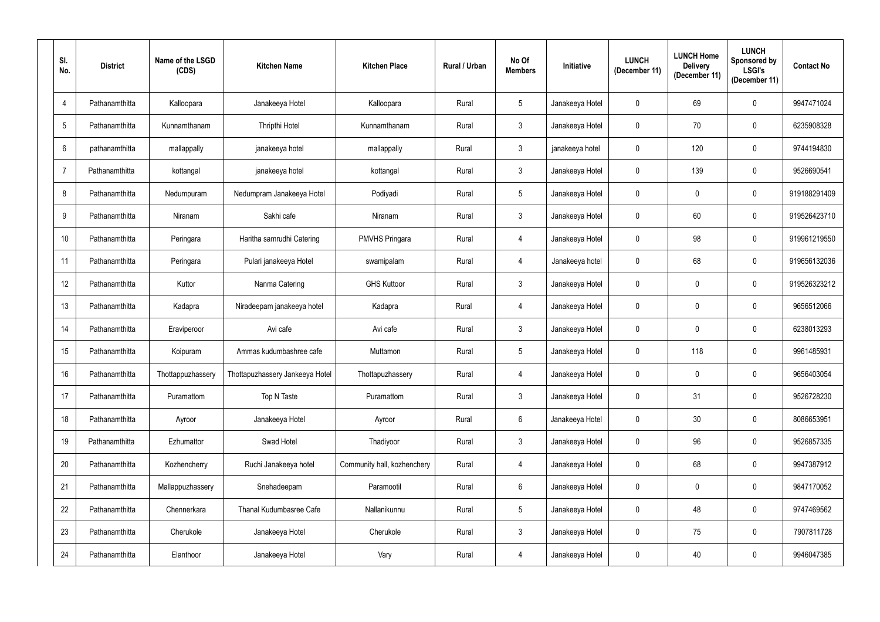| Sl. No. | District | Name of the LSGD (CDS) | Kitchen Name | Kitchen Place | Rural / Urban | No Of Members | Initiative | LUNCH (December 11) | LUNCH Home Delivery (December 11) | LUNCH Sponsored by LSGI's (December 11) | Contact No |
|---|---|---|---|---|---|---|---|---|---|---|---|
| 4 | Pathanamthitta | Kalloopara | Janakeeya Hotel | Kalloopara | Rural | 5 | Janakeeya Hotel | 0 | 69 | 0 | 9947471024 |
| 5 | Pathanamthitta | Kunnamthanam | Thripthi Hotel | Kunnamthanam | Rural | 3 | Janakeeya Hotel | 0 | 70 | 0 | 6235908328 |
| 6 | pathanamthitta | mallappally | janakeeya hotel | mallappally | Rural | 3 | janakeeya hotel | 0 | 120 | 0 | 9744194830 |
| 7 | Pathanamthitta | kottangal | janakeeya hotel | kottangal | Rural | 3 | Janakeeya Hotel | 0 | 139 | 0 | 9526690541 |
| 8 | Pathanamthitta | Nedumpuram | Nedumpram Janakeeya Hotel | Podiyadi | Rural | 5 | Janakeeya Hotel | 0 | 0 | 0 | 919188291409 |
| 9 | Pathanamthitta | Niranam | Sakhi cafe | Niranam | Rural | 3 | Janakeeya Hotel | 0 | 60 | 0 | 919526423710 |
| 10 | Pathanamthitta | Peringara | Haritha samrudhi Catering | PMVHS Pringara | Rural | 4 | Janakeeya Hotel | 0 | 98 | 0 | 919961219550 |
| 11 | Pathanamthitta | Peringara | Pulari janakeeya Hotel | swamipalam | Rural | 4 | Janakeeya hotel | 0 | 68 | 0 | 919656132036 |
| 12 | Pathanamthitta | Kuttor | Nanma Catering | GHS Kuttoor | Rural | 3 | Janakeeya Hotel | 0 | 0 | 0 | 919526323212 |
| 13 | Pathanamthitta | Kadapra | Niradeepam janakeeya hotel | Kadapra | Rural | 4 | Janakeeya Hotel | 0 | 0 | 0 | 9656512066 |
| 14 | Pathanamthitta | Eraviperoor | Avi cafe | Avi cafe | Rural | 3 | Janakeeya Hotel | 0 | 0 | 0 | 6238013293 |
| 15 | Pathanamthitta | Koipuram | Ammas kudumbashree cafe | Muttamon | Rural | 5 | Janakeeya Hotel | 0 | 118 | 0 | 9961485931 |
| 16 | Pathanamthitta | Thottappuzhassery | Thottapuzhassery Jankeeya Hotel | Thottapuzhassery | Rural | 4 | Janakeeya Hotel | 0 | 0 | 0 | 9656403054 |
| 17 | Pathanamthitta | Puramattom | Top N Taste | Puramattom | Rural | 3 | Janakeeya Hotel | 0 | 31 | 0 | 9526728230 |
| 18 | Pathanamthitta | Ayroor | Janakeeya Hotel | Ayroor | Rural | 6 | Janakeeya Hotel | 0 | 30 | 0 | 8086653951 |
| 19 | Pathanamthitta | Ezhumattor | Swad Hotel | Thadiyoor | Rural | 3 | Janakeeya Hotel | 0 | 96 | 0 | 9526857335 |
| 20 | Pathanamthitta | Kozhencherry | Ruchi Janakeeya hotel | Community hall, kozhenchery | Rural | 4 | Janakeeya Hotel | 0 | 68 | 0 | 9947387912 |
| 21 | Pathanamthitta | Mallappuzhassery | Snehadeepam | Paramootil | Rural | 6 | Janakeeya Hotel | 0 | 0 | 0 | 9847170052 |
| 22 | Pathanamthitta | Chennerkara | Thanal Kudumbasree Cafe | Nallanikunnu | Rural | 5 | Janakeeya Hotel | 0 | 48 | 0 | 9747469562 |
| 23 | Pathanamthitta | Cherukole | Janakeeya Hotel | Cherukole | Rural | 3 | Janakeeya Hotel | 0 | 75 | 0 | 7907811728 |
| 24 | Pathanamthitta | Elanthoor | Janakeeya Hotel | Vary | Rural | 4 | Janakeeya Hotel | 0 | 40 | 0 | 9946047385 |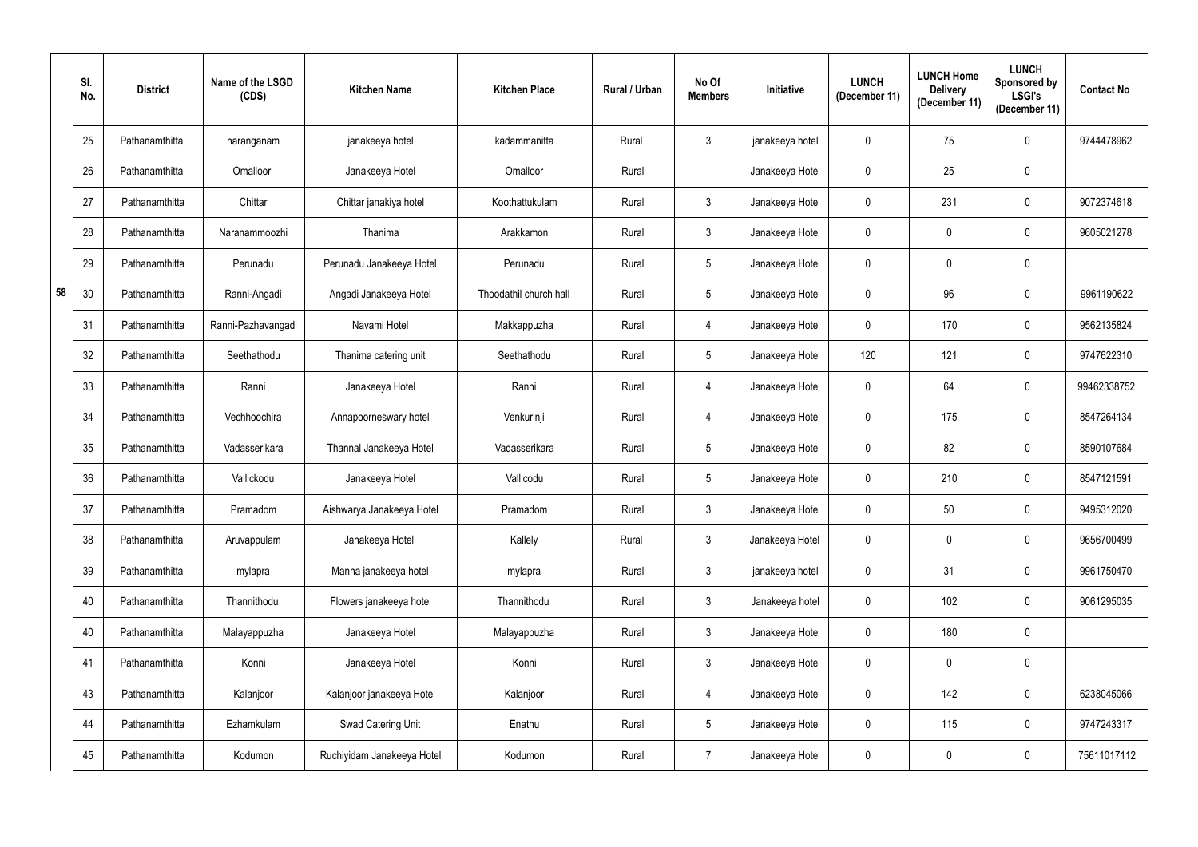| | Sl. No. | District | Name of the LSGD (CDS) | Kitchen Name | Kitchen Place | Rural / Urban | No Of Members | Initiative | LUNCH (December 11) | LUNCH Home Delivery (December 11) | LUNCH Sponsored by LSGI's (December 11) | Contact No |
|---|---|---|---|---|---|---|---|---|---|---|---|---|
| 58 | 25 | Pathanamthitta | naranganam | janakeeya hotel | kadammanitta | Rural | 3 | janakeeya hotel | 0 | 75 | 0 | 9744478962 |
| | 26 | Pathanamthitta | Omalloor | Janakeeya Hotel | Omalloor | Rural | | Janakeeya Hotel | 0 | 25 | 0 | |
| | 27 | Pathanamthitta | Chittar | Chittar janakiya hotel | Koothattukulam | Rural | 3 | Janakeeya Hotel | 0 | 231 | 0 | 9072374618 |
| | 28 | Pathanamthitta | Naranammoozhi | Thanima | Arakkamon | Rural | 3 | Janakeeya Hotel | 0 | 0 | 0 | 9605021278 |
| | 29 | Pathanamthitta | Perunadu | Perunadu Janakeeya Hotel | Perunadu | Rural | 5 | Janakeeya Hotel | 0 | 0 | 0 | |
| | 30 | Pathanamthitta | Ranni-Angadi | Angadi Janakeeya Hotel | Thoodathil church hall | Rural | 5 | Janakeeya Hotel | 0 | 96 | 0 | 9961190622 |
| | 31 | Pathanamthitta | Ranni-Pazhavangadi | Navami Hotel | Makkappuzha | Rural | 4 | Janakeeya Hotel | 0 | 170 | 0 | 9562135824 |
| | 32 | Pathanamthitta | Seethathodu | Thanima catering unit | Seethathodu | Rural | 5 | Janakeeya Hotel | 120 | 121 | 0 | 9747622310 |
| | 33 | Pathanamthitta | Ranni | Janakeeya Hotel | Ranni | Rural | 4 | Janakeeya Hotel | 0 | 64 | 0 | 99462338752 |
| | 34 | Pathanamthitta | Vechhoochira | Annapoorneswary hotel | Venkurinji | Rural | 4 | Janakeeya Hotel | 0 | 175 | 0 | 8547264134 |
| | 35 | Pathanamthitta | Vadasserikara | Thannal Janakeeya Hotel | Vadasserikara | Rural | 5 | Janakeeya Hotel | 0 | 82 | 0 | 8590107684 |
| | 36 | Pathanamthitta | Vallickodu | Janakeeya Hotel | Vallicodu | Rural | 5 | Janakeeya Hotel | 0 | 210 | 0 | 8547121591 |
| | 37 | Pathanamthitta | Pramadom | Aishwarya Janakeeya Hotel | Pramadom | Rural | 3 | Janakeeya Hotel | 0 | 50 | 0 | 9495312020 |
| | 38 | Pathanamthitta | Aruvappulam | Janakeeya Hotel | Kallely | Rural | 3 | Janakeeya Hotel | 0 | 0 | 0 | 9656700499 |
| | 39 | Pathanamthitta | mylapra | Manna janakeeya hotel | mylapra | Rural | 3 | janakeeya hotel | 0 | 31 | 0 | 9961750470 |
| | 40 | Pathanamthitta | Thannithodu | Flowers janakeeya hotel | Thannithodu | Rural | 3 | Janakeeya hotel | 0 | 102 | 0 | 9061295035 |
| | 40 | Pathanamthitta | Malayappuzha | Janakeeya Hotel | Malayappuzha | Rural | 3 | Janakeeya Hotel | 0 | 180 | 0 | |
| | 41 | Pathanamthitta | Konni | Janakeeya Hotel | Konni | Rural | 3 | Janakeeya Hotel | 0 | 0 | 0 | |
| | 43 | Pathanamthitta | Kalanjoor | Kalanjoor janakeeya Hotel | Kalanjoor | Rural | 4 | Janakeeya Hotel | 0 | 142 | 0 | 6238045066 |
| | 44 | Pathanamthitta | Ezhamkulam | Swad Catering Unit | Enathu | Rural | 5 | Janakeeya Hotel | 0 | 115 | 0 | 9747243317 |
| | 45 | Pathanamthitta | Kodumon | Ruchiyidam Janakeeya Hotel | Kodumon | Rural | 7 | Janakeeya Hotel | 0 | 0 | 0 | 75611017112 |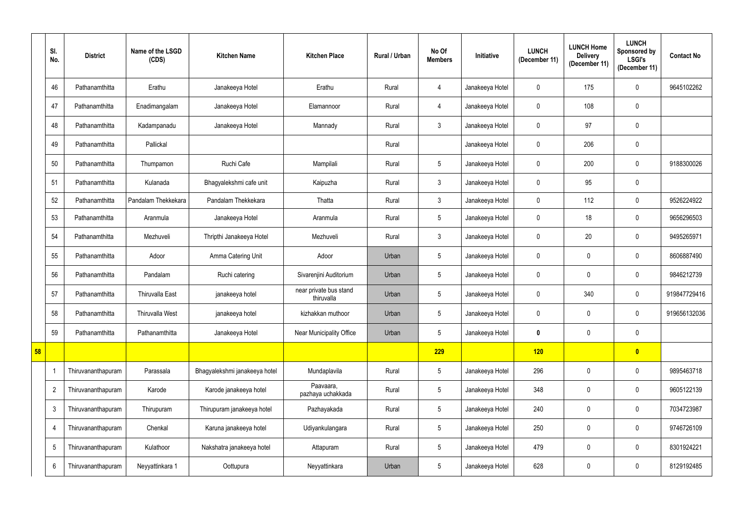| | Sl. No. | District | Name of the LSGD (CDS) | Kitchen Name | Kitchen Place | Rural / Urban | No Of Members | Initiative | LUNCH (December 11) | LUNCH Home Delivery (December 11) | LUNCH Sponsored by LSGI's (December 11) | Contact No |
|---|---|---|---|---|---|---|---|---|---|---|---|---|
| | 46 | Pathanamthitta | Erathu | Janakeeya Hotel | Erathu | Rural | 4 | Janakeeya Hotel | 0 | 175 | 0 | 9645102262 |
| | 47 | Pathanamthitta | Enadimangalam | Janakeeya Hotel | Elamannoor | Rural | 4 | Janakeeya Hotel | 0 | 108 | 0 | |
| | 48 | Pathanamthitta | Kadampanadu | Janakeeya Hotel | Mannady | Rural | 3 | Janakeeya Hotel | 0 | 97 | 0 | |
| | 49 | Pathanamthitta | Pallickal | | | Rural | | Janakeeya Hotel | 0 | 206 | 0 | |
| | 50 | Pathanamthitta | Thumpamon | Ruchi Cafe | Mampilali | Rural | 5 | Janakeeya Hotel | 0 | 200 | 0 | 9188300026 |
| | 51 | Pathanamthitta | Kulanada | Bhagyalekshmi cafe unit | Kaipuzha | Rural | 3 | Janakeeya Hotel | 0 | 95 | 0 | |
| | 52 | Pathanamthitta | Pandalam Thekkekara | Pandalam Thekkekara | Thatta | Rural | 3 | Janakeeya Hotel | 0 | 112 | 0 | 9526224922 |
| | 53 | Pathanamthitta | Aranmula | Janakeeya Hotel | Aranmula | Rural | 5 | Janakeeya Hotel | 0 | 18 | 0 | 9656296503 |
| | 54 | Pathanamthitta | Mezhuveli | Thripthi Janakeeya Hotel | Mezhuveli | Rural | 3 | Janakeeya Hotel | 0 | 20 | 0 | 9495265971 |
| | 55 | Pathanamthitta | Adoor | Amma Catering Unit | Adoor | Urban | 5 | Janakeeya Hotel | 0 | 0 | 0 | 8606887490 |
| | 56 | Pathanamthitta | Pandalam | Ruchi catering | Sivarenjini Auditorium | Urban | 5 | Janakeeya Hotel | 0 | 0 | 0 | 9846212739 |
| | 57 | Pathanamthitta | Thiruvalla East | janakeeya hotel | near private bus stand thiruvalla | Urban | 5 | Janakeeya Hotel | 0 | 340 | 0 | 919847729416 |
| | 58 | Pathanamthitta | Thiruvalla West | janakeeya hotel | kizhakkan muthoor | Urban | 5 | Janakeeya Hotel | 0 | 0 | 0 | 919656132036 |
| | 59 | Pathanamthitta | Pathanamthitta | Janakeeya Hotel | Near Municipality Office | Urban | 5 | Janakeeya Hotel | **0** | 0 | 0 | |
| **58** | | | | | | | **229** | | **120** | | **0** | |
| | 1 | Thiruvananthapuram | Parassala | Bhagyalekshmi janakeeya hotel | Mundaplavila | Rural | 5 | Janakeeya Hotel | 296 | 0 | 0 | 9895463718 |
| | 2 | Thiruvananthapuram | Karode | Karode janakeeya hotel | Paavaara, pazhaya uchakkada | Rural | 5 | Janakeeya Hotel | 348 | 0 | 0 | 9605122139 |
| | 3 | Thiruvananthapuram | Thirupuram | Thirupuram janakeeya hotel | Pazhayakada | Rural | 5 | Janakeeya Hotel | 240 | 0 | 0 | 7034723987 |
| | 4 | Thiruvananthapuram | Chenkal | Karuna janakeeya hotel | Udiyankulangara | Rural | 5 | Janakeeya Hotel | 250 | 0 | 0 | 9746726109 |
| | 5 | Thiruvananthapuram | Kulathoor | Nakshatra janakeeya hotel | Attapuram | Rural | 5 | Janakeeya Hotel | 479 | 0 | 0 | 8301924221 |
| | 6 | Thiruvananthapuram | Neyyattinkara 1 | Oottupura | Neyyattinkara | Urban | 5 | Janakeeya Hotel | 628 | 0 | 0 | 8129192485 |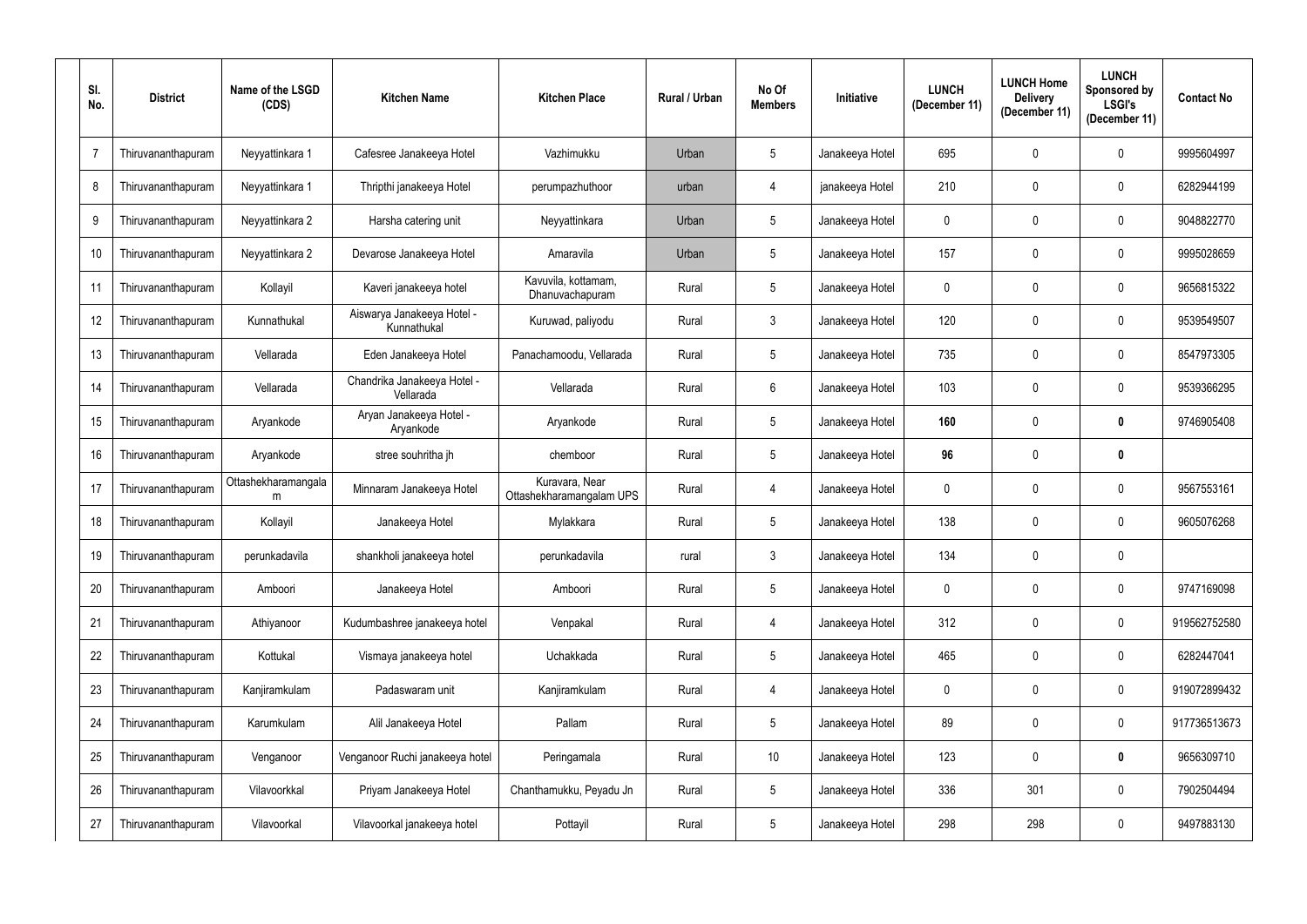| Sl. No. | District | Name of the LSGD (CDS) | Kitchen Name | Kitchen Place | Rural / Urban | No Of Members | Initiative | LUNCH (December 11) | LUNCH Home Delivery (December 11) | LUNCH Sponsored by LSGI's (December 11) | Contact No |
|---|---|---|---|---|---|---|---|---|---|---|---|
| 7 | Thiruvananthapuram | Neyyattinkara 1 | Cafesree Janakeeya Hotel | Vazhimukku | Urban | 5 | Janakeeya Hotel | 695 | 0 | 0 | 9995604997 |
| 8 | Thiruvananthapuram | Neyyattinkara 1 | Thripthi janakeeya Hotel | perumpazhuthoor | urban | 4 | janakeeya Hotel | 210 | 0 | 0 | 6282944199 |
| 9 | Thiruvananthapuram | Neyyattinkara 2 | Harsha catering unit | Neyyattinkara | Urban | 5 | Janakeeya Hotel | 0 | 0 | 0 | 9048822770 |
| 10 | Thiruvananthapuram | Neyyattinkara 2 | Devarose Janakeeya Hotel | Amaravila | Urban | 5 | Janakeeya Hotel | 157 | 0 | 0 | 9995028659 |
| 11 | Thiruvananthapuram | Kollayil | Kaveri janakeeya hotel | Kavuvila, kottamam, Dhanuvachapuram | Rural | 5 | Janakeeya Hotel | 0 | 0 | 0 | 9656815322 |
| 12 | Thiruvananthapuram | Kunnathukal | Aiswarya Janakeeya Hotel - Kunnathukal | Kuruwad, paliyodu | Rural | 3 | Janakeeya Hotel | 120 | 0 | 0 | 9539549507 |
| 13 | Thiruvananthapuram | Vellarada | Eden Janakeeya Hotel | Panachamoodu, Vellarada | Rural | 5 | Janakeeya Hotel | 735 | 0 | 0 | 8547973305 |
| 14 | Thiruvananthapuram | Vellarada | Chandrika Janakeeya Hotel - Vellarada | Vellarada | Rural | 6 | Janakeeya Hotel | 103 | 0 | 0 | 9539366295 |
| 15 | Thiruvananthapuram | Aryankode | Aryan Janakeeya Hotel - Aryankode | Aryankode | Rural | 5 | Janakeeya Hotel | **160** | 0 | **0** | 9746905408 |
| 16 | Thiruvananthapuram | Aryankode | stree souhritha jh | chemboor | Rural | 5 | Janakeeya Hotel | **96** | 0 | **0** | |
| 17 | Thiruvananthapuram | Ottashekharamangalam | Minnaram Janakeeya Hotel | Kuravara, Near Ottashekharamangalam UPS | Rural | 4 | Janakeeya Hotel | 0 | 0 | 0 | 9567553161 |
| 18 | Thiruvananthapuram | Kollayil | Janakeeya Hotel | Mylakkara | Rural | 5 | Janakeeya Hotel | 138 | 0 | 0 | 9605076268 |
| 19 | Thiruvananthapuram | perunkadavila | shankholi janakeeya hotel | perunkadavila | rural | 3 | Janakeeya Hotel | 134 | 0 | 0 | |
| 20 | Thiruvananthapuram | Amboori | Janakeeya Hotel | Amboori | Rural | 5 | Janakeeya Hotel | 0 | 0 | 0 | 9747169098 |
| 21 | Thiruvananthapuram | Athiyanoor | Kudumbashree janakeeya hotel | Venpakal | Rural | 4 | Janakeeya Hotel | 312 | 0 | 0 | 919562752580 |
| 22 | Thiruvananthapuram | Kottukal | Vismaya janakeeya hotel | Uchakkada | Rural | 5 | Janakeeya Hotel | 465 | 0 | 0 | 6282447041 |
| 23 | Thiruvananthapuram | Kanjiramkulam | Padaswaram unit | Kanjiramkulam | Rural | 4 | Janakeeya Hotel | 0 | 0 | 0 | 919072899432 |
| 24 | Thiruvananthapuram | Karumkulam | Alil Janakeeya Hotel | Pallam | Rural | 5 | Janakeeya Hotel | 89 | 0 | 0 | 917736513673 |
| 25 | Thiruvananthapuram | Venganoor | Venganoor Ruchi janakeeya hotel | Peringamala | Rural | 10 | Janakeeya Hotel | 123 | 0 | **0** | 9656309710 |
| 26 | Thiruvananthapuram | Vilavoorkkal | Priyam Janakeeya Hotel | Chanthamukku, Peyadu Jn | Rural | 5 | Janakeeya Hotel | 336 | 301 | 0 | 7902504494 |
| 27 | Thiruvananthapuram | Vilavoorkal | Vilavoorkal janakeeya hotel | Pottayil | Rural | 5 | Janakeeya Hotel | 298 | 298 | 0 | 9497883130 |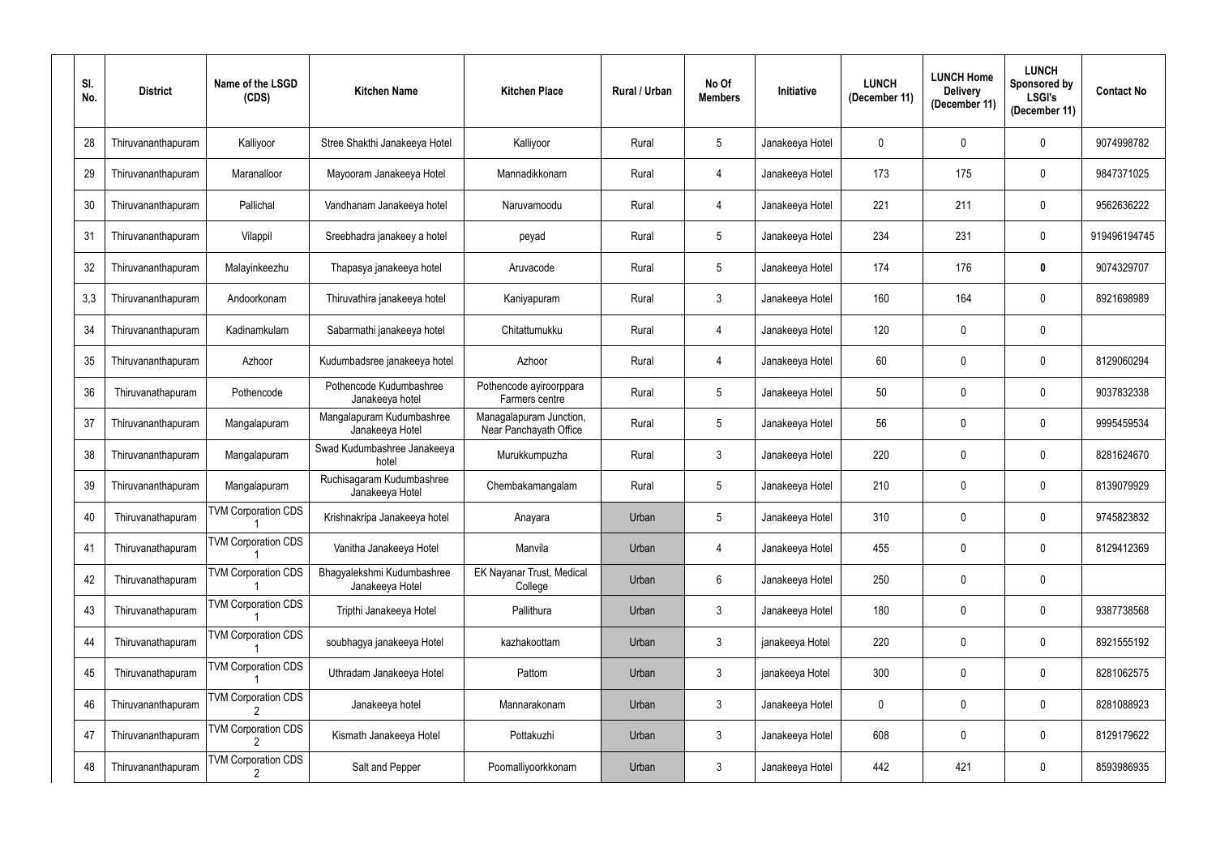| Sl. No. | District | Name of the LSGD (CDS) | Kitchen Name | Kitchen Place | Rural / Urban | No Of Members | Initiative | LUNCH (December 11) | LUNCH Home Delivery (December 11) | LUNCH Sponsored by LSGI's (December 11) | Contact No |
|---|---|---|---|---|---|---|---|---|---|---|---|
| 28 | Thiruvananthapuram | Kalliyoor | Stree Shakthi Janakeeya Hotel | Kalliyoor | Rural | 5 | Janakeeya Hotel | 0 | 0 | 0 | 9074998782 |
| 29 | Thiruvananthapuram | Maranalloor | Mayooram Janakeeya Hotel | Mannadikkonam | Rural | 4 | Janakeeya Hotel | 173 | 175 | 0 | 9847371025 |
| 30 | Thiruvananthapuram | Pallichal | Vandhanam Janakeeya hotel | Naruvamoodu | Rural | 4 | Janakeeya Hotel | 221 | 211 | 0 | 9562636222 |
| 31 | Thiruvananthapuram | Vilappil | Sreebhadra janakeey a hotel | peyad | Rural | 5 | Janakeeya Hotel | 234 | 231 | 0 | 919496194745 |
| 32 | Thiruvananthapuram | Malayinkeezhu | Thapasya janakeeya hotel | Aruvacode | Rural | 5 | Janakeeya Hotel | 174 | 176 | **0** | 9074329707 |
| 3,3 | Thiruvananthapuram | Andoorkonam | Thiruvathira janakeeya hotel | Kaniyapuram | Rural | 3 | Janakeeya Hotel | 160 | 164 | 0 | 8921698989 |
| 34 | Thiruvananthapuram | Kadinamkulam | Sabarmathi janakeeya hotel | Chitattumukku | Rural | 4 | Janakeeya Hotel | 120 | 0 | 0 | |
| 35 | Thiruvananthapuram | Azhoor | Kudumbadsree janakeeya hotel | Azhoor | Rural | 4 | Janakeeya Hotel | 60 | 0 | 0 | 8129060294 |
| 36 | Thiruvanathapuram | Pothencode | Pothencode Kudumbashree Janakeeya hotel | Pothencode ayiroorppara Farmers centre | Rural | 5 | Janakeeya Hotel | 50 | 0 | 0 | 9037832338 |
| 37 | Thiruvananthapuram | Mangalapuram | Mangalapuram Kudumbashree Janakeeya Hotel | Managalapuram Junction, Near Panchayath Office | Rural | 5 | Janakeeya Hotel | 56 | 0 | 0 | 9995459534 |
| 38 | Thiruvananthapuram | Mangalapuram | Swad Kudumbashree Janakeeya hotel | Murukkumpuzha | Rural | 3 | Janakeeya Hotel | 220 | 0 | 0 | 8281624670 |
| 39 | Thiruvananthapuram | Mangalapuram | Ruchisagaram Kudumbashree Janakeeya Hotel | Chembakamangalam | Rural | 5 | Janakeeya Hotel | 210 | 0 | 0 | 8139079929 |
| 40 | Thiruvanathapuram | TVM Corporation CDS 1 | Krishnakripa Janakeeya hotel | Anayara | Urban | 5 | Janakeeya Hotel | 310 | 0 | 0 | 9745823832 |
| 41 | Thiruvanathapuram | TVM Corporation CDS 1 | Vanitha Janakeeya Hotel | Manvila | Urban | 4 | Janakeeya Hotel | 455 | 0 | 0 | 8129412369 |
| 42 | Thiruvanathapuram | TVM Corporation CDS 1 | Bhagyalekshmi Kudumbashree Janakeeya Hotel | EK Nayanar Trust, Medical College | Urban | 6 | Janakeeya Hotel | 250 | 0 | 0 | |
| 43 | Thiruvanathapuram | TVM Corporation CDS 1 | Tripthi Janakeeya Hotel | Pallithura | Urban | 3 | Janakeeya Hotel | 180 | 0 | 0 | 9387738568 |
| 44 | Thiruvanathapuram | TVM Corporation CDS 1 | soubhagya janakeeya Hotel | kazhakoottam | Urban | 3 | janakeeya Hotel | 220 | 0 | 0 | 8921555192 |
| 45 | Thiruvanathapuram | TVM Corporation CDS 1 | Uthradam Janakeeya Hotel | Pattom | Urban | 3 | janakeeya Hotel | 300 | 0 | 0 | 8281062575 |
| 46 | Thiruvananthapuram | TVM Corporation CDS 2 | Janakeeya hotel | Mannarakonam | Urban | 3 | Janakeeya Hotel | 0 | 0 | 0 | 8281088923 |
| 47 | Thiruvananthapuram | TVM Corporation CDS 2 | Kismath Janakeeya Hotel | Pottakuzhi | Urban | 3 | Janakeeya Hotel | 608 | 0 | 0 | 8129179622 |
| 48 | Thiruvananthapuram | TVM Corporation CDS 2 | Salt and Pepper | Poomalliyoorkkonam | Urban | 3 | Janakeeya Hotel | 442 | 421 | 0 | 8593986935 |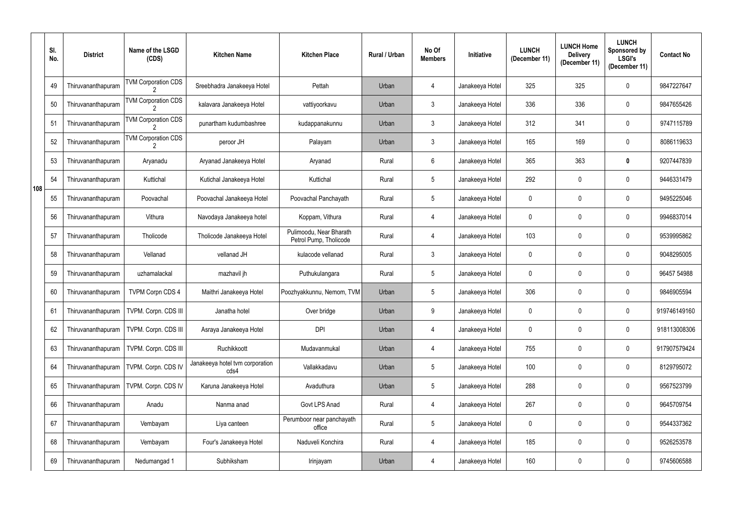|  | Sl. No. | District | Name of the LSGD (CDS) | Kitchen Name | Kitchen Place | Rural / Urban | No Of Members | Initiative | LUNCH (December 11) | LUNCH Home Delivery (December 11) | LUNCH Sponsored by LSGI's (December 11) | Contact No |
|---|---|---|---|---|---|---|---|---|---|---|---|---|
| 108 | 49 | Thiruvananthapuram | TVM Corporation CDS 2 | Sreebhadra Janakeeya Hotel | Pettah | Urban | 4 | Janakeeya Hotel | 325 | 325 | 0 | 9847227647 |
|  | 50 | Thiruvananthapuram | TVM Corporation CDS 2 | kalavara Janakeeya Hotel | vattiyoorkavu | Urban | 3 | Janakeeya Hotel | 336 | 336 | 0 | 9847655426 |
|  | 51 | Thiruvananthapuram | TVM Corporation CDS 2 | punartham kudumbashree | kudappanakunnu | Urban | 3 | Janakeeya Hotel | 312 | 341 | 0 | 9747115789 |
|  | 52 | Thiruvananthapuram | TVM Corporation CDS 2 | peroor JH | Palayam | Urban | 3 | Janakeeya Hotel | 165 | 169 | 0 | 8086119633 |
|  | 53 | Thiruvananthapuram | Aryanadu | Aryanad Janakeeya Hotel | Aryanad | Rural | 6 | Janakeeya Hotel | 365 | 363 | **0** | 9207447839 |
|  | 54 | Thiruvananthapuram | Kuttichal | Kutichal Janakeeya Hotel | Kuttichal | Rural | 5 | Janakeeya Hotel | 292 | 0 | 0 | 9446331479 |
|  | 55 | Thiruvananthapuram | Poovachal | Poovachal Janakeeya Hotel | Poovachal Panchayath | Rural | 5 | Janakeeya Hotel | 0 | 0 | 0 | 9495225046 |
|  | 56 | Thiruvananthapuram | Vithura | Navodaya Janakeeya hotel | Koppam, Vithura | Rural | 4 | Janakeeya Hotel | 0 | 0 | 0 | 9946837014 |
|  | 57 | Thiruvananthapuram | Tholicode | Tholicode Janakeeya Hotel | Pulimoodu, Near Bharath Petrol Pump, Tholicode | Rural | 4 | Janakeeya Hotel | 103 | 0 | 0 | 9539995862 |
|  | 58 | Thiruvananthapuram | Vellanad | vellanad JH | kulacode vellanad | Rural | 3 | Janakeeya Hotel | 0 | 0 | 0 | 9048295005 |
|  | 59 | Thiruvananthapuram | uzhamalackal | mazhavil jh | Puthukulangara | Rural | 5 | Janakeeya Hotel | 0 | 0 | 0 | 96457 54988 |
|  | 60 | Thiruvananthapuram | TVPM Corpn CDS 4 | Maithri Janakeeya Hotel | Poozhyakkunnu, Nemom, TVM | Urban | 5 | Janakeeya Hotel | 306 | 0 | 0 | 9846905594 |
|  | 61 | Thiruvananthapuram | TVPM. Corpn. CDS III | Janatha hotel | Over bridge | Urban | 9 | Janakeeya Hotel | 0 | 0 | 0 | 919746149160 |
|  | 62 | Thiruvananthapuram | TVPM. Corpn. CDS III | Asraya Janakeeya Hotel | DPI | Urban | 4 | Janakeeya Hotel | 0 | 0 | 0 | 918113008306 |
|  | 63 | Thiruvananthapuram | TVPM. Corpn. CDS III | Ruchikkoott | Mudavanmukal | Urban | 4 | Janakeeya Hotel | 755 | 0 | 0 | 917907579424 |
|  | 64 | Thiruvananthapuram | TVPM. Corpn. CDS IV | Janakeeya hotel tvm corporation cds4 | Vallakkadavu | Urban | 5 | Janakeeya Hotel | 100 | 0 | 0 | 8129795072 |
|  | 65 | Thiruvananthapuram | TVPM. Corpn. CDS IV | Karuna Janakeeya Hotel | Avaduthura | Urban | 5 | Janakeeya Hotel | 288 | 0 | 0 | 9567523799 |
|  | 66 | Thiruvananthapuram | Anadu | Nanma anad | Govt LPS Anad | Rural | 4 | Janakeeya Hotel | 267 | 0 | 0 | 9645709754 |
|  | 67 | Thiruvananthapuram | Vembayam | Liya canteen | Perumboor near panchayath office | Rural | 5 | Janakeeya Hotel | 0 | 0 | 0 | 9544337362 |
|  | 68 | Thiruvananthapuram | Vembayam | Four's Janakeeya Hotel | Naduveli Konchira | Rural | 4 | Janakeeya Hotel | 185 | 0 | 0 | 9526253578 |
|  | 69 | Thiruvananthapuram | Nedumangad 1 | Subhiksham | Irinjayam | Urban | 4 | Janakeeya Hotel | 160 | 0 | 0 | 9745606588 |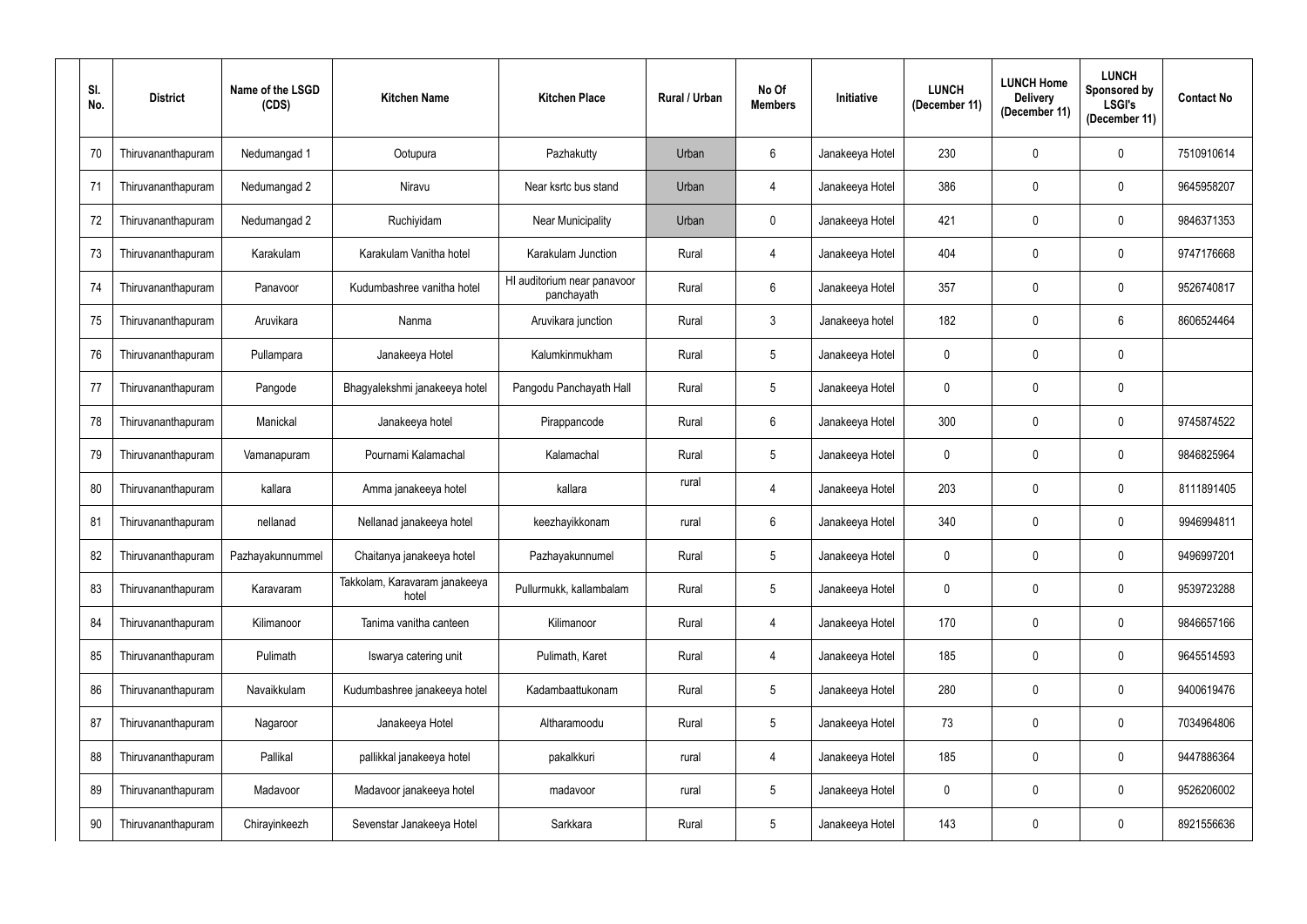| Sl. No. | District | Name of the LSGD (CDS) | Kitchen Name | Kitchen Place | Rural / Urban | No Of Members | Initiative | LUNCH (December 11) | LUNCH Home Delivery (December 11) | LUNCH Sponsored by LSGI's (December 11) | Contact No |
|---|---|---|---|---|---|---|---|---|---|---|---|
| 70 | Thiruvananthapuram | Nedumangad 1 | Ootupura | Pazhakutty | Urban | 6 | Janakeeya Hotel | 230 | 0 | 0 | 7510910614 |
| 71 | Thiruvananthapuram | Nedumangad 2 | Niravu | Near ksrtc bus stand | Urban | 4 | Janakeeya Hotel | 386 | 0 | 0 | 9645958207 |
| 72 | Thiruvananthapuram | Nedumangad 2 | Ruchiyidam | Near Municipality | Urban | 0 | Janakeeya Hotel | 421 | 0 | 0 | 9846371353 |
| 73 | Thiruvananthapuram | Karakulam | Karakulam Vanitha hotel | Karakulam Junction | Rural | 4 | Janakeeya Hotel | 404 | 0 | 0 | 9747176668 |
| 74 | Thiruvananthapuram | Panavoor | Kudumbashree vanitha hotel | HI auditorium near panavoor panchayath | Rural | 6 | Janakeeya Hotel | 357 | 0 | 0 | 9526740817 |
| 75 | Thiruvananthapuram | Aruvikara | Nanma | Aruvikara junction | Rural | 3 | Janakeeya hotel | 182 | 0 | 6 | 8606524464 |
| 76 | Thiruvananthapuram | Pullampara | Janakeeya Hotel | Kalumkinmukham | Rural | 5 | Janakeeya Hotel | 0 | 0 | 0 | |
| 77 | Thiruvananthapuram | Pangode | Bhagyalekshmi janakeeya hotel | Pangodu Panchayath Hall | Rural | 5 | Janakeeya Hotel | 0 | 0 | 0 | |
| 78 | Thiruvananthapuram | Manickal | Janakeeya hotel | Pirappancode | Rural | 6 | Janakeeya Hotel | 300 | 0 | 0 | 9745874522 |
| 79 | Thiruvananthapuram | Vamanapuram | Pournami Kalamachal | Kalamachal | Rural | 5 | Janakeeya Hotel | 0 | 0 | 0 | 9846825964 |
| 80 | Thiruvananthapuram | kallara | Amma janakeeya hotel | kallara | rural | 4 | Janakeeya Hotel | 203 | 0 | 0 | 8111891405 |
| 81 | Thiruvananthapuram | nellanad | Nellanad janakeeya hotel | keezhayikkonam | rural | 6 | Janakeeya Hotel | 340 | 0 | 0 | 9946994811 |
| 82 | Thiruvananthapuram | Pazhayakunnummel | Chaitanya janakeeya hotel | Pazhayakunnumel | Rural | 5 | Janakeeya Hotel | 0 | 0 | 0 | 9496997201 |
| 83 | Thiruvananthapuram | Karavaram | Takkolam, Karavaram janakeeya hotel | Pullurmukk, kallambalam | Rural | 5 | Janakeeya Hotel | 0 | 0 | 0 | 9539723288 |
| 84 | Thiruvananthapuram | Kilimanoor | Tanima vanitha canteen | Kilimanoor | Rural | 4 | Janakeeya Hotel | 170 | 0 | 0 | 9846657166 |
| 85 | Thiruvananthapuram | Pulimath | Iswarya catering unit | Pulimath, Karet | Rural | 4 | Janakeeya Hotel | 185 | 0 | 0 | 9645514593 |
| 86 | Thiruvananthapuram | Navaikkulam | Kudumbashree janakeeya hotel | Kadambaattukonam | Rural | 5 | Janakeeya Hotel | 280 | 0 | 0 | 9400619476 |
| 87 | Thiruvananthapuram | Nagaroor | Janakeeya Hotel | Altharamoodu | Rural | 5 | Janakeeya Hotel | 73 | 0 | 0 | 7034964806 |
| 88 | Thiruvananthapuram | Pallikal | pallikkal janakeeya hotel | pakalkkuri | rural | 4 | Janakeeya Hotel | 185 | 0 | 0 | 9447886364 |
| 89 | Thiruvananthapuram | Madavoor | Madavoor janakeeya hotel | madavoor | rural | 5 | Janakeeya Hotel | 0 | 0 | 0 | 9526206002 |
| 90 | Thiruvananthapuram | Chirayinkeezh | Sevenstar Janakeeya Hotel | Sarkkara | Rural | 5 | Janakeeya Hotel | 143 | 0 | 0 | 8921556636 |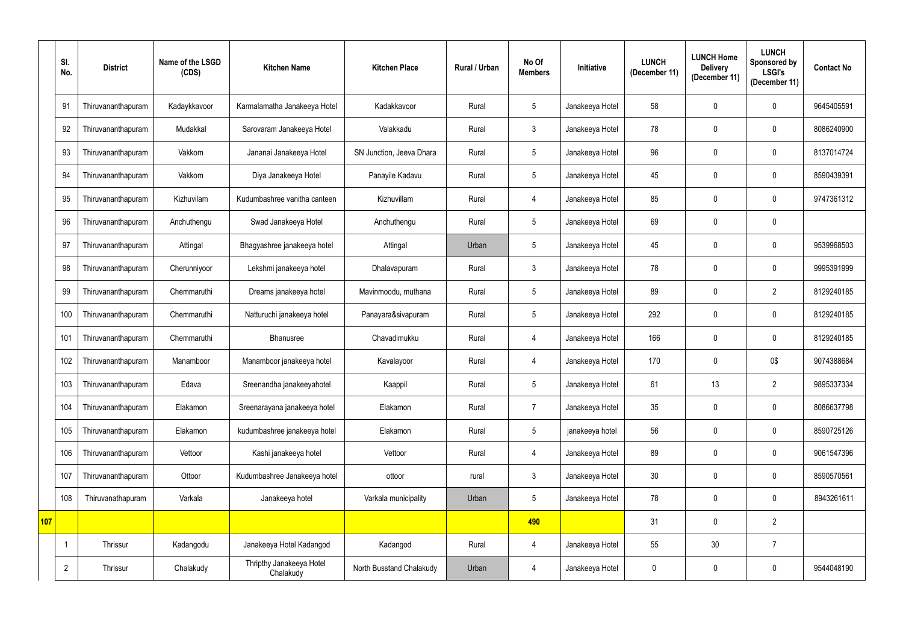|  | Sl. No. | District | Name of the LSGD (CDS) | Kitchen Name | Kitchen Place | Rural / Urban | No Of Members | Initiative | LUNCH (December 11) | LUNCH Home Delivery (December 11) | LUNCH Sponsored by LSGI's (December 11) | Contact No |
|---|---|---|---|---|---|---|---|---|---|---|---|---|
|  | 91 | Thiruvananthapuram | Kadaykkavoor | Karmalamatha Janakeeya Hotel | Kadakkavoor | Rural | 5 | Janakeeya Hotel | 58 | 0 | 0 | 9645405591 |
|  | 92 | Thiruvananthapuram | Mudakkal | Sarovaram Janakeeya Hotel | Valakkadu | Rural | 3 | Janakeeya Hotel | 78 | 0 | 0 | 8086240900 |
|  | 93 | Thiruvananthapuram | Vakkom | Jananai Janakeeya Hotel | SN Junction, Jeeva Dhara | Rural | 5 | Janakeeya Hotel | 96 | 0 | 0 | 8137014724 |
|  | 94 | Thiruvananthapuram | Vakkom | Diya Janakeeya Hotel | Panayile Kadavu | Rural | 5 | Janakeeya Hotel | 45 | 0 | 0 | 8590439391 |
|  | 95 | Thiruvananthapuram | Kizhuvilam | Kudumbashree vanitha canteen | Kizhuvillam | Rural | 4 | Janakeeya Hotel | 85 | 0 | 0 | 9747361312 |
|  | 96 | Thiruvananthapuram | Anchuthengu | Swad Janakeeya Hotel | Anchuthengu | Rural | 5 | Janakeeya Hotel | 69 | 0 | 0 |  |
|  | 97 | Thiruvananthapuram | Attingal | Bhagyashree janakeeya hotel | Attingal | Urban | 5 | Janakeeya Hotel | 45 | 0 | 0 | 9539968503 |
|  | 98 | Thiruvananthapuram | Cherunniyoor | Lekshmi janakeeya hotel | Dhalavapuram | Rural | 3 | Janakeeya Hotel | 78 | 0 | 0 | 9995391999 |
|  | 99 | Thiruvananthapuram | Chemmaruthi | Dreams janakeeya hotel | Mavinmoodu, muthana | Rural | 5 | Janakeeya Hotel | 89 | 0 | 2 | 8129240185 |
|  | 100 | Thiruvananthapuram | Chemmaruthi | Natturuchi janakeeya hotel | Panayara&sivapuram | Rural | 5 | Janakeeya Hotel | 292 | 0 | 0 | 8129240185 |
|  | 101 | Thiruvananthapuram | Chemmaruthi | Bhanusree | Chavadimukku | Rural | 4 | Janakeeya Hotel | 166 | 0 | 0 | 8129240185 |
|  | 102 | Thiruvananthapuram | Manamboor | Manamboor janakeeya hotel | Kavalayoor | Rural | 4 | Janakeeya Hotel | 170 | 0 | 0$ | 9074388684 |
|  | 103 | Thiruvananthapuram | Edava | Sreenandha janakeeyahotel | Kaappil | Rural | 5 | Janakeeya Hotel | 61 | 13 | 2 | 9895337334 |
|  | 104 | Thiruvananthapuram | Elakamon | Sreenarayana janakeeya hotel | Elakamon | Rural | 7 | Janakeeya Hotel | 35 | 0 | 0 | 8086637798 |
|  | 105 | Thiruvananthapuram | Elakamon | kudumbashree janakeeya hotel | Elakamon | Rural | 5 | janakeeya hotel | 56 | 0 | 0 | 8590725126 |
|  | 106 | Thiruvananthapuram | Vettoor | Kashi janakeeya hotel | Vettoor | Rural | 4 | Janakeeya Hotel | 89 | 0 | 0 | 9061547396 |
|  | 107 | Thiruvananthapuram | Ottoor | Kudumbashree Janakeeya hotel | ottoor | rural | 3 | Janakeeya Hotel | 30 | 0 | 0 | 8590570561 |
|  | 108 | Thiruvanathapuram | Varkala | Janakeeya hotel | Varkala municipality | Urban | 5 | Janakeeya Hotel | 78 | 0 | 0 | 8943261611 |
| 107 |  |  |  |  |  |  | 490 |  | 31 | 0 | 2 |  |
|  | 1 | Thrissur | Kadangodu | Janakeeya Hotel Kadangod | Kadangod | Rural | 4 | Janakeeya Hotel | 55 | 30 | 7 |  |
|  | 2 | Thrissur | Chalakudy | Thripthy Janakeeya Hotel Chalakudy | North Busstand Chalakudy | Urban | 4 | Janakeeya Hotel | 0 | 0 | 0 | 9544048190 |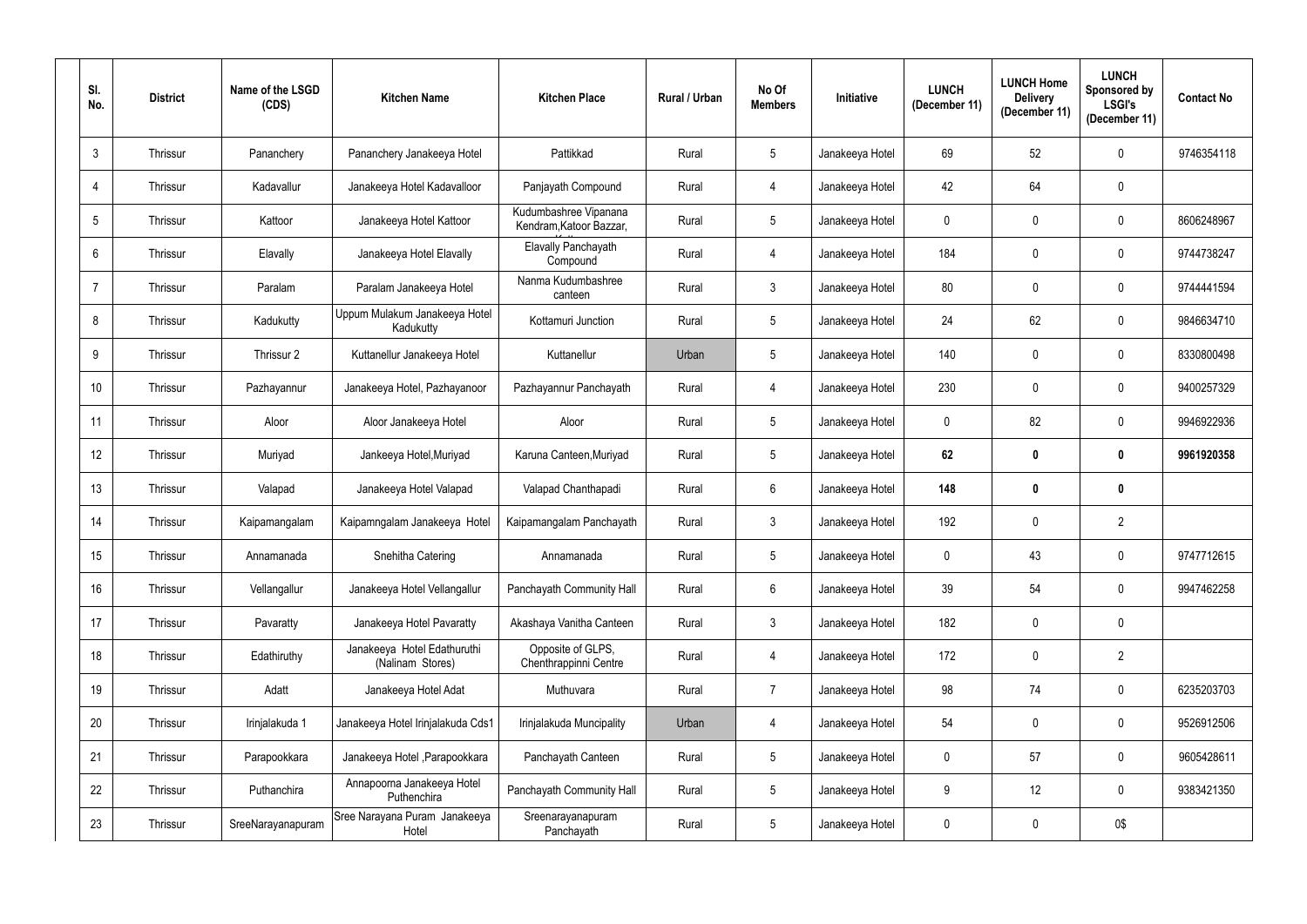| Sl. No. | District | Name of the LSGD (CDS) | Kitchen Name | Kitchen Place | Rural / Urban | No Of Members | Initiative | LUNCH (December 11) | LUNCH Home Delivery (December 11) | LUNCH Sponsored by LSGI's (December 11) | Contact No |
|---|---|---|---|---|---|---|---|---|---|---|---|
| 3 | Thrissur | Pananchery | Pananchery Janakeeya Hotel | Pattikkad | Rural | 5 | Janakeeya Hotel | 69 | 52 | 0 | 9746354118 |
| 4 | Thrissur | Kadavallur | Janakeeya Hotel Kadavalloor | Panjayath Compound | Rural | 4 | Janakeeya Hotel | 42 | 64 | 0 | |
| 5 | Thrissur | Kattoor | Janakeeya Hotel Kattoor | Kudumbashree Vipanana Kendram,Katoor Bazzar, | Rural | 5 | Janakeeya Hotel | 0 | 0 | 0 | 8606248967 |
| 6 | Thrissur | Elavally | Janakeeya Hotel Elavally | Elavally Panchayath Compound | Rural | 4 | Janakeeya Hotel | 184 | 0 | 0 | 9744738247 |
| 7 | Thrissur | Paralam | Paralam Janakeeya Hotel | Nanma Kudumbashree canteen | Rural | 3 | Janakeeya Hotel | 80 | 0 | 0 | 9744441594 |
| 8 | Thrissur | Kadukutty | Uppum Mulakum Janakeeya Hotel Kadukutty | Kottamuri Junction | Rural | 5 | Janakeeya Hotel | 24 | 62 | 0 | 9846634710 |
| 9 | Thrissur | Thrissur 2 | Kuttanellur Janakeeya Hotel | Kuttanellur | Urban | 5 | Janakeeya Hotel | 140 | 0 | 0 | 8330800498 |
| 10 | Thrissur | Pazhayannur | Janakeeya Hotel, Pazhayanoor | Pazhayannur Panchayath | Rural | 4 | Janakeeya Hotel | 230 | 0 | 0 | 9400257329 |
| 11 | Thrissur | Aloor | Aloor Janakeeya Hotel | Aloor | Rural | 5 | Janakeeya Hotel | 0 | 82 | 0 | 9946922936 |
| 12 | Thrissur | Muriyad | Jankeeya Hotel,Muriyad | Karuna Canteen,Muriyad | Rural | 5 | Janakeeya Hotel | **62** | **0** | **0** | **9961920358** |
| 13 | Thrissur | Valapad | Janakeeya Hotel Valapad | Valapad Chanthapadi | Rural | 6 | Janakeeya Hotel | **148** | **0** | **0** | |
| 14 | Thrissur | Kaipamangalam | Kaipamngalam Janakeeya Hotel | Kaipamangalam Panchayath | Rural | 3 | Janakeeya Hotel | 192 | 0 | 2 | |
| 15 | Thrissur | Annamanada | Snehitha Catering | Annamanada | Rural | 5 | Janakeeya Hotel | 0 | 43 | 0 | 9747712615 |
| 16 | Thrissur | Vellangallur | Janakeeya Hotel Vellangallur | Panchayath Community Hall | Rural | 6 | Janakeeya Hotel | 39 | 54 | 0 | 9947462258 |
| 17 | Thrissur | Pavaratty | Janakeeya Hotel Pavaratty | Akashaya Vanitha Canteen | Rural | 3 | Janakeeya Hotel | 182 | 0 | 0 | |
| 18 | Thrissur | Edathiruthy | Janakeeya Hotel Edathuruthi (Nalinam Stores) | Opposite of GLPS, Chenthrappinni Centre | Rural | 4 | Janakeeya Hotel | 172 | 0 | 2 | |
| 19 | Thrissur | Adatt | Janakeeya Hotel Adat | Muthuvara | Rural | 7 | Janakeeya Hotel | 98 | 74 | 0 | 6235203703 |
| 20 | Thrissur | Irinjalakuda 1 | Janakeeya Hotel Irinjalakuda Cds1 | Irinjalakuda Muncipality | Urban | 4 | Janakeeya Hotel | 54 | 0 | 0 | 9526912506 |
| 21 | Thrissur | Parapookkara | Janakeeya Hotel ,Parapookkara | Panchayath Canteen | Rural | 5 | Janakeeya Hotel | 0 | 57 | 0 | 9605428611 |
| 22 | Thrissur | Puthanchira | Annapoorna Janakeeya Hotel Puthenchira | Panchayath Community Hall | Rural | 5 | Janakeeya Hotel | 9 | 12 | 0 | 9383421350 |
| 23 | Thrissur | SreeNarayanapuram | Sree Narayana Puram Janakeeya Hotel | Sreenarayanapuram Panchayath | Rural | 5 | Janakeeya Hotel | 0 | 0 | 0$ | |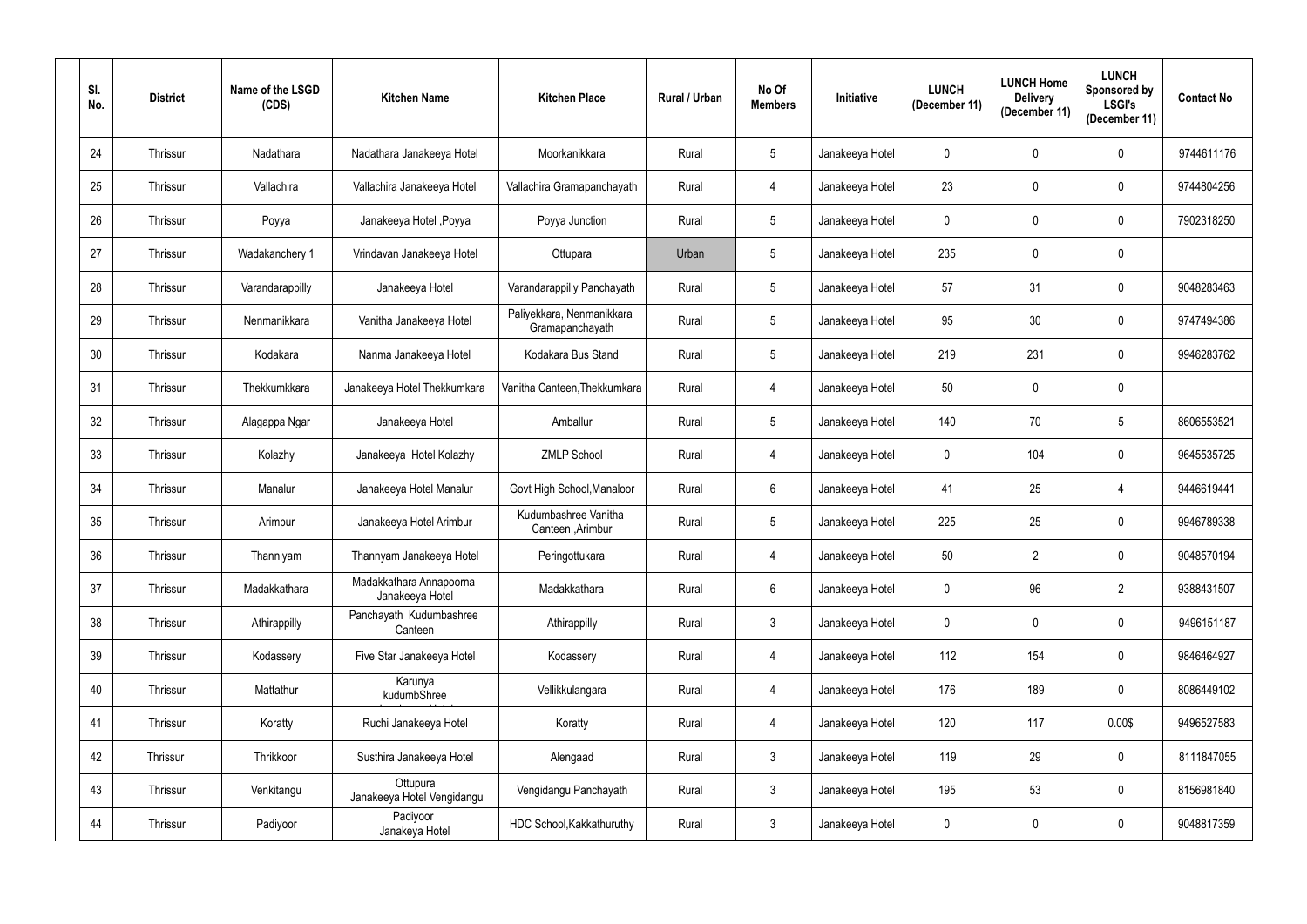| Sl. No. | District | Name of the LSGD (CDS) | Kitchen Name | Kitchen Place | Rural / Urban | No Of Members | Initiative | LUNCH (December 11) | LUNCH Home Delivery (December 11) | LUNCH Sponsored by LSGI's (December 11) | Contact No |
|---|---|---|---|---|---|---|---|---|---|---|---|
| 24 | Thrissur | Nadathara | Nadathara Janakeeya Hotel | Moorkanikkara | Rural | 5 | Janakeeya Hotel | 0 | 0 | 0 | 9744611176 |
| 25 | Thrissur | Vallachira | Vallachira Janakeeya Hotel | Vallachira Gramapanchayath | Rural | 4 | Janakeeya Hotel | 23 | 0 | 0 | 9744804256 |
| 26 | Thrissur | Poyya | Janakeeya Hotel ,Poyya | Poyya Junction | Rural | 5 | Janakeeya Hotel | 0 | 0 | 0 | 7902318250 |
| 27 | Thrissur | Wadakanchery 1 | Vrindavan Janakeeya Hotel | Ottupara | Urban | 5 | Janakeeya Hotel | 235 | 0 | 0 | |
| 28 | Thrissur | Varandarappilly | Janakeeya Hotel | Varandarappilly Panchayath | Rural | 5 | Janakeeya Hotel | 57 | 31 | 0 | 9048283463 |
| 29 | Thrissur | Nenmanikkara | Vanitha Janakeeya Hotel | Paliyekkara, Nenmanikkara Gramapanchayath | Rural | 5 | Janakeeya Hotel | 95 | 30 | 0 | 9747494386 |
| 30 | Thrissur | Kodakara | Nanma Janakeeya Hotel | Kodakara Bus Stand | Rural | 5 | Janakeeya Hotel | 219 | 231 | 0 | 9946283762 |
| 31 | Thrissur | Thekkumkkara | Janakeeya Hotel Thekkumkara | Vanitha Canteen,Thekkumkara | Rural | 4 | Janakeeya Hotel | 50 | 0 | 0 | |
| 32 | Thrissur | Alagappa Ngar | Janakeeya Hotel | Amballur | Rural | 5 | Janakeeya Hotel | 140 | 70 | 5 | 8606553521 |
| 33 | Thrissur | Kolazhy | Janakeeya Hotel Kolazhy | ZMLP School | Rural | 4 | Janakeeya Hotel | 0 | 104 | 0 | 9645535725 |
| 34 | Thrissur | Manalur | Janakeeya Hotel Manalur | Govt High School,Manaloor | Rural | 6 | Janakeeya Hotel | 41 | 25 | 4 | 9446619441 |
| 35 | Thrissur | Arimpur | Janakeeya Hotel Arimbur | Kudumbashree Vanitha Canteen ,Arimbur | Rural | 5 | Janakeeya Hotel | 225 | 25 | 0 | 9946789338 |
| 36 | Thrissur | Thanniyam | Thannyam Janakeeya Hotel | Peringottukara | Rural | 4 | Janakeeya Hotel | 50 | 2 | 0 | 9048570194 |
| 37 | Thrissur | Madakkathara | Madakkathara Annapoorna Janakeeya Hotel | Madakkathara | Rural | 6 | Janakeeya Hotel | 0 | 96 | 2 | 9388431507 |
| 38 | Thrissur | Athirappilly | Panchayath Kudumbashree Canteen | Athirappilly | Rural | 3 | Janakeeya Hotel | 0 | 0 | 0 | 9496151187 |
| 39 | Thrissur | Kodassery | Five Star Janakeeya Hotel | Kodassery | Rural | 4 | Janakeeya Hotel | 112 | 154 | 0 | 9846464927 |
| 40 | Thrissur | Mattathur | Karunya kudumbShree | Vellikkulangara | Rural | 4 | Janakeeya Hotel | 176 | 189 | 0 | 8086449102 |
| 41 | Thrissur | Koratty | Ruchi Janakeeya Hotel | Koratty | Rural | 4 | Janakeeya Hotel | 120 | 117 | 0.00$ | 9496527583 |
| 42 | Thrissur | Thrikkoor | Susthira Janakeeya Hotel | Alengaad | Rural | 3 | Janakeeya Hotel | 119 | 29 | 0 | 8111847055 |
| 43 | Thrissur | Venkitangu | Ottupura Janakeeya Hotel Vengidangu | Vengidangu Panchayath | Rural | 3 | Janakeeya Hotel | 195 | 53 | 0 | 8156981840 |
| 44 | Thrissur | Padiyoor | Padiyoor Janakeya Hotel | HDC School,Kakkathuruthy | Rural | 3 | Janakeeya Hotel | 0 | 0 | 0 | 9048817359 |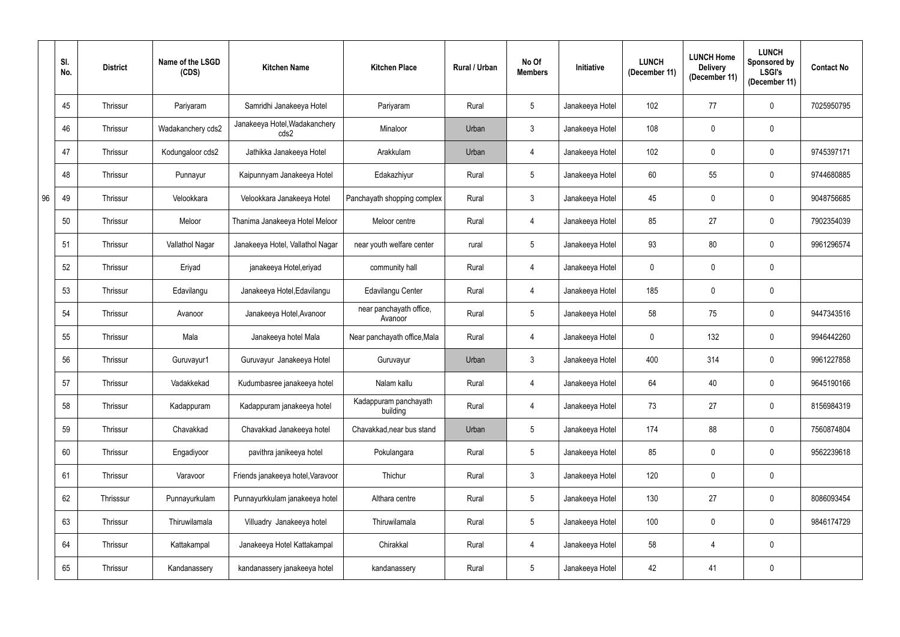|  | Sl. No. | District | Name of the LSGD (CDS) | Kitchen Name | Kitchen Place | Rural / Urban | No Of Members | Initiative | LUNCH (December 11) | LUNCH Home Delivery (December 11) | LUNCH Sponsored by LSGI's (December 11) | Contact No |
|---|---|---|---|---|---|---|---|---|---|---|---|---|
|  | 45 | Thrissur | Pariyaram | Samridhi Janakeeya Hotel | Pariyaram | Rural | 5 | Janakeeya Hotel | 102 | 77 | 0 | 7025950795 |
|  | 46 | Thrissur | Wadakanchery cds2 | Janakeeya Hotel,Wadakanchery cds2 | Minaloor | Urban | 3 | Janakeeya Hotel | 108 | 0 | 0 |  |
|  | 47 | Thrissur | Kodungaloor cds2 | Jathikka Janakeeya Hotel | Arakkulam | Urban | 4 | Janakeeya Hotel | 102 | 0 | 0 | 9745397171 |
|  | 48 | Thrissur | Punnayur | Kaipunnyam Janakeeya Hotel | Edakazhiyur | Rural | 5 | Janakeeya Hotel | 60 | 55 | 0 | 9744680885 |
| 96 | 49 | Thrissur | Velookkara | Velookkara Janakeeya Hotel | Panchayath shopping complex | Rural | 3 | Janakeeya Hotel | 45 | 0 | 0 | 9048756685 |
|  | 50 | Thrissur | Meloor | Thanima Janakeeya Hotel Meloor | Meloor centre | Rural | 4 | Janakeeya Hotel | 85 | 27 | 0 | 7902354039 |
|  | 51 | Thrissur | Vallathol Nagar | Janakeeya Hotel, Vallathol Nagar | near youth welfare center | rural | 5 | Janakeeya Hotel | 93 | 80 | 0 | 9961296574 |
|  | 52 | Thrissur | Eriyad | janakeeya Hotel,eriyad | community hall | Rural | 4 | Janakeeya Hotel | 0 | 0 | 0 |  |
|  | 53 | Thrissur | Edavilangu | Janakeeya Hotel,Edavilangu | Edavilangu Center | Rural | 4 | Janakeeya Hotel | 185 | 0 | 0 |  |
|  | 54 | Thrissur | Avanoor | Janakeeya Hotel,Avanoor | near panchayath office, Avanoor | Rural | 5 | Janakeeya Hotel | 58 | 75 | 0 | 9447343516 |
|  | 55 | Thrissur | Mala | Janakeeya hotel Mala | Near panchayath office,Mala | Rural | 4 | Janakeeya Hotel | 0 | 132 | 0 | 9946442260 |
|  | 56 | Thrissur | Guruvayur1 | Guruvayur Janakeeya Hotel | Guruvayur | Urban | 3 | Janakeeya Hotel | 400 | 314 | 0 | 9961227858 |
|  | 57 | Thrissur | Vadakkekad | Kudumbasree janakeeya hotel | Nalam kallu | Rural | 4 | Janakeeya Hotel | 64 | 40 | 0 | 9645190166 |
|  | 58 | Thrissur | Kadappuram | Kadappuram janakeeya hotel | Kadappuram panchayath building | Rural | 4 | Janakeeya Hotel | 73 | 27 | 0 | 8156984319 |
|  | 59 | Thrissur | Chavakkad | Chavakkad Janakeeya hotel | Chavakkad,near bus stand | Urban | 5 | Janakeeya Hotel | 174 | 88 | 0 | 7560874804 |
|  | 60 | Thrissur | Engadiyoor | pavithra janikeeya hotel | Pokulangara | Rural | 5 | Janakeeya Hotel | 85 | 0 | 0 | 9562239618 |
|  | 61 | Thrissur | Varavoor | Friends janakeeya hotel,Varavoor | Thichur | Rural | 3 | Janakeeya Hotel | 120 | 0 | 0 |  |
|  | 62 | Thrisssur | Punnayurkulam | Punnayurkkulam janakeeya hotel | Althara centre | Rural | 5 | Janakeeya Hotel | 130 | 27 | 0 | 8086093454 |
|  | 63 | Thrissur | Thiruwilamala | Villuadry Janakeeya hotel | Thiruwilamala | Rural | 5 | Janakeeya Hotel | 100 | 0 | 0 | 9846174729 |
|  | 64 | Thrissur | Kattakampal | Janakeeya Hotel Kattakampal | Chirakkal | Rural | 4 | Janakeeya Hotel | 58 | 4 | 0 |  |
|  | 65 | Thrissur | Kandanassery | kandanassery janakeeya hotel | kandanassery | Rural | 5 | Janakeeya Hotel | 42 | 41 | 0 |  |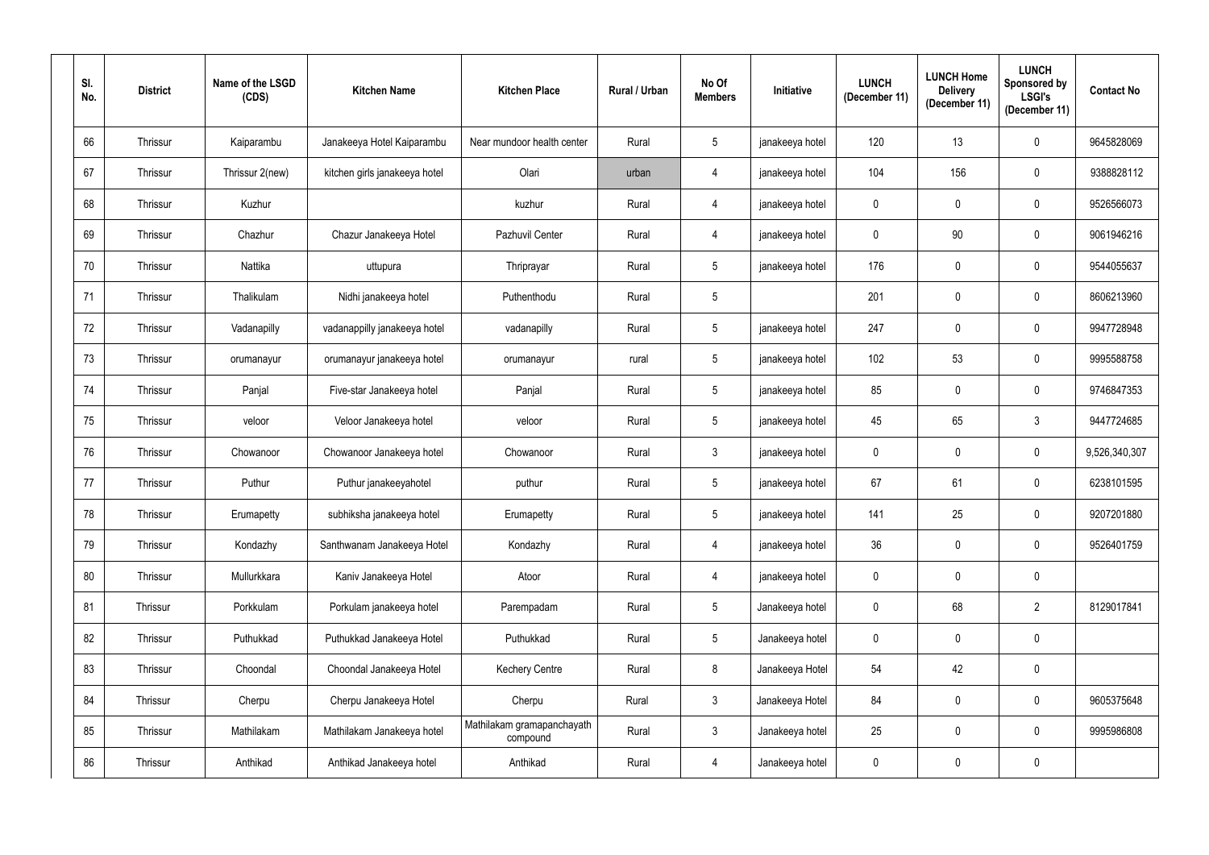| Sl. No. | District | Name of the LSGD (CDS) | Kitchen Name | Kitchen Place | Rural / Urban | No Of Members | Initiative | LUNCH (December 11) | LUNCH Home Delivery (December 11) | LUNCH Sponsored by LSGI's (December 11) | Contact No |
|---|---|---|---|---|---|---|---|---|---|---|---|
| 66 | Thrissur | Kaiparambu | Janakeeya Hotel Kaiparambu | Near mundoor health center | Rural | 5 | janakeeya hotel | 120 | 13 | 0 | 9645828069 |
| 67 | Thrissur | Thrissur 2(new) | kitchen girls janakeeya hotel | Olari | urban | 4 | janakeeya hotel | 104 | 156 | 0 | 9388828112 |
| 68 | Thrissur | Kuzhur | | kuzhur | Rural | 4 | janakeeya hotel | 0 | 0 | 0 | 9526566073 |
| 69 | Thrissur | Chazhur | Chazur Janakeeya Hotel | Pazhuvil Center | Rural | 4 | janakeeya hotel | 0 | 90 | 0 | 9061946216 |
| 70 | Thrissur | Nattika | uttupura | Thriprayar | Rural | 5 | janakeeya hotel | 176 | 0 | 0 | 9544055637 |
| 71 | Thrissur | Thalikulam | Nidhi janakeeya hotel | Puthenthodu | Rural | 5 | | 201 | 0 | 0 | 8606213960 |
| 72 | Thrissur | Vadanapilly | vadanappilly janakeeya hotel | vadanapilly | Rural | 5 | janakeeya hotel | 247 | 0 | 0 | 9947728948 |
| 73 | Thrissur | orumanayur | orumanayur janakeeya hotel | orumanayur | rural | 5 | janakeeya hotel | 102 | 53 | 0 | 9995588758 |
| 74 | Thrissur | Panjal | Five-star Janakeeya hotel | Panjal | Rural | 5 | janakeeya hotel | 85 | 0 | 0 | 9746847353 |
| 75 | Thrissur | veloor | Veloor Janakeeya hotel | veloor | Rural | 5 | janakeeya hotel | 45 | 65 | 3 | 9447724685 |
| 76 | Thrissur | Chowanoor | Chowanoor Janakeeya hotel | Chowanoor | Rural | 3 | janakeeya hotel | 0 | 0 | 0 | 9,526,340,307 |
| 77 | Thrissur | Puthur | Puthur janakeeyahotel | puthur | Rural | 5 | janakeeya hotel | 67 | 61 | 0 | 6238101595 |
| 78 | Thrissur | Erumapetty | subhiksha janakeeya hotel | Erumapetty | Rural | 5 | janakeeya hotel | 141 | 25 | 0 | 9207201880 |
| 79 | Thrissur | Kondazhy | Santhwanam Janakeeya Hotel | Kondazhy | Rural | 4 | janakeeya hotel | 36 | 0 | 0 | 9526401759 |
| 80 | Thrissur | Mullurkkara | Kaniv Janakeeya Hotel | Atoor | Rural | 4 | janakeeya hotel | 0 | 0 | 0 | |
| 81 | Thrissur | Porkkulam | Porkulam janakeeya hotel | Parempadam | Rural | 5 | Janakeeya hotel | 0 | 68 | 2 | 8129017841 |
| 82 | Thrissur | Puthukkad | Puthukkad Janakeeya Hotel | Puthukkad | Rural | 5 | Janakeeya hotel | 0 | 0 | 0 | |
| 83 | Thrissur | Choondal | Choondal Janakeeya Hotel | Kechery Centre | Rural | 8 | Janakeeya Hotel | 54 | 42 | 0 | |
| 84 | Thrissur | Cherpu | Cherpu Janakeeya Hotel | Cherpu | Rural | 3 | Janakeeya Hotel | 84 | 0 | 0 | 9605375648 |
| 85 | Thrissur | Mathilakam | Mathilakam Janakeeya hotel | Mathilakam gramapanchayath compound | Rural | 3 | Janakeeya hotel | 25 | 0 | 0 | 9995986808 |
| 86 | Thrissur | Anthikad | Anthikad Janakeeya hotel | Anthikad | Rural | 4 | Janakeeya hotel | 0 | 0 | 0 | |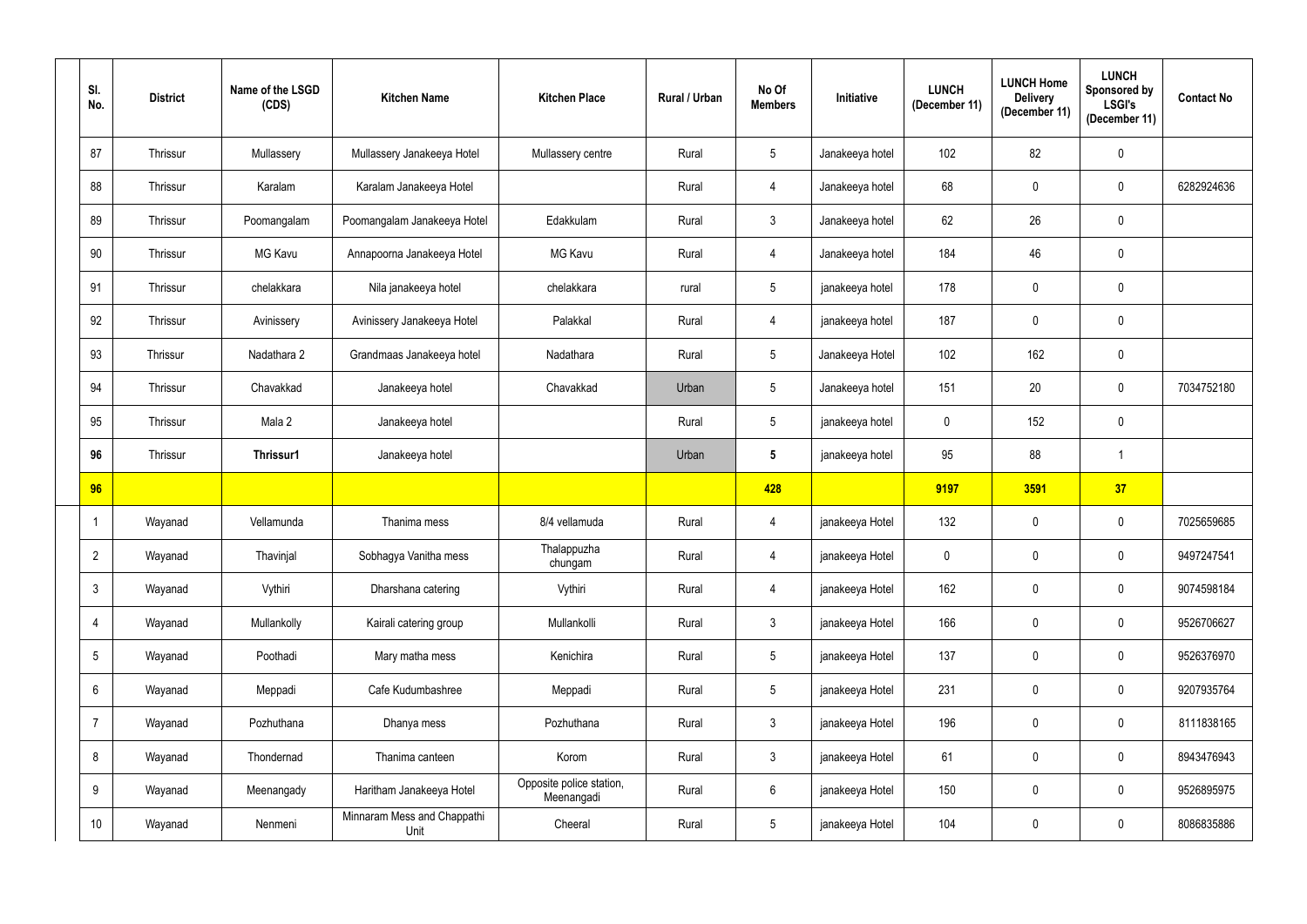| Sl. No. | District | Name of the LSGD (CDS) | Kitchen Name | Kitchen Place | Rural / Urban | No Of Members | Initiative | LUNCH (December 11) | LUNCH Home Delivery (December 11) | LUNCH Sponsored by LSGI's (December 11) | Contact No |
|---|---|---|---|---|---|---|---|---|---|---|---|
| 87 | Thrissur | Mullassery | Mullassery Janakeeya Hotel | Mullassery centre | Rural | 5 | Janakeeya hotel | 102 | 82 | 0 | |
| 88 | Thrissur | Karalam | Karalam Janakeeya Hotel | | Rural | 4 | Janakeeya hotel | 68 | 0 | 0 | 6282924636 |
| 89 | Thrissur | Poomangalam | Poomangalam Janakeeya Hotel | Edakkulam | Rural | 3 | Janakeeya hotel | 62 | 26 | 0 | |
| 90 | Thrissur | MG Kavu | Annapoorna Janakeeya Hotel | MG Kavu | Rural | 4 | Janakeeya hotel | 184 | 46 | 0 | |
| 91 | Thrissur | chelakkara | Nila janakeeya hotel | chelakkara | rural | 5 | janakeeya hotel | 178 | 0 | 0 | |
| 92 | Thrissur | Avinissery | Avinissery Janakeeya Hotel | Palakkal | Rural | 4 | janakeeya hotel | 187 | 0 | 0 | |
| 93 | Thrissur | Nadathara 2 | Grandmaas Janakeeya hotel | Nadathara | Rural | 5 | Janakeeya Hotel | 102 | 162 | 0 | |
| 94 | Thrissur | Chavakkad | Janakeeya hotel | Chavakkad | Urban | 5 | Janakeeya hotel | 151 | 20 | 0 | 7034752180 |
| 95 | Thrissur | Mala 2 | Janakeeya hotel | | Rural | 5 | janakeeya hotel | 0 | 152 | 0 | |
| **96** | Thrissur | **Thrissur1** | Janakeeya hotel | | Urban | **5** | janakeeya hotel | 95 | 88 | 1 | |
| **96** | | | | | | **428** | | **9197** | **3591** | **37** | |
| 1 | Wayanad | Vellamunda | Thanima mess | 8/4 vellamuda | Rural | 4 | janakeeya Hotel | 132 | 0 | 0 | 7025659685 |
| 2 | Wayanad | Thavinjal | Sobhagya Vanitha mess | Thalappuzha chungam | Rural | 4 | janakeeya Hotel | 0 | 0 | 0 | 9497247541 |
| 3 | Wayanad | Vythiri | Dharshana catering | Vythiri | Rural | 4 | janakeeya Hotel | 162 | 0 | 0 | 9074598184 |
| 4 | Wayanad | Mullankolly | Kairali catering group | Mullankolli | Rural | 3 | janakeeya Hotel | 166 | 0 | 0 | 9526706627 |
| 5 | Wayanad | Poothadi | Mary matha mess | Kenichira | Rural | 5 | janakeeya Hotel | 137 | 0 | 0 | 9526376970 |
| 6 | Wayanad | Meppadi | Cafe Kudumbashree | Meppadi | Rural | 5 | janakeeya Hotel | 231 | 0 | 0 | 9207935764 |
| 7 | Wayanad | Pozhuthana | Dhanya mess | Pozhuthana | Rural | 3 | janakeeya Hotel | 196 | 0 | 0 | 8111838165 |
| 8 | Wayanad | Thondernad | Thanima canteen | Korom | Rural | 3 | janakeeya Hotel | 61 | 0 | 0 | 8943476943 |
| 9 | Wayanad | Meenangady | Haritham Janakeeya Hotel | Opposite police station, Meenangadi | Rural | 6 | janakeeya Hotel | 150 | 0 | 0 | 9526895975 |
| 10 | Wayanad | Nenmeni | Minnaram Mess and Chappathi Unit | Cheeral | Rural | 5 | janakeeya Hotel | 104 | 0 | 0 | 8086835886 |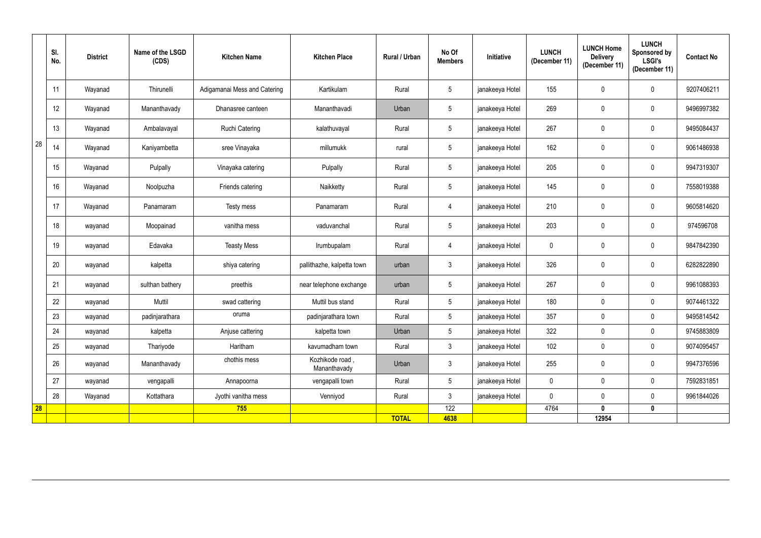| | Sl. No. | District | Name of the LSGD (CDS) | Kitchen Name | Kitchen Place | Rural / Urban | No Of Members | Initiative | LUNCH (December 11) | LUNCH Home Delivery (December 11) | LUNCH Sponsored by LSGI's (December 11) | Contact No |
|---|---|---|---|---|---|---|---|---|---|---|---|---|
| 28 | 11 | Wayanad | Thirunelli | Adigamanai Mess and Catering | Kartikulam | Rural | 5 | janakeeya Hotel | 155 | 0 | 0 | 9207406211 |
| | 12 | Wayanad | Mananthavady | Dhanasree canteen | Mananthavadi | Urban | 5 | janakeeya Hotel | 269 | 0 | 0 | 9496997382 |
| | 13 | Wayanad | Ambalavayal | Ruchi Catering | kalathuvayal | Rural | 5 | janakeeya Hotel | 267 | 0 | 0 | 9495084437 |
| | 14 | Wayanad | Kaniyambetta | sree Vinayaka | millumukk | rural | 5 | janakeeya Hotel | 162 | 0 | 0 | 9061486938 |
| | 15 | Wayanad | Pulpally | Vinayaka catering | Pulpally | Rural | 5 | janakeeya Hotel | 205 | 0 | 0 | 9947319307 |
| | 16 | Wayanad | Noolpuzha | Friends catering | Naikketty | Rural | 5 | janakeeya Hotel | 145 | 0 | 0 | 7558019388 |
| | 17 | Wayanad | Panamaram | Testy mess | Panamaram | Rural | 4 | janakeeya Hotel | 210 | 0 | 0 | 9605814620 |
| | 18 | wayanad | Moopainad | vanitha mess | vaduvanchal | Rural | 5 | janakeeya Hotel | 203 | 0 | 0 | 974596708 |
| | 19 | wayanad | Edavaka | Teasty Mess | Irumbupalam | Rural | 4 | janakeeya Hotel | 0 | 0 | 0 | 9847842390 |
| | 20 | wayanad | kalpetta | shiya catering | pallithazhe, kalpetta town | urban | 3 | janakeeya Hotel | 326 | 0 | 0 | 6282822890 |
| | 21 | wayanad | sulthan bathery | preethis | near telephone exchange | urban | 5 | janakeeya Hotel | 267 | 0 | 0 | 9961088393 |
| | 22 | wayanad | Muttil | swad cattering | Muttil bus stand | Rural | 5 | janakeeya Hotel | 180 | 0 | 0 | 9074461322 |
| | 23 | wayanad | padinjarathara | oruma | padinjarathara town | Rural | 5 | janakeeya Hotel | 357 | 0 | 0 | 9495814542 |
| | 24 | wayanad | kalpetta | Anjuse cattering | kalpetta town | Urban | 5 | janakeeya Hotel | 322 | 0 | 0 | 9745883809 |
| | 25 | wayanad | Thariyode | Haritham | kavumadham town | Rural | 3 | janakeeya Hotel | 102 | 0 | 0 | 9074095457 |
| | 26 | wayanad | Mananthavady | chothis mess | Kozhikode road , Mananthavady | Urban | 3 | janakeeya Hotel | 255 | 0 | 0 | 9947376596 |
| | 27 | wayanad | vengapalli | Annapoorna | vengapalli town | Rural | 5 | janakeeya Hotel | 0 | 0 | 0 | 7592831851 |
| | 28 | Wayanad | Kottathara | Jyothi vanitha mess | Venniyod | Rural | 3 | janakeeya Hotel | 0 | 0 | 0 | 9961844026 |
| **28** | | | | **755** | | | 122 | | 4764 | **0** | **0** | |
| | | | | | | **TOTAL** | **4638** | | | **12954** | | |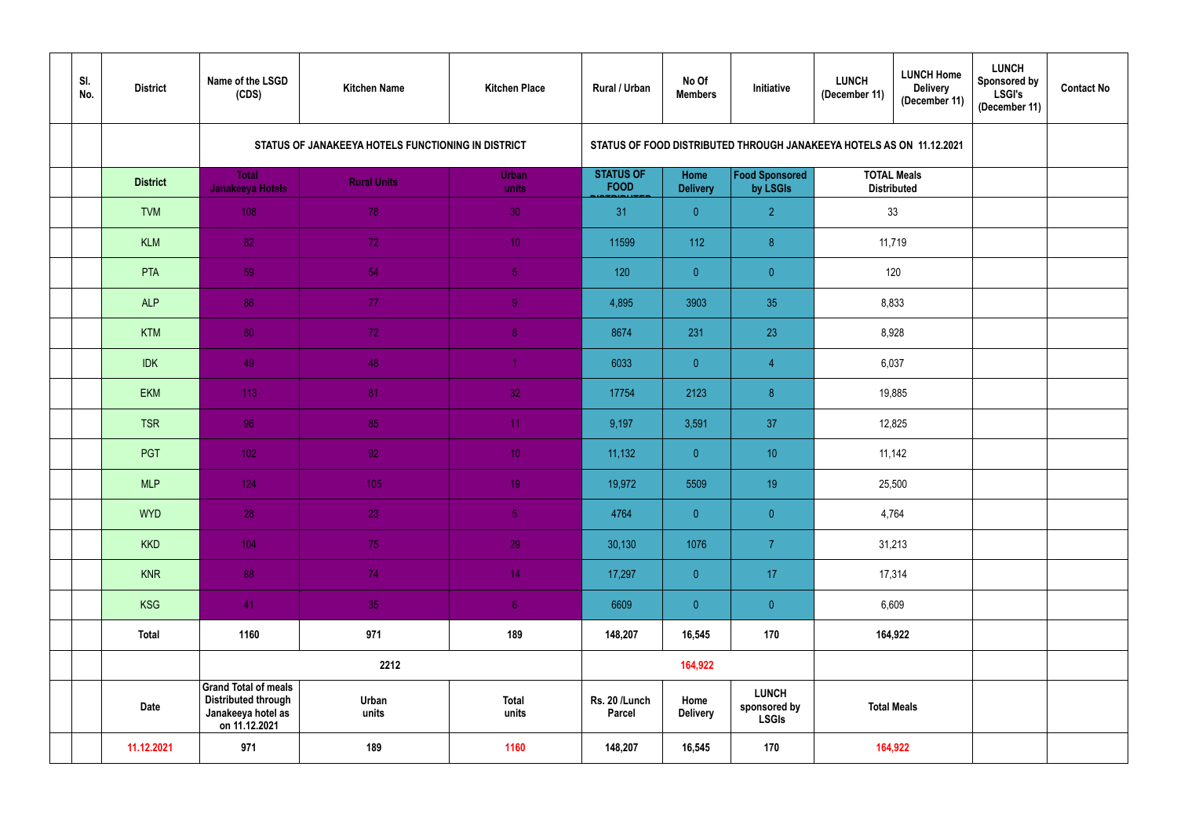| | Sl. No. | District | Name of the LSGD (CDS) | Kitchen Name | Kitchen Place | Rural / Urban | No Of Members | Initiative | LUNCH (December 11) | LUNCH Home Delivery (December 11) | LUNCH Sponsored by LSGI's (December 11) | Contact No |
|---|---|---|---|---|---|---|---|---|---|---|---|---|
| | | | STATUS OF JANAKEEYA HOTELS FUNCTIONING IN DISTRICT | | | STATUS OF FOOD DISTRIBUTED THROUGH JANAKEEYA HOTELS AS ON 11.12.2021 | | | | | | |
| | | District | Total Janakeeya Hotels | Rural Units | Urban units | STATUS OF FOOD DISTRIBUTED | Home Delivery | Food Sponsored by LSGIs | TOTAL Meals Distributed | | | |
| | | TVM | 108 | 78 | 30 | 31 | 0 | 2 | 33 | | | |
| | | KLM | 82 | 72 | 10 | 11599 | 112 | 8 | 11,719 | | | |
| | | PTA | 59 | 54 | 5 | 120 | 0 | 0 | 120 | | | |
| | | ALP | 86 | 77 | 9 | 4,895 | 3903 | 35 | 8,833 | | | |
| | | KTM | 80 | 72 | 8 | 8674 | 231 | 23 | 8,928 | | | |
| | | IDK | 49 | 48 | 1 | 6033 | 0 | 4 | 6,037 | | | |
| | | EKM | 113 | 81 | 32 | 17754 | 2123 | 8 | 19,885 | | | |
| | | TSR | 96 | 85 | 11 | 9,197 | 3,591 | 37 | 12,825 | | | |
| | | PGT | 102 | 92 | 10 | 11,132 | 0 | 10 | 11,142 | | | |
| | | MLP | 124 | 105 | 19 | 19,972 | 5509 | 19 | 25,500 | | | |
| | | WYD | 28 | 23 | 5 | 4764 | 0 | 0 | 4,764 | | | |
| | | KKD | 104 | 75 | 29 | 30,130 | 1076 | 7 | 31,213 | | | |
| | | KNR | 88 | 74 | 14 | 17,297 | 0 | 17 | 17,314 | | | |
| | | KSG | 41 | 35 | 6 | 6609 | 0 | 0 | 6,609 | | | |
| | | Total | 1160 | 971 | 189 | 148,207 | 16,545 | 170 | 164,922 | | | |
| | | | 2212 | | | 164,922 | | | | | | |
| | | Date | Grand Total of meals Distributed through Janakeeya hotel as on 11.12.2021 | Urban units | Total units | Rs. 20 /Lunch Parcel | Home Delivery | LUNCH sponsored by LSGIs | Total Meals | | | |
| | | 11.12.2021 | 971 | 189 | 1160 | 148,207 | 16,545 | 170 | 164,922 | | | |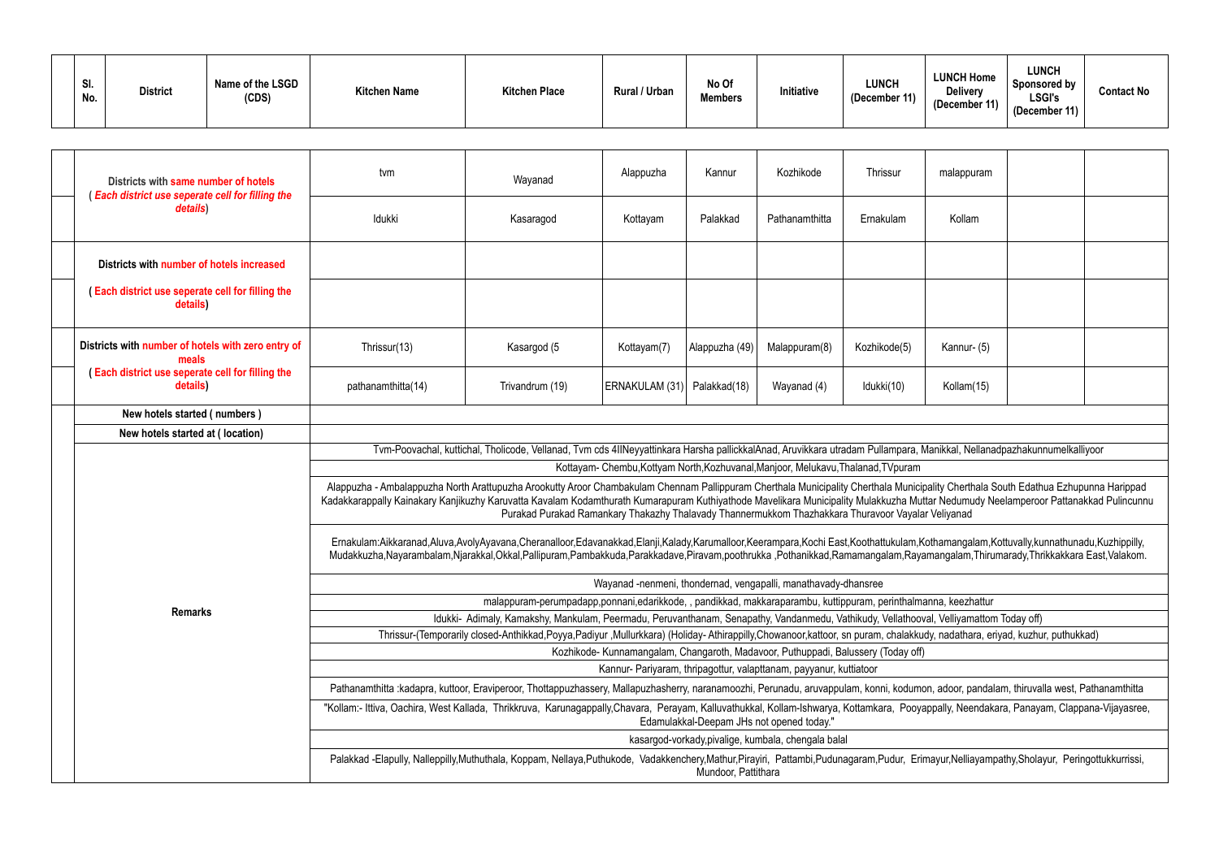| Sl. No. | District | Name of the LSGD (CDS) | Kitchen Name | Kitchen Place | Rural / Urban | No Of Members | Initiative | LUNCH (December 11) | LUNCH Home Delivery (December 11) | LUNCH Sponsored by LSGI's (December 11) | Contact No |
|---|---|---|---|---|---|---|---|---|---|---|---|

| | | | | | | | | | |
|---|---|---|---|---|---|---|---|---|---|
| | Districts with same number of hotels (*Each district use seperate cell for filling the details*) | tvm | Wayanad | Alappuzha | Kannur | Kozhikode | Thrissur | malappuram | |
| | | Idukki | Kasaragod | Kottayam | Palakkad | Pathanamthitta | Ernakulam | Kollam | |
| | Districts with number of hotels increased | | | | | | | | |
| | ( Each district use seperate cell for filling the details) | | | | | | | | |
| | Districts with number of hotels with zero entry of meals ( Each district use seperate cell for filling the details) | Thrissur(13) | Kasargod (5 | Kottayam(7) | Alappuzha (49) | Malappuram(8) | Kozhikode(5) | Kannur- (5) | |
| | | pathanamthitta(14) | Trivandrum (19) | ERNAKULAM (31) | Palakkad(18) | Wayanad (4) | Idukki(10) | Kollam(15) | |
| | New hotels started ( numbers ) | | | | | | | | |
| | New hotels started at ( location) | | | | | | | | |
| | Remarks | Tvm-Poovachal, kuttichal, Tholicode, Vellanad, Tvm cds 4IINeyyattinkara Harsha pallickkalAnad, Aruvikkara utradam Pullampara, Manikkal, Nellanadpazhakunnumelkalliyoor | | | | | | | |
| | | Kottayam- Chembu,Kottyam North,Kozhuvanal,Manjoor, Melukavu,Thalanad,TVpuram | | | | | | | |
| | | Alappuzha - Ambalappuzha North Arattupuzha Arookutty Aroor Chambakulam Chennam Pallippuram Cherthala Municipality Cherthala Municipality Cherthala South Edathua Ezhupunna Harippad Kadakkarappally Kainakary Kanjikuzhy Karuvatta Kavalam Kodamthurath Kumarapuram Kuthiyathode Mavelikara Municipality Mulakkuzha Muttar Nedumudy Neelamperoor Pattanakkad Pulincunnu Purakad Purakad Ramankary Thakazhy Thalavady Thannermukkom Thazhakkara Thuravoor Vayalar Veliyanad | | | | | | | |
| | | Ernakulam:Aikkaranad,Aluva,AvolyAyavana,Cheranalloor,Edavanakkad,Elanji,Kalady,Karumalloor,Keerampara,Kochi East,Koothattukulam,Kothamangalam,Kottuvally,kunnathunadu,Kuzhippilly, Mudakkuzha,Nayarambalam,Njarakkal,Okkal,Pallipuram,Pambakkuda,Parakkadave,Piravam,poothrukka ,Pothanikkad,Ramamangalam,Rayamangalam,Thirumarady,Thrikkakkara East,Valakom. | | | | | | | |
| | | Wayanad -nenmeni, thondernad, vengapalli, manathavady-dhansree | | | | | | | |
| | | malappuram-perumpadapp,ponnani,edarikkode, , pandikkad, makkaraparambu, kuttippuram, perinthalmanna, keezhattur | | | | | | | |
| | | Idukki- Adimaly, Kamakshy, Mankulam, Peermadu, Peruvanthanam, Senapathy, Vandanmedu, Vathikudy, Vellathooval, Velliyamattom Today off) | | | | | | | |
| | | Thrissur-(Temporarily closed-Anthikkad,Poyya,Padiyur ,Mullurkkara) (Holiday- Athirappilly,Chowanoor,kattoor, sn puram, chalakkudy, nadathara, eriyad, kuzhur, puthukkad) | | | | | | | |
| | | Kozhikode- Kunnamangalam, Changaroth, Madavoor, Puthuppadi, Balussery (Today off) | | | | | | | |
| | | Kannur- Pariyaram, thripagottur, valapttanam, payyanur, kuttiatoor | | | | | | | |
| | | Pathanamthitta :kadapra, kuttoor, Eraviperoor, Thottappuzhassery, Mallapuzhasherry, naranamoozhi, Perunadu, aruvappulam, konni, kodumon, adoor, pandalam, thiruvalla west, Pathanamthitta | | | | | | | |
| | | "Kollam:- Ittiva, Oachira, West Kallada, Thrikkruva, Karunagappally,Chavara, Perayam, Kalluvathukkal, Kollam-Ishwarya, Kottamkara, Pooyappally, Neendakara, Panayam, Clappana-Vijayasree, Edamulakkal-Deepam JHs not opened today." | | | | | | | |
| | | kasargod-vorkady,pivalige, kumbala, chengala balal | | | | | | | |
| | | Palakkad -Elapully, Nalleppilly,Muthuthala, Koppam, Nellaya,Puthukode, Vadakkenchery,Mathur,Pirayiri, Pattambi,Pudunagaram,Pudur, Erimayur,Nelliayampathy,Sholayur, Peringottukkurrissi, Mundoor, Pattithara | | | | | | | |